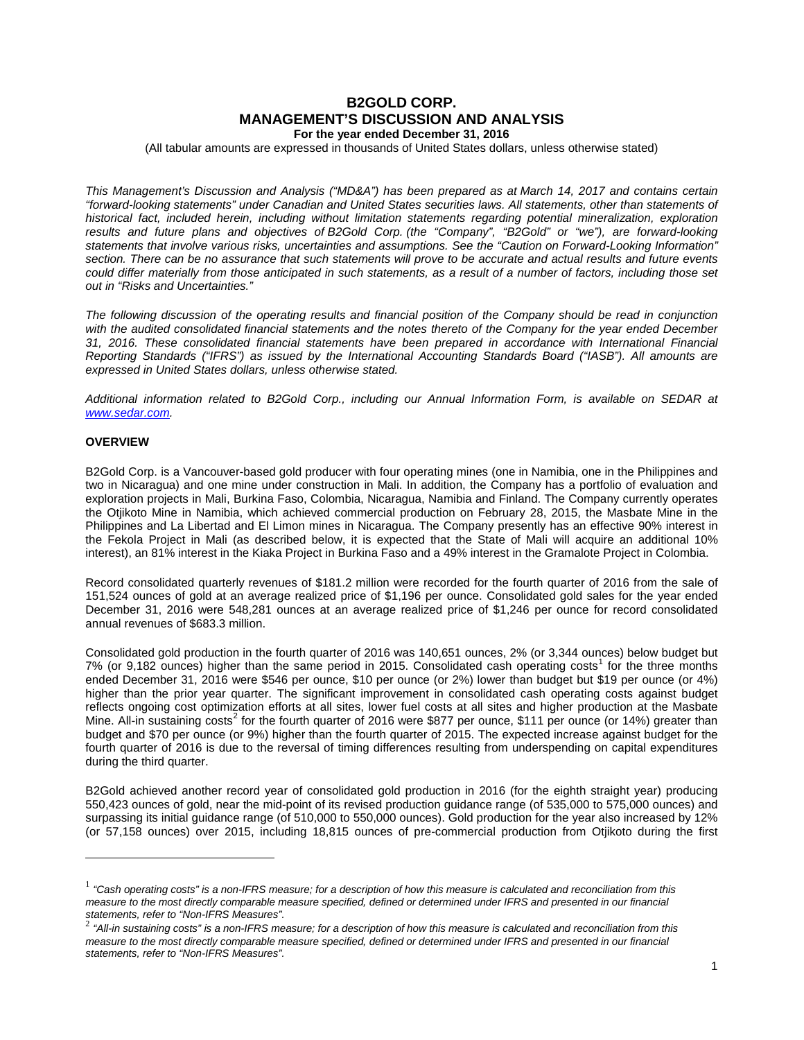# B2GOLD CORP.
# MANAGEMENT'S DISCUSSION AND ANALYSIS

**For the year ended December 31, 2016**

(All tabular amounts are expressed in thousands of United States dollars, unless otherwise stated)

*This Management's Discussion and Analysis ("MD&A") has been prepared as at March 14, 2017 and contains certain "forward-looking statements" under Canadian and United States securities laws. All statements, other than statements of historical fact, included herein, including without limitation statements regarding potential mineralization, exploration results and future plans and objectives of B2Gold Corp. (the "Company", "B2Gold" or "we"), are forward-looking statements that involve various risks, uncertainties and assumptions. See the "Caution on Forward-Looking Information" section. There can be no assurance that such statements will prove to be accurate and actual results and future events could differ materially from those anticipated in such statements, as a result of a number of factors, including those set out in "Risks and Uncertainties."*

*The following discussion of the operating results and financial position of the Company should be read in conjunction with the audited consolidated financial statements and the notes thereto of the Company for the year ended December 31, 2016. These consolidated financial statements have been prepared in accordance with International Financial Reporting Standards ("IFRS") as issued by the International Accounting Standards Board ("IASB"). All amounts are expressed in United States dollars, unless otherwise stated.*

*Additional information related to B2Gold Corp., including our Annual Information Form, is available on SEDAR at [www.sedar.com](www.sedar.com).*

## OVERVIEW

B2Gold Corp. is a Vancouver-based gold producer with four operating mines (one in Namibia, one in the Philippines and two in Nicaragua) and one mine under construction in Mali. In addition, the Company has a portfolio of evaluation and exploration projects in Mali, Burkina Faso, Colombia, Nicaragua, Namibia and Finland. The Company currently operates the Otjikoto Mine in Namibia, which achieved commercial production on February 28, 2015, the Masbate Mine in the Philippines and La Libertad and El Limon mines in Nicaragua. The Company presently has an effective 90% interest in the Fekola Project in Mali (as described below, it is expected that the State of Mali will acquire an additional 10% interest), an 81% interest in the Kiaka Project in Burkina Faso and a 49% interest in the Gramalote Project in Colombia.

Record consolidated quarterly revenues of $181.2 million were recorded for the fourth quarter of 2016 from the sale of 151,524 ounces of gold at an average realized price of $1,196 per ounce. Consolidated gold sales for the year ended December 31, 2016 were 548,281 ounces at an average realized price of $1,246 per ounce for record consolidated annual revenues of $683.3 million.

Consolidated gold production in the fourth quarter of 2016 was 140,651 ounces, 2% (or 3,344 ounces) below budget but 7% (or 9,182 ounces) higher than the same period in 2015. Consolidated cash operating costs[1] for the three months ended December 31, 2016 were $546 per ounce, $10 per ounce (or 2%) lower than budget but $19 per ounce (or 4%) higher than the prior year quarter. The significant improvement in consolidated cash operating costs against budget reflects ongoing cost optimization efforts at all sites, lower fuel costs at all sites and higher production at the Masbate Mine. All-in sustaining costs[2] for the fourth quarter of 2016 were $877 per ounce, $111 per ounce (or 14%) greater than budget and $70 per ounce (or 9%) higher than the fourth quarter of 2015. The expected increase against budget for the fourth quarter of 2016 is due to the reversal of timing differences resulting from underspending on capital expenditures during the third quarter.

B2Gold achieved another record year of consolidated gold production in 2016 (for the eighth straight year) producing 550,423 ounces of gold, near the mid-point of its revised production guidance range (of 535,000 to 575,000 ounces) and surpassing its initial guidance range (of 510,000 to 550,000 ounces). Gold production for the year also increased by 12% (or 57,158 ounces) over 2015, including 18,815 ounces of pre-commercial production from Otjikoto during the first

---

[1] *"Cash operating costs" is a non-IFRS measure; for a description of how this measure is calculated and reconciliation from this measure to the most directly comparable measure specified, defined or determined under IFRS and presented in our financial statements, refer to "Non-IFRS Measures".*

[2] *"All-in sustaining costs" is a non-IFRS measure; for a description of how this measure is calculated and reconciliation from this measure to the most directly comparable measure specified, defined or determined under IFRS and presented in our financial statements, refer to "Non-IFRS Measures".*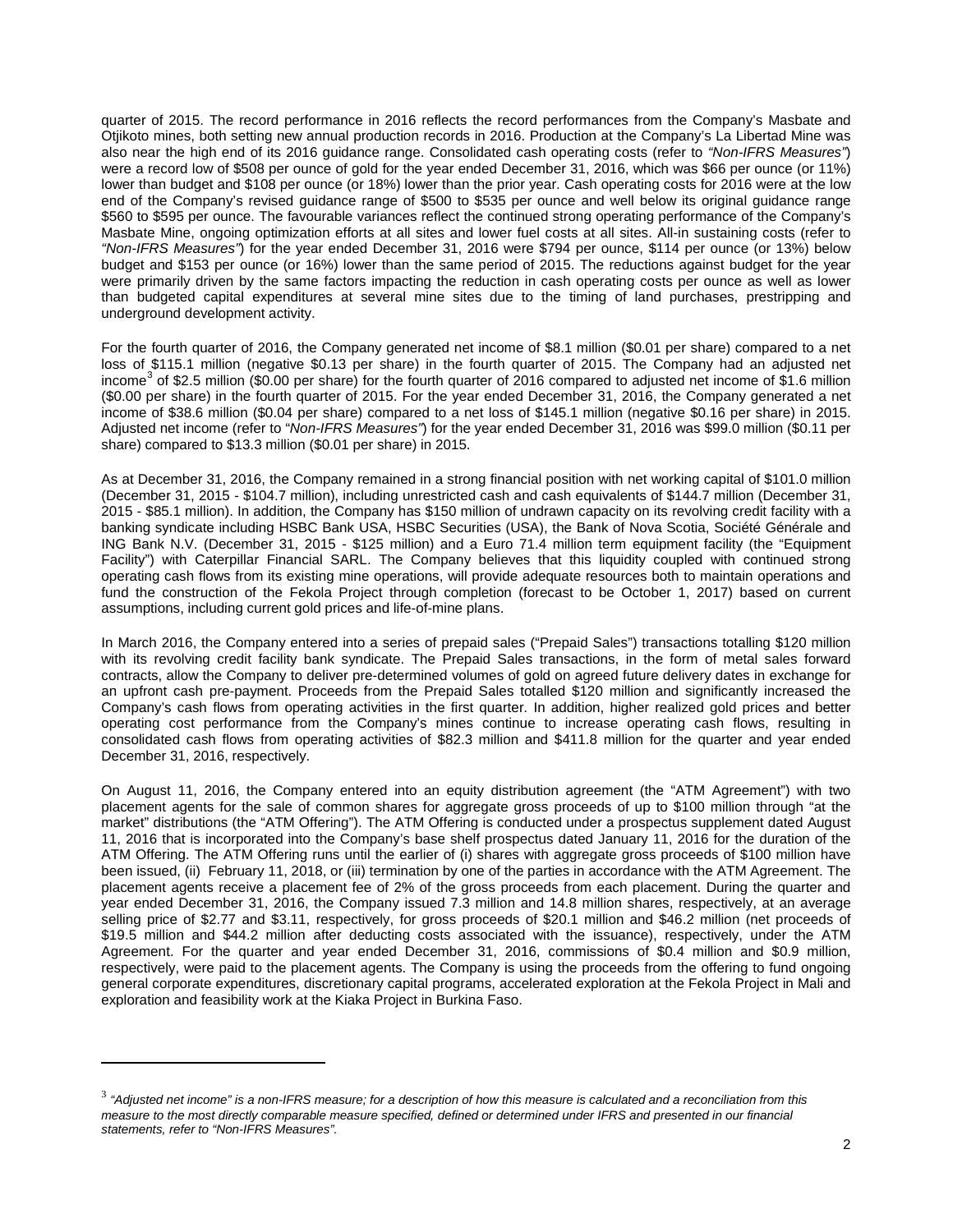quarter of 2015. The record performance in 2016 reflects the record performances from the Company's Masbate and Otjikoto mines, both setting new annual production records in 2016. Production at the Company's La Libertad Mine was also near the high end of its 2016 guidance range. Consolidated cash operating costs (refer to *"Non-IFRS Measures"*) were a record low of $508 per ounce of gold for the year ended December 31, 2016, which was $66 per ounce (or 11%) lower than budget and $108 per ounce (or 18%) lower than the prior year. Cash operating costs for 2016 were at the low end of the Company's revised guidance range of $500 to $535 per ounce and well below its original guidance range $560 to $595 per ounce. The favourable variances reflect the continued strong operating performance of the Company's Masbate Mine, ongoing optimization efforts at all sites and lower fuel costs at all sites. All-in sustaining costs (refer to *"Non-IFRS Measures"*) for the year ended December 31, 2016 were $794 per ounce, $114 per ounce (or 13%) below budget and $153 per ounce (or 16%) lower than the same period of 2015. The reductions against budget for the year were primarily driven by the same factors impacting the reduction in cash operating costs per ounce as well as lower than budgeted capital expenditures at several mine sites due to the timing of land purchases, prestripping and underground development activity.

For the fourth quarter of 2016, the Company generated net income of $8.1 million ($0.01 per share) compared to a net loss of $115.1 million (negative $0.13 per share) in the fourth quarter of 2015. The Company had an adjusted net income[3] of $2.5 million ($0.00 per share) for the fourth quarter of 2016 compared to adjusted net income of $1.6 million ($0.00 per share) in the fourth quarter of 2015. For the year ended December 31, 2016, the Company generated a net income of $38.6 million ($0.04 per share) compared to a net loss of $145.1 million (negative $0.16 per share) in 2015. Adjusted net income (refer to "*Non-IFRS Measures"*) for the year ended December 31, 2016 was $99.0 million ($0.11 per share) compared to $13.3 million ($0.01 per share) in 2015.

As at December 31, 2016, the Company remained in a strong financial position with net working capital of $101.0 million (December 31, 2015 - $104.7 million), including unrestricted cash and cash equivalents of $144.7 million (December 31, 2015 - $85.1 million). In addition, the Company has $150 million of undrawn capacity on its revolving credit facility with a banking syndicate including HSBC Bank USA, HSBC Securities (USA), the Bank of Nova Scotia, Société Générale and ING Bank N.V. (December 31, 2015 - $125 million) and a Euro 71.4 million term equipment facility (the "Equipment Facility") with Caterpillar Financial SARL. The Company believes that this liquidity coupled with continued strong operating cash flows from its existing mine operations, will provide adequate resources both to maintain operations and fund the construction of the Fekola Project through completion (forecast to be October 1, 2017) based on current assumptions, including current gold prices and life-of-mine plans.

In March 2016, the Company entered into a series of prepaid sales ("Prepaid Sales") transactions totalling $120 million with its revolving credit facility bank syndicate. The Prepaid Sales transactions, in the form of metal sales forward contracts, allow the Company to deliver pre-determined volumes of gold on agreed future delivery dates in exchange for an upfront cash pre-payment. Proceeds from the Prepaid Sales totalled $120 million and significantly increased the Company's cash flows from operating activities in the first quarter. In addition, higher realized gold prices and better operating cost performance from the Company's mines continue to increase operating cash flows, resulting in consolidated cash flows from operating activities of $82.3 million and $411.8 million for the quarter and year ended December 31, 2016, respectively.

On August 11, 2016, the Company entered into an equity distribution agreement (the "ATM Agreement") with two placement agents for the sale of common shares for aggregate gross proceeds of up to $100 million through "at the market" distributions (the "ATM Offering"). The ATM Offering is conducted under a prospectus supplement dated August 11, 2016 that is incorporated into the Company's base shelf prospectus dated January 11, 2016 for the duration of the ATM Offering. The ATM Offering runs until the earlier of (i) shares with aggregate gross proceeds of $100 million have been issued, (ii) February 11, 2018, or (iii) termination by one of the parties in accordance with the ATM Agreement. The placement agents receive a placement fee of 2% of the gross proceeds from each placement. During the quarter and year ended December 31, 2016, the Company issued 7.3 million and 14.8 million shares, respectively, at an average selling price of $2.77 and $3.11, respectively, for gross proceeds of $20.1 million and $46.2 million (net proceeds of $19.5 million and $44.2 million after deducting costs associated with the issuance), respectively, under the ATM Agreement. For the quarter and year ended December 31, 2016, commissions of $0.4 million and $0.9 million, respectively, were paid to the placement agents. The Company is using the proceeds from the offering to fund ongoing general corporate expenditures, discretionary capital programs, accelerated exploration at the Fekola Project in Mali and exploration and feasibility work at the Kiaka Project in Burkina Faso.

---

[3] *"Adjusted net income" is a non-IFRS measure; for a description of how this measure is calculated and a reconciliation from this measure to the most directly comparable measure specified, defined or determined under IFRS and presented in our financial statements, refer to "Non-IFRS Measures".*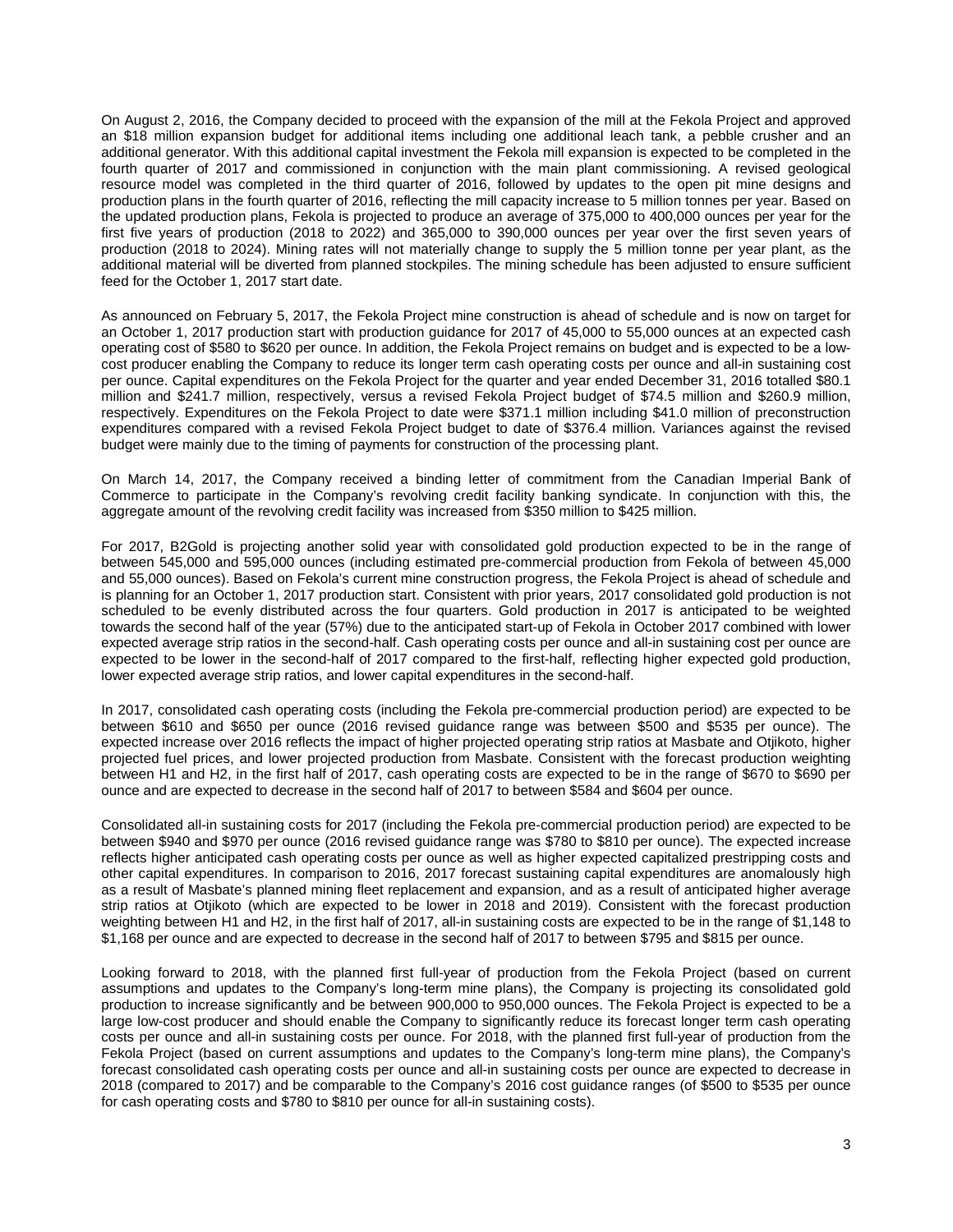On August 2, 2016, the Company decided to proceed with the expansion of the mill at the Fekola Project and approved an $18 million expansion budget for additional items including one additional leach tank, a pebble crusher and an additional generator. With this additional capital investment the Fekola mill expansion is expected to be completed in the fourth quarter of 2017 and commissioned in conjunction with the main plant commissioning. A revised geological resource model was completed in the third quarter of 2016, followed by updates to the open pit mine designs and production plans in the fourth quarter of 2016, reflecting the mill capacity increase to 5 million tonnes per year. Based on the updated production plans, Fekola is projected to produce an average of 375,000 to 400,000 ounces per year for the first five years of production (2018 to 2022) and 365,000 to 390,000 ounces per year over the first seven years of production (2018 to 2024). Mining rates will not materially change to supply the 5 million tonne per year plant, as the additional material will be diverted from planned stockpiles. The mining schedule has been adjusted to ensure sufficient feed for the October 1, 2017 start date.

As announced on February 5, 2017, the Fekola Project mine construction is ahead of schedule and is now on target for an October 1, 2017 production start with production guidance for 2017 of 45,000 to 55,000 ounces at an expected cash operating cost of $580 to $620 per ounce. In addition, the Fekola Project remains on budget and is expected to be a low-cost producer enabling the Company to reduce its longer term cash operating costs per ounce and all-in sustaining cost per ounce. Capital expenditures on the Fekola Project for the quarter and year ended December 31, 2016 totalled $80.1 million and $241.7 million, respectively, versus a revised Fekola Project budget of $74.5 million and $260.9 million, respectively. Expenditures on the Fekola Project to date were $371.1 million including $41.0 million of preconstruction expenditures compared with a revised Fekola Project budget to date of $376.4 million. Variances against the revised budget were mainly due to the timing of payments for construction of the processing plant.

On March 14, 2017, the Company received a binding letter of commitment from the Canadian Imperial Bank of Commerce to participate in the Company's revolving credit facility banking syndicate. In conjunction with this, the aggregate amount of the revolving credit facility was increased from $350 million to $425 million.

For 2017, B2Gold is projecting another solid year with consolidated gold production expected to be in the range of between 545,000 and 595,000 ounces (including estimated pre-commercial production from Fekola of between 45,000 and 55,000 ounces). Based on Fekola's current mine construction progress, the Fekola Project is ahead of schedule and is planning for an October 1, 2017 production start. Consistent with prior years, 2017 consolidated gold production is not scheduled to be evenly distributed across the four quarters. Gold production in 2017 is anticipated to be weighted towards the second half of the year (57%) due to the anticipated start-up of Fekola in October 2017 combined with lower expected average strip ratios in the second-half. Cash operating costs per ounce and all-in sustaining cost per ounce are expected to be lower in the second-half of 2017 compared to the first-half, reflecting higher expected gold production, lower expected average strip ratios, and lower capital expenditures in the second-half.

In 2017, consolidated cash operating costs (including the Fekola pre-commercial production period) are expected to be between $610 and $650 per ounce (2016 revised guidance range was between $500 and $535 per ounce). The expected increase over 2016 reflects the impact of higher projected operating strip ratios at Masbate and Otjikoto, higher projected fuel prices, and lower projected production from Masbate. Consistent with the forecast production weighting between H1 and H2, in the first half of 2017, cash operating costs are expected to be in the range of $670 to $690 per ounce and are expected to decrease in the second half of 2017 to between $584 and $604 per ounce.

Consolidated all-in sustaining costs for 2017 (including the Fekola pre-commercial production period) are expected to be between $940 and $970 per ounce (2016 revised guidance range was $780 to $810 per ounce). The expected increase reflects higher anticipated cash operating costs per ounce as well as higher expected capitalized prestripping costs and other capital expenditures. In comparison to 2016, 2017 forecast sustaining capital expenditures are anomalously high as a result of Masbate's planned mining fleet replacement and expansion, and as a result of anticipated higher average strip ratios at Otjikoto (which are expected to be lower in 2018 and 2019). Consistent with the forecast production weighting between H1 and H2, in the first half of 2017, all-in sustaining costs are expected to be in the range of $1,148 to $1,168 per ounce and are expected to decrease in the second half of 2017 to between $795 and $815 per ounce.

Looking forward to 2018, with the planned first full-year of production from the Fekola Project (based on current assumptions and updates to the Company's long-term mine plans), the Company is projecting its consolidated gold production to increase significantly and be between 900,000 to 950,000 ounces. The Fekola Project is expected to be a large low-cost producer and should enable the Company to significantly reduce its forecast longer term cash operating costs per ounce and all-in sustaining costs per ounce. For 2018, with the planned first full-year of production from the Fekola Project (based on current assumptions and updates to the Company's long-term mine plans), the Company's forecast consolidated cash operating costs per ounce and all-in sustaining costs per ounce are expected to decrease in 2018 (compared to 2017) and be comparable to the Company's 2016 cost guidance ranges (of $500 to $535 per ounce for cash operating costs and $780 to $810 per ounce for all-in sustaining costs).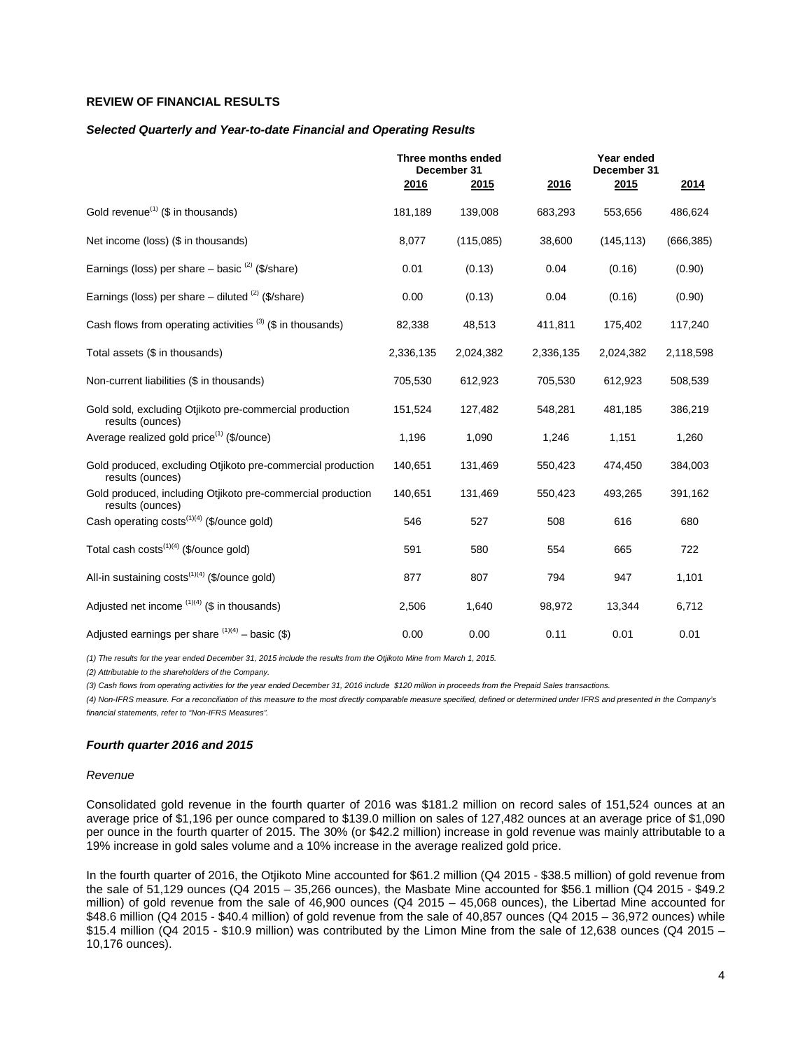## REVIEW OF FINANCIAL RESULTS

### *Selected Quarterly and Year-to-date Financial and Operating Results*

| | Three months ended December 31 | | Year ended December 31 | | |
|---|---|---|---|---|---|
| | 2016 | 2015 | 2016 | 2015 | 2014 |
| Gold revenue[(1)] ($ in thousands) | 181,189 | 139,008 | 683,293 | 553,656 | 486,624 |
| Net income (loss) ($ in thousands) | 8,077 | (115,085) | 38,600 | (145,113) | (666,385) |
| Earnings (loss) per share – basic [(2)] ($/share) | 0.01 | (0.13) | 0.04 | (0.16) | (0.90) |
| Earnings (loss) per share – diluted [(2)] ($/share) | 0.00 | (0.13) | 0.04 | (0.16) | (0.90) |
| Cash flows from operating activities [(3)] ($ in thousands) | 82,338 | 48,513 | 411,811 | 175,402 | 117,240 |
| Total assets ($ in thousands) | 2,336,135 | 2,024,382 | 2,336,135 | 2,024,382 | 2,118,598 |
| Non-current liabilities ($ in thousands) | 705,530 | 612,923 | 705,530 | 612,923 | 508,539 |
| Gold sold, excluding Otjikoto pre-commercial production results (ounces) | 151,524 | 127,482 | 548,281 | 481,185 | 386,219 |
| Average realized gold price[(1)] ($/ounce) | 1,196 | 1,090 | 1,246 | 1,151 | 1,260 |
| Gold produced, excluding Otjikoto pre-commercial production results (ounces) | 140,651 | 131,469 | 550,423 | 474,450 | 384,003 |
| Gold produced, including Otjikoto pre-commercial production results (ounces) | 140,651 | 131,469 | 550,423 | 493,265 | 391,162 |
| Cash operating costs[(1)(4)] ($/ounce gold) | 546 | 527 | 508 | 616 | 680 |
| Total cash costs[(1)(4)] ($/ounce gold) | 591 | 580 | 554 | 665 | 722 |
| All-in sustaining costs[(1)(4)] ($/ounce gold) | 877 | 807 | 794 | 947 | 1,101 |
| Adjusted net income [(1)(4)] ($ in thousands) | 2,506 | 1,640 | 98,972 | 13,344 | 6,712 |
| Adjusted earnings per share [(1)(4)] – basic ($) | 0.00 | 0.00 | 0.11 | 0.01 | 0.01 |

*(1) The results for the year ended December 31, 2015 include the results from the Otjikoto Mine from March 1, 2015.*

*(2) Attributable to the shareholders of the Company.*

*(3) Cash flows from operating activities for the year ended December 31, 2016 include $120 million in proceeds from the Prepaid Sales transactions.*

*(4) Non-IFRS measure. For a reconciliation of this measure to the most directly comparable measure specified, defined or determined under IFRS and presented in the Company's financial statements, refer to "Non-IFRS Measures".*

### *Fourth quarter 2016 and 2015*

*Revenue*

Consolidated gold revenue in the fourth quarter of 2016 was $181.2 million on record sales of 151,524 ounces at an average price of $1,196 per ounce compared to $139.0 million on sales of 127,482 ounces at an average price of $1,090 per ounce in the fourth quarter of 2015. The 30% (or $42.2 million) increase in gold revenue was mainly attributable to a 19% increase in gold sales volume and a 10% increase in the average realized gold price.

In the fourth quarter of 2016, the Otjikoto Mine accounted for $61.2 million (Q4 2015 - $38.5 million) of gold revenue from the sale of 51,129 ounces (Q4 2015 – 35,266 ounces), the Masbate Mine accounted for $56.1 million (Q4 2015 - $49.2 million) of gold revenue from the sale of 46,900 ounces (Q4 2015 – 45,068 ounces), the Libertad Mine accounted for $48.6 million (Q4 2015 - $40.4 million) of gold revenue from the sale of 40,857 ounces (Q4 2015 – 36,972 ounces) while $15.4 million (Q4 2015 - $10.9 million) was contributed by the Limon Mine from the sale of 12,638 ounces (Q4 2015 – 10,176 ounces).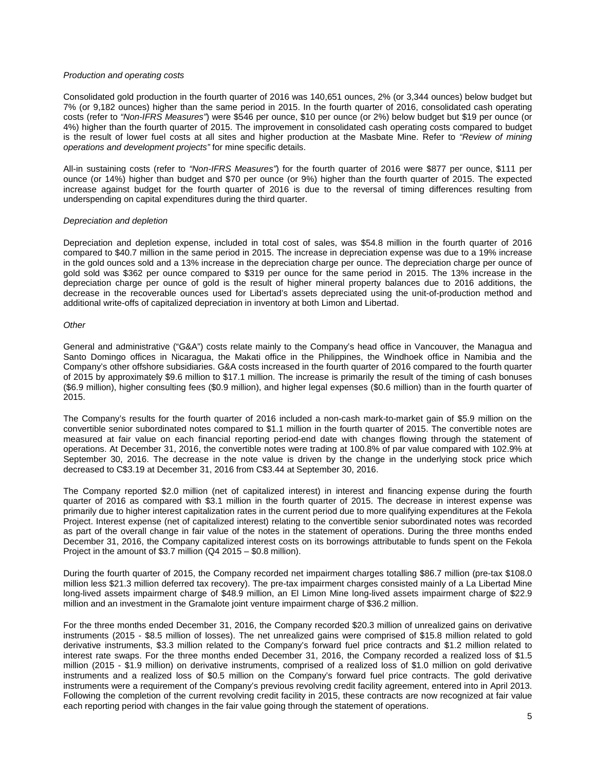*Production and operating costs*

Consolidated gold production in the fourth quarter of 2016 was 140,651 ounces, 2% (or 3,344 ounces) below budget but 7% (or 9,182 ounces) higher than the same period in 2015. In the fourth quarter of 2016, consolidated cash operating costs (refer to *"Non-IFRS Measures"*) were $546 per ounce, $10 per ounce (or 2%) below budget but $19 per ounce (or 4%) higher than the fourth quarter of 2015. The improvement in consolidated cash operating costs compared to budget is the result of lower fuel costs at all sites and higher production at the Masbate Mine. Refer to *"Review of mining operations and development projects"* for mine specific details.

All-in sustaining costs (refer to *"Non-IFRS Measures"*) for the fourth quarter of 2016 were $877 per ounce, $111 per ounce (or 14%) higher than budget and $70 per ounce (or 9%) higher than the fourth quarter of 2015. The expected increase against budget for the fourth quarter of 2016 is due to the reversal of timing differences resulting from underspending on capital expenditures during the third quarter.

*Depreciation and depletion*

Depreciation and depletion expense, included in total cost of sales, was $54.8 million in the fourth quarter of 2016 compared to $40.7 million in the same period in 2015. The increase in depreciation expense was due to a 19% increase in the gold ounces sold and a 13% increase in the depreciation charge per ounce. The depreciation charge per ounce of gold sold was $362 per ounce compared to $319 per ounce for the same period in 2015. The 13% increase in the depreciation charge per ounce of gold is the result of higher mineral property balances due to 2016 additions, the decrease in the recoverable ounces used for Libertad's assets depreciated using the unit-of-production method and additional write-offs of capitalized depreciation in inventory at both Limon and Libertad.

*Other*

General and administrative ("G&A") costs relate mainly to the Company's head office in Vancouver, the Managua and Santo Domingo offices in Nicaragua, the Makati office in the Philippines, the Windhoek office in Namibia and the Company's other offshore subsidiaries. G&A costs increased in the fourth quarter of 2016 compared to the fourth quarter of 2015 by approximately $9.6 million to $17.1 million. The increase is primarily the result of the timing of cash bonuses ($6.9 million), higher consulting fees ($0.9 million), and higher legal expenses ($0.6 million) than in the fourth quarter of 2015.

The Company's results for the fourth quarter of 2016 included a non-cash mark-to-market gain of $5.9 million on the convertible senior subordinated notes compared to $1.1 million in the fourth quarter of 2015. The convertible notes are measured at fair value on each financial reporting period-end date with changes flowing through the statement of operations. At December 31, 2016, the convertible notes were trading at 100.8% of par value compared with 102.9% at September 30, 2016. The decrease in the note value is driven by the change in the underlying stock price which decreased to C$3.19 at December 31, 2016 from C$3.44 at September 30, 2016.

The Company reported $2.0 million (net of capitalized interest) in interest and financing expense during the fourth quarter of 2016 as compared with $3.1 million in the fourth quarter of 2015. The decrease in interest expense was primarily due to higher interest capitalization rates in the current period due to more qualifying expenditures at the Fekola Project. Interest expense (net of capitalized interest) relating to the convertible senior subordinated notes was recorded as part of the overall change in fair value of the notes in the statement of operations. During the three months ended December 31, 2016, the Company capitalized interest costs on its borrowings attributable to funds spent on the Fekola Project in the amount of $3.7 million (Q4 2015 – $0.8 million).

During the fourth quarter of 2015, the Company recorded net impairment charges totalling $86.7 million (pre-tax $108.0 million less $21.3 million deferred tax recovery). The pre-tax impairment charges consisted mainly of a La Libertad Mine long-lived assets impairment charge of $48.9 million, an El Limon Mine long-lived assets impairment charge of $22.9 million and an investment in the Gramalote joint venture impairment charge of $36.2 million.

For the three months ended December 31, 2016, the Company recorded $20.3 million of unrealized gains on derivative instruments (2015 - $8.5 million of losses). The net unrealized gains were comprised of $15.8 million related to gold derivative instruments, $3.3 million related to the Company's forward fuel price contracts and $1.2 million related to interest rate swaps. For the three months ended December 31, 2016, the Company recorded a realized loss of $1.5 million (2015 - $1.9 million) on derivative instruments, comprised of a realized loss of $1.0 million on gold derivative instruments and a realized loss of $0.5 million on the Company's forward fuel price contracts. The gold derivative instruments were a requirement of the Company's previous revolving credit facility agreement, entered into in April 2013. Following the completion of the current revolving credit facility in 2015, these contracts are now recognized at fair value each reporting period with changes in the fair value going through the statement of operations.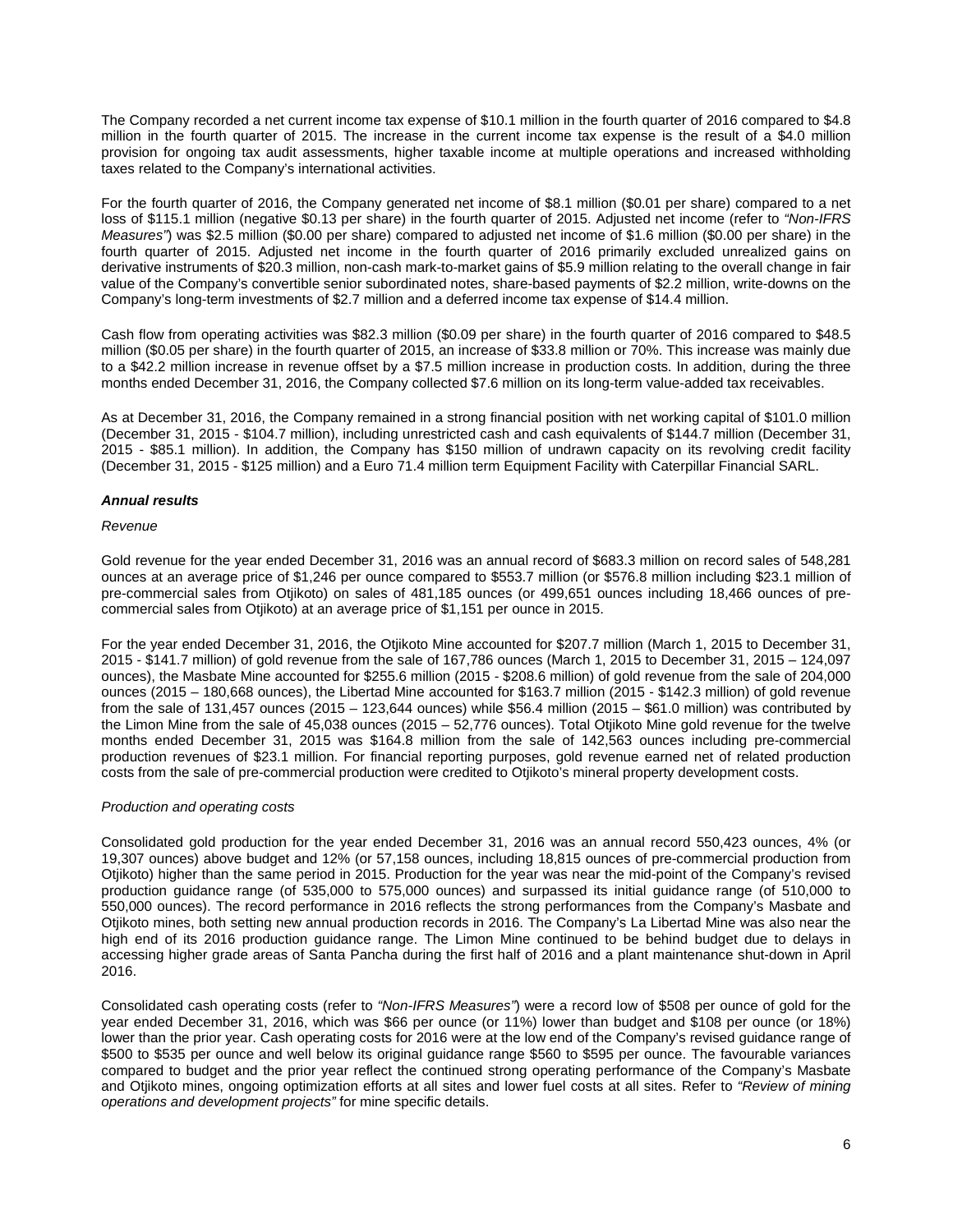The Company recorded a net current income tax expense of $10.1 million in the fourth quarter of 2016 compared to $4.8 million in the fourth quarter of 2015. The increase in the current income tax expense is the result of a $4.0 million provision for ongoing tax audit assessments, higher taxable income at multiple operations and increased withholding taxes related to the Company's international activities.

For the fourth quarter of 2016, the Company generated net income of $8.1 million ($0.01 per share) compared to a net loss of $115.1 million (negative $0.13 per share) in the fourth quarter of 2015. Adjusted net income (refer to *"Non-IFRS Measures"*) was $2.5 million ($0.00 per share) compared to adjusted net income of $1.6 million ($0.00 per share) in the fourth quarter of 2015. Adjusted net income in the fourth quarter of 2016 primarily excluded unrealized gains on derivative instruments of $20.3 million, non-cash mark-to-market gains of $5.9 million relating to the overall change in fair value of the Company's convertible senior subordinated notes, share-based payments of $2.2 million, write-downs on the Company's long-term investments of $2.7 million and a deferred income tax expense of $14.4 million.

Cash flow from operating activities was $82.3 million ($0.09 per share) in the fourth quarter of 2016 compared to $48.5 million ($0.05 per share) in the fourth quarter of 2015, an increase of $33.8 million or 70%. This increase was mainly due to a $42.2 million increase in revenue offset by a $7.5 million increase in production costs. In addition, during the three months ended December 31, 2016, the Company collected $7.6 million on its long-term value-added tax receivables.

As at December 31, 2016, the Company remained in a strong financial position with net working capital of $101.0 million (December 31, 2015 - $104.7 million), including unrestricted cash and cash equivalents of $144.7 million (December 31, 2015 - $85.1 million). In addition, the Company has $150 million of undrawn capacity on its revolving credit facility (December 31, 2015 - $125 million) and a Euro 71.4 million term Equipment Facility with Caterpillar Financial SARL.

***Annual results***

*Revenue*

Gold revenue for the year ended December 31, 2016 was an annual record of $683.3 million on record sales of 548,281 ounces at an average price of $1,246 per ounce compared to $553.7 million (or $576.8 million including $23.1 million of pre-commercial sales from Otjikoto) on sales of 481,185 ounces (or 499,651 ounces including 18,466 ounces of pre-commercial sales from Otjikoto) at an average price of $1,151 per ounce in 2015.

For the year ended December 31, 2016, the Otjikoto Mine accounted for $207.7 million (March 1, 2015 to December 31, 2015 - $141.7 million) of gold revenue from the sale of 167,786 ounces (March 1, 2015 to December 31, 2015 – 124,097 ounces), the Masbate Mine accounted for $255.6 million (2015 - $208.6 million) of gold revenue from the sale of 204,000 ounces (2015 – 180,668 ounces), the Libertad Mine accounted for $163.7 million (2015 - $142.3 million) of gold revenue from the sale of 131,457 ounces (2015 – 123,644 ounces) while $56.4 million (2015 – $61.0 million) was contributed by the Limon Mine from the sale of 45,038 ounces (2015 – 52,776 ounces). Total Otjikoto Mine gold revenue for the twelve months ended December 31, 2015 was $164.8 million from the sale of 142,563 ounces including pre-commercial production revenues of $23.1 million. For financial reporting purposes, gold revenue earned net of related production costs from the sale of pre-commercial production were credited to Otjikoto's mineral property development costs.

*Production and operating costs*

Consolidated gold production for the year ended December 31, 2016 was an annual record 550,423 ounces, 4% (or 19,307 ounces) above budget and 12% (or 57,158 ounces, including 18,815 ounces of pre-commercial production from Otjikoto) higher than the same period in 2015. Production for the year was near the mid-point of the Company's revised production guidance range (of 535,000 to 575,000 ounces) and surpassed its initial guidance range (of 510,000 to 550,000 ounces). The record performance in 2016 reflects the strong performances from the Company's Masbate and Otjikoto mines, both setting new annual production records in 2016. The Company's La Libertad Mine was also near the high end of its 2016 production guidance range. The Limon Mine continued to be behind budget due to delays in accessing higher grade areas of Santa Pancha during the first half of 2016 and a plant maintenance shut-down in April 2016.

Consolidated cash operating costs (refer to *"Non-IFRS Measures"*) were a record low of $508 per ounce of gold for the year ended December 31, 2016, which was $66 per ounce (or 11%) lower than budget and $108 per ounce (or 18%) lower than the prior year. Cash operating costs for 2016 were at the low end of the Company's revised guidance range of $500 to $535 per ounce and well below its original guidance range $560 to $595 per ounce. The favourable variances compared to budget and the prior year reflect the continued strong operating performance of the Company's Masbate and Otjikoto mines, ongoing optimization efforts at all sites and lower fuel costs at all sites. Refer to *"Review of mining operations and development projects"* for mine specific details.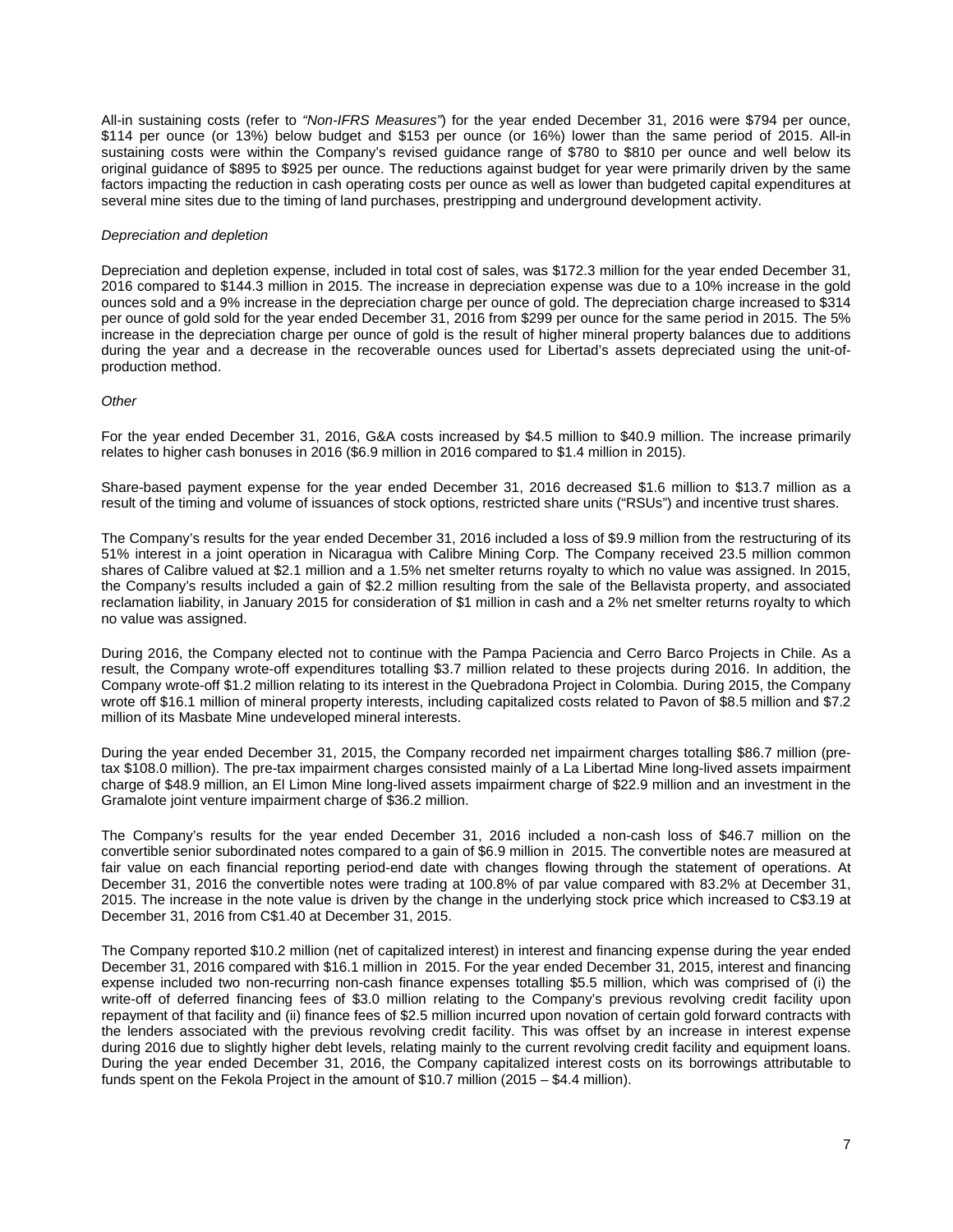All-in sustaining costs (refer to *"Non-IFRS Measures"*) for the year ended December 31, 2016 were $794 per ounce, $114 per ounce (or 13%) below budget and $153 per ounce (or 16%) lower than the same period of 2015. All-in sustaining costs were within the Company's revised guidance range of $780 to $810 per ounce and well below its original guidance of $895 to $925 per ounce. The reductions against budget for year were primarily driven by the same factors impacting the reduction in cash operating costs per ounce as well as lower than budgeted capital expenditures at several mine sites due to the timing of land purchases, prestripping and underground development activity.

*Depreciation and depletion*

Depreciation and depletion expense, included in total cost of sales, was $172.3 million for the year ended December 31, 2016 compared to $144.3 million in 2015. The increase in depreciation expense was due to a 10% increase in the gold ounces sold and a 9% increase in the depreciation charge per ounce of gold. The depreciation charge increased to $314 per ounce of gold sold for the year ended December 31, 2016 from $299 per ounce for the same period in 2015. The 5% increase in the depreciation charge per ounce of gold is the result of higher mineral property balances due to additions during the year and a decrease in the recoverable ounces used for Libertad's assets depreciated using the unit-of-production method.

*Other*

For the year ended December 31, 2016, G&A costs increased by $4.5 million to $40.9 million. The increase primarily relates to higher cash bonuses in 2016 ($6.9 million in 2016 compared to $1.4 million in 2015).

Share-based payment expense for the year ended December 31, 2016 decreased $1.6 million to $13.7 million as a result of the timing and volume of issuances of stock options, restricted share units ("RSUs") and incentive trust shares.

The Company's results for the year ended December 31, 2016 included a loss of $9.9 million from the restructuring of its 51% interest in a joint operation in Nicaragua with Calibre Mining Corp. The Company received 23.5 million common shares of Calibre valued at $2.1 million and a 1.5% net smelter returns royalty to which no value was assigned. In 2015, the Company's results included a gain of $2.2 million resulting from the sale of the Bellavista property, and associated reclamation liability, in January 2015 for consideration of $1 million in cash and a 2% net smelter returns royalty to which no value was assigned.

During 2016, the Company elected not to continue with the Pampa Paciencia and Cerro Barco Projects in Chile. As a result, the Company wrote-off expenditures totalling $3.7 million related to these projects during 2016. In addition, the Company wrote-off $1.2 million relating to its interest in the Quebradona Project in Colombia. During 2015, the Company wrote off $16.1 million of mineral property interests, including capitalized costs related to Pavon of $8.5 million and $7.2 million of its Masbate Mine undeveloped mineral interests.

During the year ended December 31, 2015, the Company recorded net impairment charges totalling $86.7 million (pre-tax $108.0 million). The pre-tax impairment charges consisted mainly of a La Libertad Mine long-lived assets impairment charge of $48.9 million, an El Limon Mine long-lived assets impairment charge of $22.9 million and an investment in the Gramalote joint venture impairment charge of $36.2 million.

The Company's results for the year ended December 31, 2016 included a non-cash loss of $46.7 million on the convertible senior subordinated notes compared to a gain of $6.9 million in 2015. The convertible notes are measured at fair value on each financial reporting period-end date with changes flowing through the statement of operations. At December 31, 2016 the convertible notes were trading at 100.8% of par value compared with 83.2% at December 31, 2015. The increase in the note value is driven by the change in the underlying stock price which increased to C$3.19 at December 31, 2016 from C$1.40 at December 31, 2015.

The Company reported $10.2 million (net of capitalized interest) in interest and financing expense during the year ended December 31, 2016 compared with $16.1 million in 2015. For the year ended December 31, 2015, interest and financing expense included two non-recurring non-cash finance expenses totalling $5.5 million, which was comprised of (i) the write-off of deferred financing fees of $3.0 million relating to the Company's previous revolving credit facility upon repayment of that facility and (ii) finance fees of $2.5 million incurred upon novation of certain gold forward contracts with the lenders associated with the previous revolving credit facility. This was offset by an increase in interest expense during 2016 due to slightly higher debt levels, relating mainly to the current revolving credit facility and equipment loans. During the year ended December 31, 2016, the Company capitalized interest costs on its borrowings attributable to funds spent on the Fekola Project in the amount of $10.7 million (2015 – $4.4 million).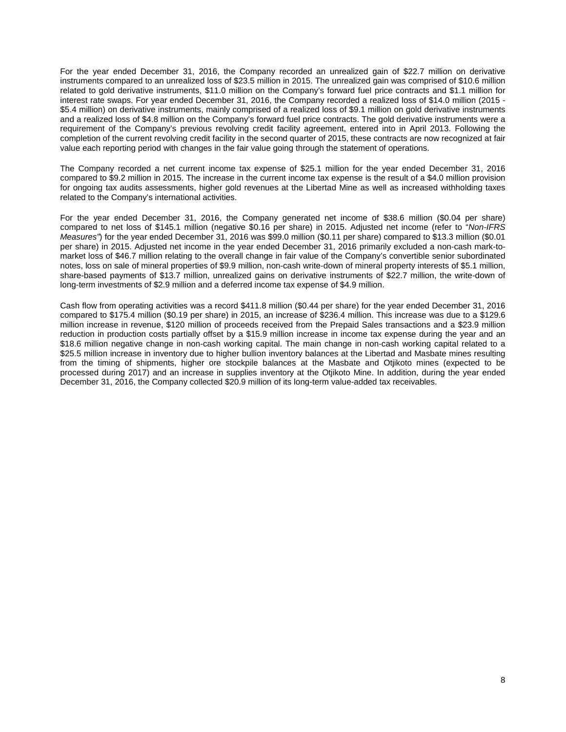For the year ended December 31, 2016, the Company recorded an unrealized gain of $22.7 million on derivative instruments compared to an unrealized loss of $23.5 million in 2015. The unrealized gain was comprised of $10.6 million related to gold derivative instruments, $11.0 million on the Company's forward fuel price contracts and $1.1 million for interest rate swaps. For year ended December 31, 2016, the Company recorded a realized loss of $14.0 million (2015 - $5.4 million) on derivative instruments, mainly comprised of a realized loss of $9.1 million on gold derivative instruments and a realized loss of $4.8 million on the Company's forward fuel price contracts. The gold derivative instruments were a requirement of the Company's previous revolving credit facility agreement, entered into in April 2013. Following the completion of the current revolving credit facility in the second quarter of 2015, these contracts are now recognized at fair value each reporting period with changes in the fair value going through the statement of operations.

The Company recorded a net current income tax expense of $25.1 million for the year ended December 31, 2016 compared to $9.2 million in 2015. The increase in the current income tax expense is the result of a $4.0 million provision for ongoing tax audits assessments, higher gold revenues at the Libertad Mine as well as increased withholding taxes related to the Company's international activities.

For the year ended December 31, 2016, the Company generated net income of $38.6 million ($0.04 per share) compared to net loss of $145.1 million (negative $0.16 per share) in 2015. Adjusted net income (refer to "*Non-IFRS Measures"*) for the year ended December 31, 2016 was $99.0 million ($0.11 per share) compared to $13.3 million ($0.01 per share) in 2015. Adjusted net income in the year ended December 31, 2016 primarily excluded a non-cash mark-to-market loss of $46.7 million relating to the overall change in fair value of the Company's convertible senior subordinated notes, loss on sale of mineral properties of $9.9 million, non-cash write-down of mineral property interests of $5.1 million, share-based payments of $13.7 million, unrealized gains on derivative instruments of $22.7 million, the write-down of long-term investments of $2.9 million and a deferred income tax expense of $4.9 million.

Cash flow from operating activities was a record $411.8 million ($0.44 per share) for the year ended December 31, 2016 compared to $175.4 million ($0.19 per share) in 2015, an increase of $236.4 million. This increase was due to a $129.6 million increase in revenue, $120 million of proceeds received from the Prepaid Sales transactions and a $23.9 million reduction in production costs partially offset by a $15.9 million increase in income tax expense during the year and an $18.6 million negative change in non-cash working capital. The main change in non-cash working capital related to a $25.5 million increase in inventory due to higher bullion inventory balances at the Libertad and Masbate mines resulting from the timing of shipments, higher ore stockpile balances at the Masbate and Otjikoto mines (expected to be processed during 2017) and an increase in supplies inventory at the Otjikoto Mine. In addition, during the year ended December 31, 2016, the Company collected $20.9 million of its long-term value-added tax receivables.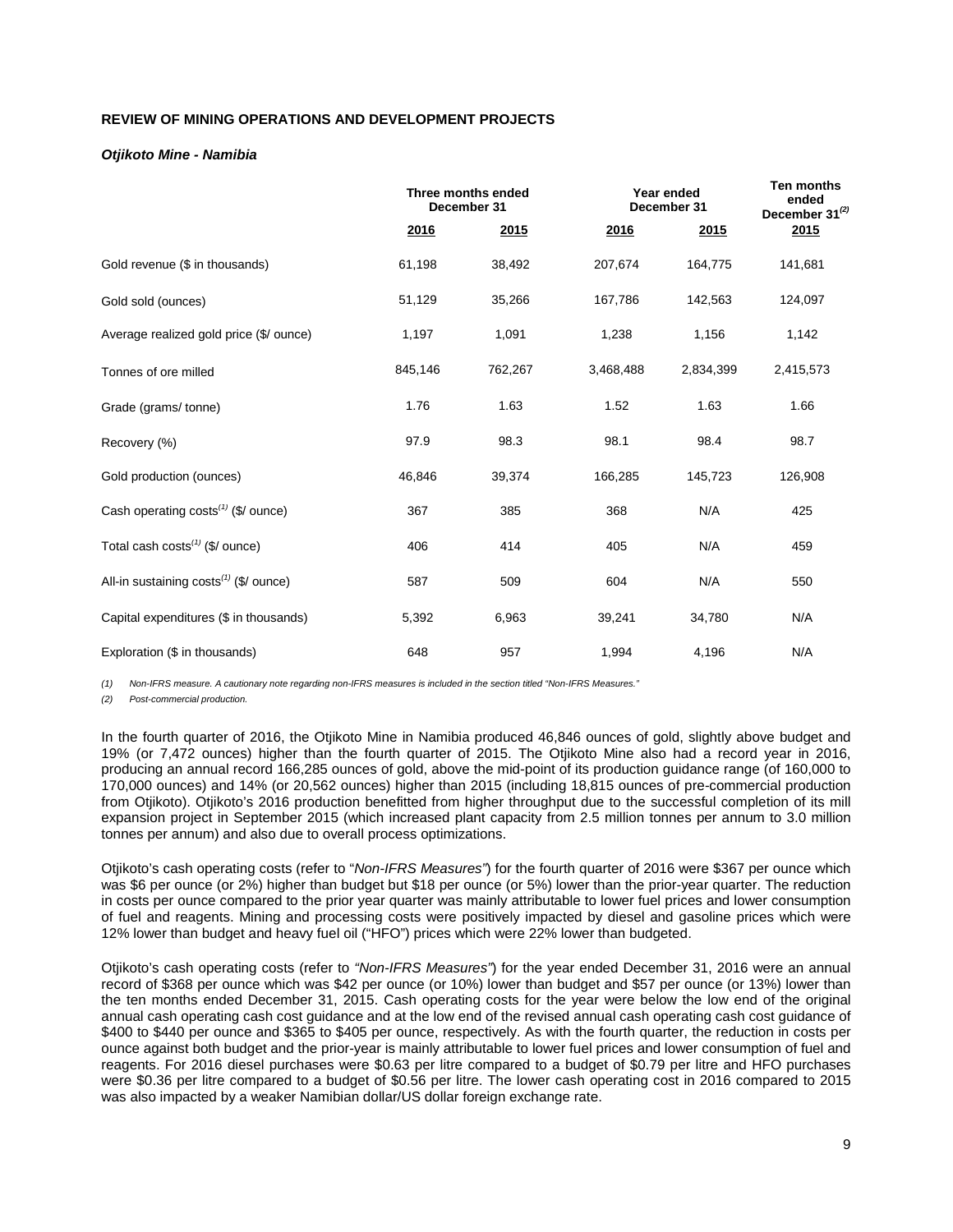**REVIEW OF MINING OPERATIONS AND DEVELOPMENT PROJECTS**

***Otjikoto Mine - Namibia***

| | Three months ended December 31 | | Year ended December 31 | | Ten months ended December 31[(2)] |
|---|---|---|---|---|---|
| | 2016 | 2015 | 2016 | 2015 | 2015 |
| Gold revenue ($ in thousands) | 61,198 | 38,492 | 207,674 | 164,775 | 141,681 |
| Gold sold (ounces) | 51,129 | 35,266 | 167,786 | 142,563 | 124,097 |
| Average realized gold price ($/ ounce) | 1,197 | 1,091 | 1,238 | 1,156 | 1,142 |
| Tonnes of ore milled | 845,146 | 762,267 | 3,468,488 | 2,834,399 | 2,415,573 |
| Grade (grams/ tonne) | 1.76 | 1.63 | 1.52 | 1.63 | 1.66 |
| Recovery (%) | 97.9 | 98.3 | 98.1 | 98.4 | 98.7 |
| Gold production (ounces) | 46,846 | 39,374 | 166,285 | 145,723 | 126,908 |
| Cash operating costs[(1)] ($/ ounce) | 367 | 385 | 368 | N/A | 425 |
| Total cash costs[(1)] ($/ ounce) | 406 | 414 | 405 | N/A | 459 |
| All-in sustaining costs[(1)] ($/ ounce) | 587 | 509 | 604 | N/A | 550 |
| Capital expenditures ($ in thousands) | 5,392 | 6,963 | 39,241 | 34,780 | N/A |
| Exploration ($ in thousands) | 648 | 957 | 1,994 | 4,196 | N/A |

*(1) Non-IFRS measure. A cautionary note regarding non-IFRS measures is included in the section titled "Non-IFRS Measures."*

*(2) Post-commercial production.*

In the fourth quarter of 2016, the Otjikoto Mine in Namibia produced 46,846 ounces of gold, slightly above budget and 19% (or 7,472 ounces) higher than the fourth quarter of 2015. The Otjikoto Mine also had a record year in 2016, producing an annual record 166,285 ounces of gold, above the mid-point of its production guidance range (of 160,000 to 170,000 ounces) and 14% (or 20,562 ounces) higher than 2015 (including 18,815 ounces of pre-commercial production from Otjikoto). Otjikoto's 2016 production benefitted from higher throughput due to the successful completion of its mill expansion project in September 2015 (which increased plant capacity from 2.5 million tonnes per annum to 3.0 million tonnes per annum) and also due to overall process optimizations.

Otjikoto's cash operating costs (refer to "*Non-IFRS Measures"*) for the fourth quarter of 2016 were $367 per ounce which was $6 per ounce (or 2%) higher than budget but $18 per ounce (or 5%) lower than the prior-year quarter. The reduction in costs per ounce compared to the prior year quarter was mainly attributable to lower fuel prices and lower consumption of fuel and reagents. Mining and processing costs were positively impacted by diesel and gasoline prices which were 12% lower than budget and heavy fuel oil ("HFO") prices which were 22% lower than budgeted.

Otjikoto's cash operating costs (refer to *"Non-IFRS Measures"*) for the year ended December 31, 2016 were an annual record of $368 per ounce which was $42 per ounce (or 10%) lower than budget and $57 per ounce (or 13%) lower than the ten months ended December 31, 2015. Cash operating costs for the year were below the low end of the original annual cash operating cash cost guidance and at the low end of the revised annual cash operating cash cost guidance of $400 to $440 per ounce and $365 to $405 per ounce, respectively. As with the fourth quarter, the reduction in costs per ounce against both budget and the prior-year is mainly attributable to lower fuel prices and lower consumption of fuel and reagents. For 2016 diesel purchases were $0.63 per litre compared to a budget of $0.79 per litre and HFO purchases were $0.36 per litre compared to a budget of $0.56 per litre. The lower cash operating cost in 2016 compared to 2015 was also impacted by a weaker Namibian dollar/US dollar foreign exchange rate.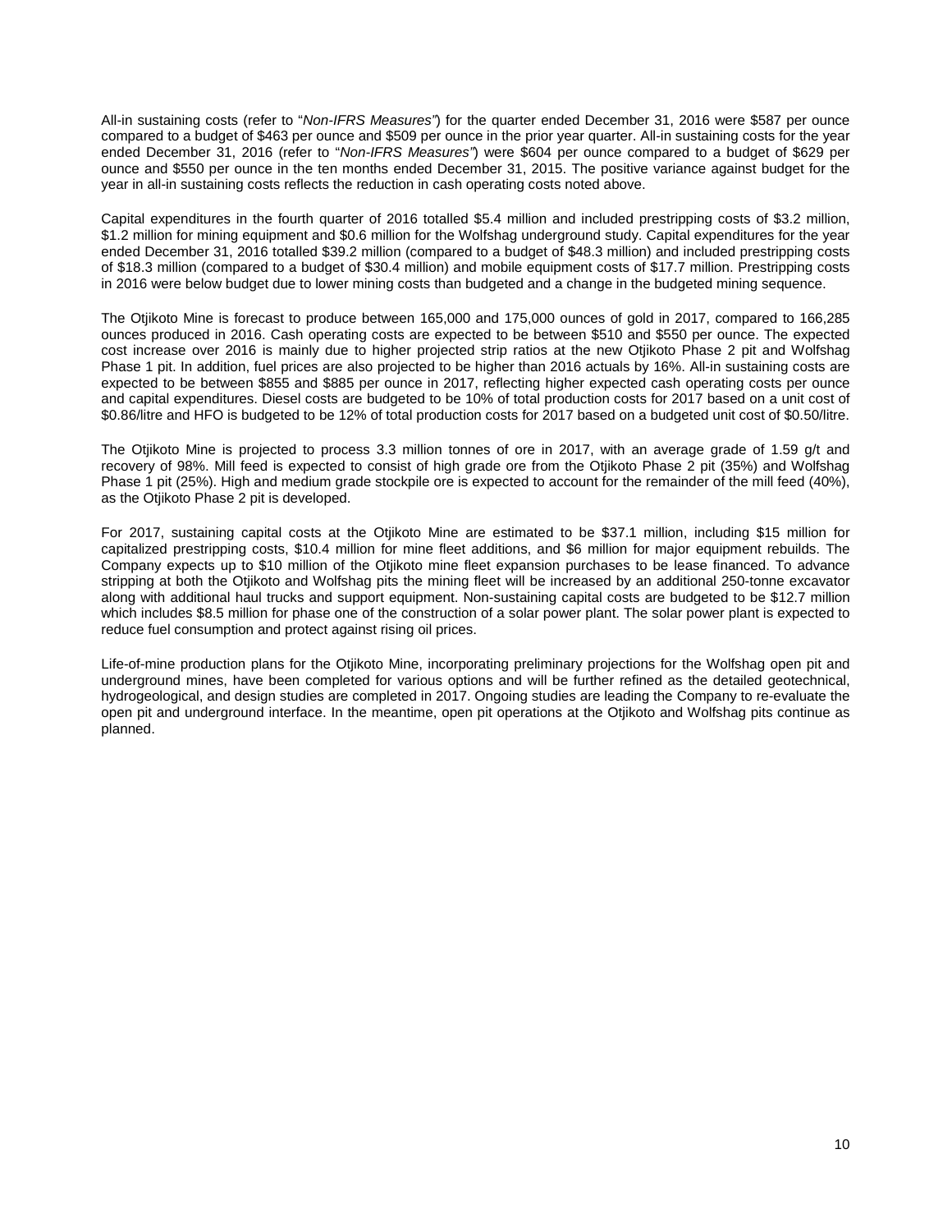All-in sustaining costs (refer to "*Non-IFRS Measures"*) for the quarter ended December 31, 2016 were $587 per ounce compared to a budget of $463 per ounce and $509 per ounce in the prior year quarter. All-in sustaining costs for the year ended December 31, 2016 (refer to "*Non-IFRS Measures"*) were $604 per ounce compared to a budget of $629 per ounce and $550 per ounce in the ten months ended December 31, 2015. The positive variance against budget for the year in all-in sustaining costs reflects the reduction in cash operating costs noted above.

Capital expenditures in the fourth quarter of 2016 totalled $5.4 million and included prestripping costs of $3.2 million, $1.2 million for mining equipment and $0.6 million for the Wolfshag underground study. Capital expenditures for the year ended December 31, 2016 totalled $39.2 million (compared to a budget of $48.3 million) and included prestripping costs of $18.3 million (compared to a budget of $30.4 million) and mobile equipment costs of $17.7 million. Prestripping costs in 2016 were below budget due to lower mining costs than budgeted and a change in the budgeted mining sequence.

The Otjikoto Mine is forecast to produce between 165,000 and 175,000 ounces of gold in 2017, compared to 166,285 ounces produced in 2016. Cash operating costs are expected to be between $510 and $550 per ounce. The expected cost increase over 2016 is mainly due to higher projected strip ratios at the new Otjikoto Phase 2 pit and Wolfshag Phase 1 pit. In addition, fuel prices are also projected to be higher than 2016 actuals by 16%. All-in sustaining costs are expected to be between $855 and $885 per ounce in 2017, reflecting higher expected cash operating costs per ounce and capital expenditures. Diesel costs are budgeted to be 10% of total production costs for 2017 based on a unit cost of $0.86/litre and HFO is budgeted to be 12% of total production costs for 2017 based on a budgeted unit cost of $0.50/litre.

The Otjikoto Mine is projected to process 3.3 million tonnes of ore in 2017, with an average grade of 1.59 g/t and recovery of 98%. Mill feed is expected to consist of high grade ore from the Otjikoto Phase 2 pit (35%) and Wolfshag Phase 1 pit (25%). High and medium grade stockpile ore is expected to account for the remainder of the mill feed (40%), as the Otjikoto Phase 2 pit is developed.

For 2017, sustaining capital costs at the Otjikoto Mine are estimated to be $37.1 million, including $15 million for capitalized prestripping costs, $10.4 million for mine fleet additions, and $6 million for major equipment rebuilds. The Company expects up to $10 million of the Otjikoto mine fleet expansion purchases to be lease financed. To advance stripping at both the Otjikoto and Wolfshag pits the mining fleet will be increased by an additional 250-tonne excavator along with additional haul trucks and support equipment. Non-sustaining capital costs are budgeted to be $12.7 million which includes $8.5 million for phase one of the construction of a solar power plant. The solar power plant is expected to reduce fuel consumption and protect against rising oil prices.

Life-of-mine production plans for the Otjikoto Mine, incorporating preliminary projections for the Wolfshag open pit and underground mines, have been completed for various options and will be further refined as the detailed geotechnical, hydrogeological, and design studies are completed in 2017. Ongoing studies are leading the Company to re-evaluate the open pit and underground interface. In the meantime, open pit operations at the Otjikoto and Wolfshag pits continue as planned.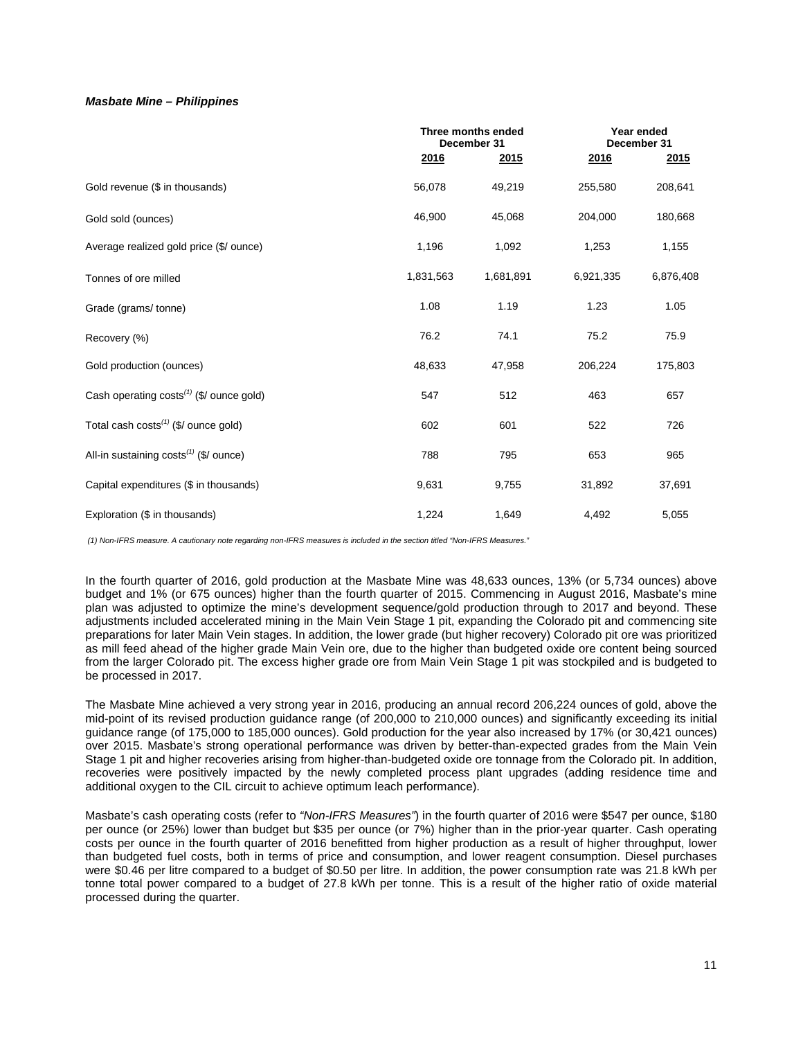***Masbate Mine – Philippines***

| | Three months ended December 31 | | Year ended December 31 | |
|---|---|---|---|---|
| | **2016** | **2015** | **2016** | **2015** |
| Gold revenue ($ in thousands) | 56,078 | 49,219 | 255,580 | 208,641 |
| Gold sold (ounces) | 46,900 | 45,068 | 204,000 | 180,668 |
| Average realized gold price ($/ ounce) | 1,196 | 1,092 | 1,253 | 1,155 |
| Tonnes of ore milled | 1,831,563 | 1,681,891 | 6,921,335 | 6,876,408 |
| Grade (grams/ tonne) | 1.08 | 1.19 | 1.23 | 1.05 |
| Recovery (%) | 76.2 | 74.1 | 75.2 | 75.9 |
| Gold production (ounces) | 48,633 | 47,958 | 206,224 | 175,803 |
| Cash operating costs(1) ($/ ounce gold) | 547 | 512 | 463 | 657 |
| Total cash costs(1) ($/ ounce gold) | 602 | 601 | 522 | 726 |
| All-in sustaining costs(1) ($/ ounce) | 788 | 795 | 653 | 965 |
| Capital expenditures ($ in thousands) | 9,631 | 9,755 | 31,892 | 37,691 |
| Exploration ($ in thousands) | 1,224 | 1,649 | 4,492 | 5,055 |

*(1) Non-IFRS measure. A cautionary note regarding non-IFRS measures is included in the section titled "Non-IFRS Measures."*

In the fourth quarter of 2016, gold production at the Masbate Mine was 48,633 ounces, 13% (or 5,734 ounces) above budget and 1% (or 675 ounces) higher than the fourth quarter of 2015. Commencing in August 2016, Masbate's mine plan was adjusted to optimize the mine's development sequence/gold production through to 2017 and beyond. These adjustments included accelerated mining in the Main Vein Stage 1 pit, expanding the Colorado pit and commencing site preparations for later Main Vein stages. In addition, the lower grade (but higher recovery) Colorado pit ore was prioritized as mill feed ahead of the higher grade Main Vein ore, due to the higher than budgeted oxide ore content being sourced from the larger Colorado pit. The excess higher grade ore from Main Vein Stage 1 pit was stockpiled and is budgeted to be processed in 2017.

The Masbate Mine achieved a very strong year in 2016, producing an annual record 206,224 ounces of gold, above the mid-point of its revised production guidance range (of 200,000 to 210,000 ounces) and significantly exceeding its initial guidance range (of 175,000 to 185,000 ounces). Gold production for the year also increased by 17% (or 30,421 ounces) over 2015. Masbate's strong operational performance was driven by better-than-expected grades from the Main Vein Stage 1 pit and higher recoveries arising from higher-than-budgeted oxide ore tonnage from the Colorado pit. In addition, recoveries were positively impacted by the newly completed process plant upgrades (adding residence time and additional oxygen to the CIL circuit to achieve optimum leach performance).

Masbate's cash operating costs (refer to *"Non-IFRS Measures"*) in the fourth quarter of 2016 were $547 per ounce, $180 per ounce (or 25%) lower than budget but $35 per ounce (or 7%) higher than in the prior-year quarter. Cash operating costs per ounce in the fourth quarter of 2016 benefitted from higher production as a result of higher throughput, lower than budgeted fuel costs, both in terms of price and consumption, and lower reagent consumption. Diesel purchases were $0.46 per litre compared to a budget of $0.50 per litre. In addition, the power consumption rate was 21.8 kWh per tonne total power compared to a budget of 27.8 kWh per tonne. This is a result of the higher ratio of oxide material processed during the quarter.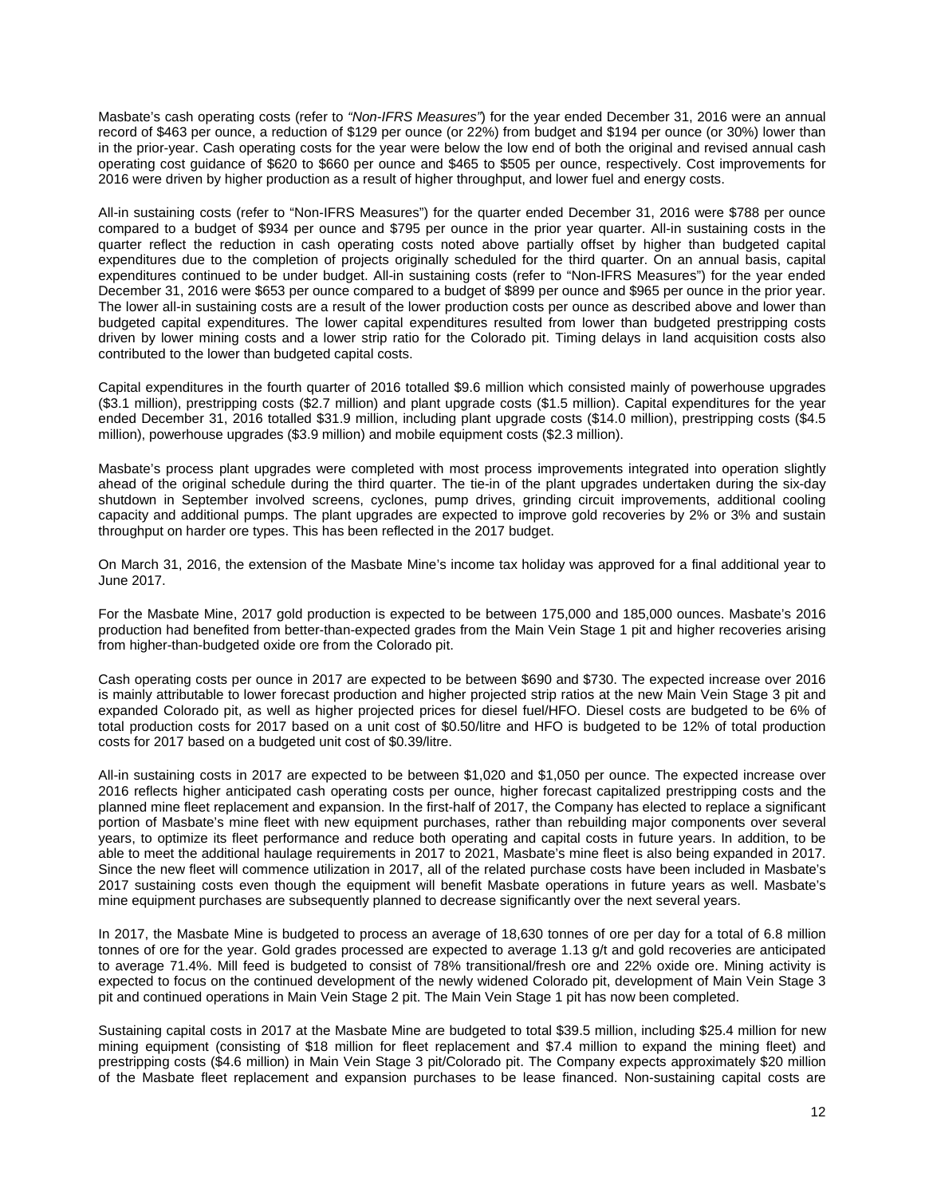Masbate's cash operating costs (refer to *"Non-IFRS Measures"*) for the year ended December 31, 2016 were an annual record of $463 per ounce, a reduction of $129 per ounce (or 22%) from budget and $194 per ounce (or 30%) lower than in the prior-year. Cash operating costs for the year were below the low end of both the original and revised annual cash operating cost guidance of $620 to $660 per ounce and $465 to $505 per ounce, respectively. Cost improvements for 2016 were driven by higher production as a result of higher throughput, and lower fuel and energy costs.

All-in sustaining costs (refer to "Non-IFRS Measures") for the quarter ended December 31, 2016 were $788 per ounce compared to a budget of $934 per ounce and $795 per ounce in the prior year quarter. All-in sustaining costs in the quarter reflect the reduction in cash operating costs noted above partially offset by higher than budgeted capital expenditures due to the completion of projects originally scheduled for the third quarter. On an annual basis, capital expenditures continued to be under budget. All-in sustaining costs (refer to "Non-IFRS Measures") for the year ended December 31, 2016 were $653 per ounce compared to a budget of $899 per ounce and $965 per ounce in the prior year. The lower all-in sustaining costs are a result of the lower production costs per ounce as described above and lower than budgeted capital expenditures. The lower capital expenditures resulted from lower than budgeted prestripping costs driven by lower mining costs and a lower strip ratio for the Colorado pit. Timing delays in land acquisition costs also contributed to the lower than budgeted capital costs.

Capital expenditures in the fourth quarter of 2016 totalled $9.6 million which consisted mainly of powerhouse upgrades ($3.1 million), prestripping costs ($2.7 million) and plant upgrade costs ($1.5 million). Capital expenditures for the year ended December 31, 2016 totalled $31.9 million, including plant upgrade costs ($14.0 million), prestripping costs ($4.5 million), powerhouse upgrades ($3.9 million) and mobile equipment costs ($2.3 million).

Masbate's process plant upgrades were completed with most process improvements integrated into operation slightly ahead of the original schedule during the third quarter. The tie-in of the plant upgrades undertaken during the six-day shutdown in September involved screens, cyclones, pump drives, grinding circuit improvements, additional cooling capacity and additional pumps. The plant upgrades are expected to improve gold recoveries by 2% or 3% and sustain throughput on harder ore types. This has been reflected in the 2017 budget.

On March 31, 2016, the extension of the Masbate Mine's income tax holiday was approved for a final additional year to June 2017.

For the Masbate Mine, 2017 gold production is expected to be between 175,000 and 185,000 ounces. Masbate's 2016 production had benefited from better-than-expected grades from the Main Vein Stage 1 pit and higher recoveries arising from higher-than-budgeted oxide ore from the Colorado pit.

Cash operating costs per ounce in 2017 are expected to be between $690 and $730. The expected increase over 2016 is mainly attributable to lower forecast production and higher projected strip ratios at the new Main Vein Stage 3 pit and expanded Colorado pit, as well as higher projected prices for diesel fuel/HFO. Diesel costs are budgeted to be 6% of total production costs for 2017 based on a unit cost of $0.50/litre and HFO is budgeted to be 12% of total production costs for 2017 based on a budgeted unit cost of $0.39/litre.

All-in sustaining costs in 2017 are expected to be between $1,020 and $1,050 per ounce. The expected increase over 2016 reflects higher anticipated cash operating costs per ounce, higher forecast capitalized prestripping costs and the planned mine fleet replacement and expansion. In the first-half of 2017, the Company has elected to replace a significant portion of Masbate's mine fleet with new equipment purchases, rather than rebuilding major components over several years, to optimize its fleet performance and reduce both operating and capital costs in future years. In addition, to be able to meet the additional haulage requirements in 2017 to 2021, Masbate's mine fleet is also being expanded in 2017. Since the new fleet will commence utilization in 2017, all of the related purchase costs have been included in Masbate's 2017 sustaining costs even though the equipment will benefit Masbate operations in future years as well. Masbate's mine equipment purchases are subsequently planned to decrease significantly over the next several years.

In 2017, the Masbate Mine is budgeted to process an average of 18,630 tonnes of ore per day for a total of 6.8 million tonnes of ore for the year. Gold grades processed are expected to average 1.13 g/t and gold recoveries are anticipated to average 71.4%. Mill feed is budgeted to consist of 78% transitional/fresh ore and 22% oxide ore. Mining activity is expected to focus on the continued development of the newly widened Colorado pit, development of Main Vein Stage 3 pit and continued operations in Main Vein Stage 2 pit. The Main Vein Stage 1 pit has now been completed.

Sustaining capital costs in 2017 at the Masbate Mine are budgeted to total $39.5 million, including $25.4 million for new mining equipment (consisting of $18 million for fleet replacement and $7.4 million to expand the mining fleet) and prestripping costs ($4.6 million) in Main Vein Stage 3 pit/Colorado pit. The Company expects approximately $20 million of the Masbate fleet replacement and expansion purchases to be lease financed. Non-sustaining capital costs are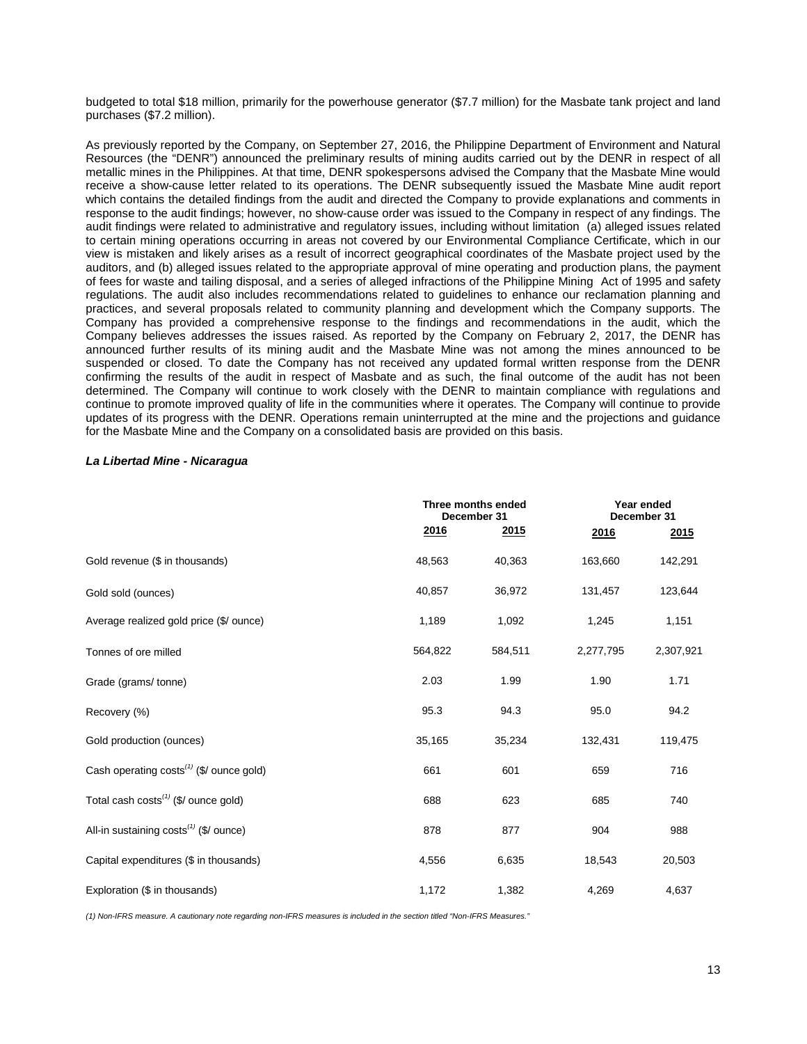budgeted to total $18 million, primarily for the powerhouse generator ($7.7 million) for the Masbate tank project and land purchases ($7.2 million).

As previously reported by the Company, on September 27, 2016, the Philippine Department of Environment and Natural Resources (the "DENR") announced the preliminary results of mining audits carried out by the DENR in respect of all metallic mines in the Philippines. At that time, DENR spokespersons advised the Company that the Masbate Mine would receive a show-cause letter related to its operations. The DENR subsequently issued the Masbate Mine audit report which contains the detailed findings from the audit and directed the Company to provide explanations and comments in response to the audit findings; however, no show-cause order was issued to the Company in respect of any findings. The audit findings were related to administrative and regulatory issues, including without limitation (a) alleged issues related to certain mining operations occurring in areas not covered by our Environmental Compliance Certificate, which in our view is mistaken and likely arises as a result of incorrect geographical coordinates of the Masbate project used by the auditors, and (b) alleged issues related to the appropriate approval of mine operating and production plans, the payment of fees for waste and tailing disposal, and a series of alleged infractions of the Philippine Mining Act of 1995 and safety regulations. The audit also includes recommendations related to guidelines to enhance our reclamation planning and practices, and several proposals related to community planning and development which the Company supports. The Company has provided a comprehensive response to the findings and recommendations in the audit, which the Company believes addresses the issues raised. As reported by the Company on February 2, 2017, the DENR has announced further results of its mining audit and the Masbate Mine was not among the mines announced to be suspended or closed. To date the Company has not received any updated formal written response from the DENR confirming the results of the audit in respect of Masbate and as such, the final outcome of the audit has not been determined. The Company will continue to work closely with the DENR to maintain compliance with regulations and continue to promote improved quality of life in the communities where it operates. The Company will continue to provide updates of its progress with the DENR. Operations remain uninterrupted at the mine and the projections and guidance for the Masbate Mine and the Company on a consolidated basis are provided on this basis.

***La Libertad Mine - Nicaragua***

| | Three months ended December 31 | | Year ended December 31 | |
|---|---|---|---|---|
| | 2016 | 2015 | 2016 | 2015 |
| Gold revenue ($ in thousands) | 48,563 | 40,363 | 163,660 | 142,291 |
| Gold sold (ounces) | 40,857 | 36,972 | 131,457 | 123,644 |
| Average realized gold price ($/ ounce) | 1,189 | 1,092 | 1,245 | 1,151 |
| Tonnes of ore milled | 564,822 | 584,511 | 2,277,795 | 2,307,921 |
| Grade (grams/ tonne) | 2.03 | 1.99 | 1.90 | 1.71 |
| Recovery (%) | 95.3 | 94.3 | 95.0 | 94.2 |
| Gold production (ounces) | 35,165 | 35,234 | 132,431 | 119,475 |
| Cash operating costs(1) ($/ ounce gold) | 661 | 601 | 659 | 716 |
| Total cash costs(1) ($/ ounce gold) | 688 | 623 | 685 | 740 |
| All-in sustaining costs(1) ($/ ounce) | 878 | 877 | 904 | 988 |
| Capital expenditures ($ in thousands) | 4,556 | 6,635 | 18,543 | 20,503 |
| Exploration ($ in thousands) | 1,172 | 1,382 | 4,269 | 4,637 |

*(1) Non-IFRS measure. A cautionary note regarding non-IFRS measures is included in the section titled "Non-IFRS Measures."*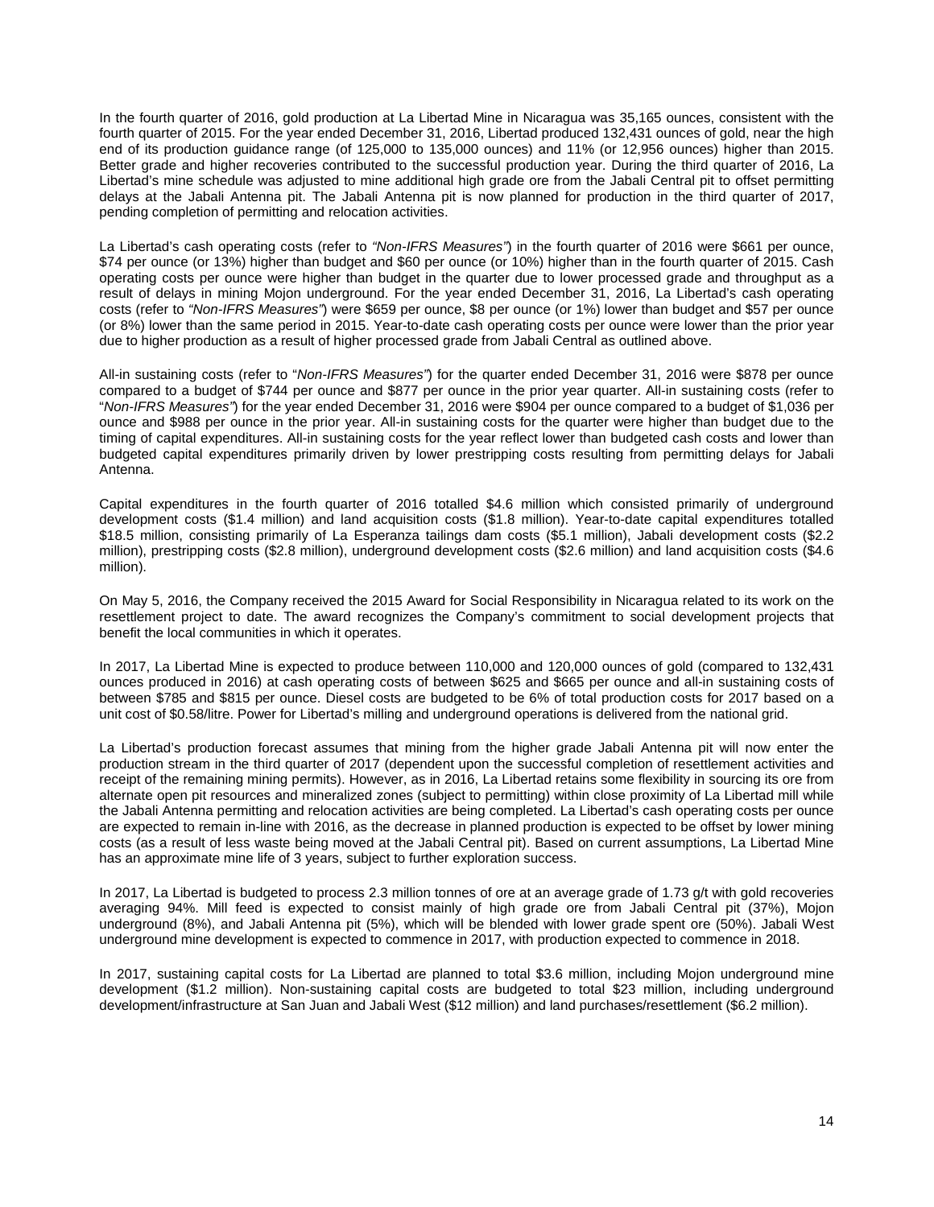In the fourth quarter of 2016, gold production at La Libertad Mine in Nicaragua was 35,165 ounces, consistent with the fourth quarter of 2015. For the year ended December 31, 2016, Libertad produced 132,431 ounces of gold, near the high end of its production guidance range (of 125,000 to 135,000 ounces) and 11% (or 12,956 ounces) higher than 2015. Better grade and higher recoveries contributed to the successful production year. During the third quarter of 2016, La Libertad's mine schedule was adjusted to mine additional high grade ore from the Jabali Central pit to offset permitting delays at the Jabali Antenna pit. The Jabali Antenna pit is now planned for production in the third quarter of 2017, pending completion of permitting and relocation activities.

La Libertad's cash operating costs (refer to *"Non-IFRS Measures"*) in the fourth quarter of 2016 were $661 per ounce, $74 per ounce (or 13%) higher than budget and $60 per ounce (or 10%) higher than in the fourth quarter of 2015. Cash operating costs per ounce were higher than budget in the quarter due to lower processed grade and throughput as a result of delays in mining Mojon underground. For the year ended December 31, 2016, La Libertad's cash operating costs (refer to *"Non-IFRS Measures"*) were $659 per ounce, $8 per ounce (or 1%) lower than budget and $57 per ounce (or 8%) lower than the same period in 2015. Year-to-date cash operating costs per ounce were lower than the prior year due to higher production as a result of higher processed grade from Jabali Central as outlined above.

All-in sustaining costs (refer to "*Non-IFRS Measures"*) for the quarter ended December 31, 2016 were $878 per ounce compared to a budget of $744 per ounce and $877 per ounce in the prior year quarter. All-in sustaining costs (refer to "*Non-IFRS Measures"*) for the year ended December 31, 2016 were $904 per ounce compared to a budget of $1,036 per ounce and $988 per ounce in the prior year. All-in sustaining costs for the quarter were higher than budget due to the timing of capital expenditures. All-in sustaining costs for the year reflect lower than budgeted cash costs and lower than budgeted capital expenditures primarily driven by lower prestripping costs resulting from permitting delays for Jabali Antenna.

Capital expenditures in the fourth quarter of 2016 totalled $4.6 million which consisted primarily of underground development costs ($1.4 million) and land acquisition costs ($1.8 million). Year-to-date capital expenditures totalled $18.5 million, consisting primarily of La Esperanza tailings dam costs ($5.1 million), Jabali development costs ($2.2 million), prestripping costs ($2.8 million), underground development costs ($2.6 million) and land acquisition costs ($4.6 million).

On May 5, 2016, the Company received the 2015 Award for Social Responsibility in Nicaragua related to its work on the resettlement project to date. The award recognizes the Company's commitment to social development projects that benefit the local communities in which it operates.

In 2017, La Libertad Mine is expected to produce between 110,000 and 120,000 ounces of gold (compared to 132,431 ounces produced in 2016) at cash operating costs of between $625 and $665 per ounce and all-in sustaining costs of between $785 and $815 per ounce. Diesel costs are budgeted to be 6% of total production costs for 2017 based on a unit cost of $0.58/litre. Power for Libertad's milling and underground operations is delivered from the national grid.

La Libertad's production forecast assumes that mining from the higher grade Jabali Antenna pit will now enter the production stream in the third quarter of 2017 (dependent upon the successful completion of resettlement activities and receipt of the remaining mining permits). However, as in 2016, La Libertad retains some flexibility in sourcing its ore from alternate open pit resources and mineralized zones (subject to permitting) within close proximity of La Libertad mill while the Jabali Antenna permitting and relocation activities are being completed. La Libertad's cash operating costs per ounce are expected to remain in-line with 2016, as the decrease in planned production is expected to be offset by lower mining costs (as a result of less waste being moved at the Jabali Central pit). Based on current assumptions, La Libertad Mine has an approximate mine life of 3 years, subject to further exploration success.

In 2017, La Libertad is budgeted to process 2.3 million tonnes of ore at an average grade of 1.73 g/t with gold recoveries averaging 94%. Mill feed is expected to consist mainly of high grade ore from Jabali Central pit (37%), Mojon underground (8%), and Jabali Antenna pit (5%), which will be blended with lower grade spent ore (50%). Jabali West underground mine development is expected to commence in 2017, with production expected to commence in 2018.

In 2017, sustaining capital costs for La Libertad are planned to total $3.6 million, including Mojon underground mine development ($1.2 million). Non-sustaining capital costs are budgeted to total $23 million, including underground development/infrastructure at San Juan and Jabali West ($12 million) and land purchases/resettlement ($6.2 million).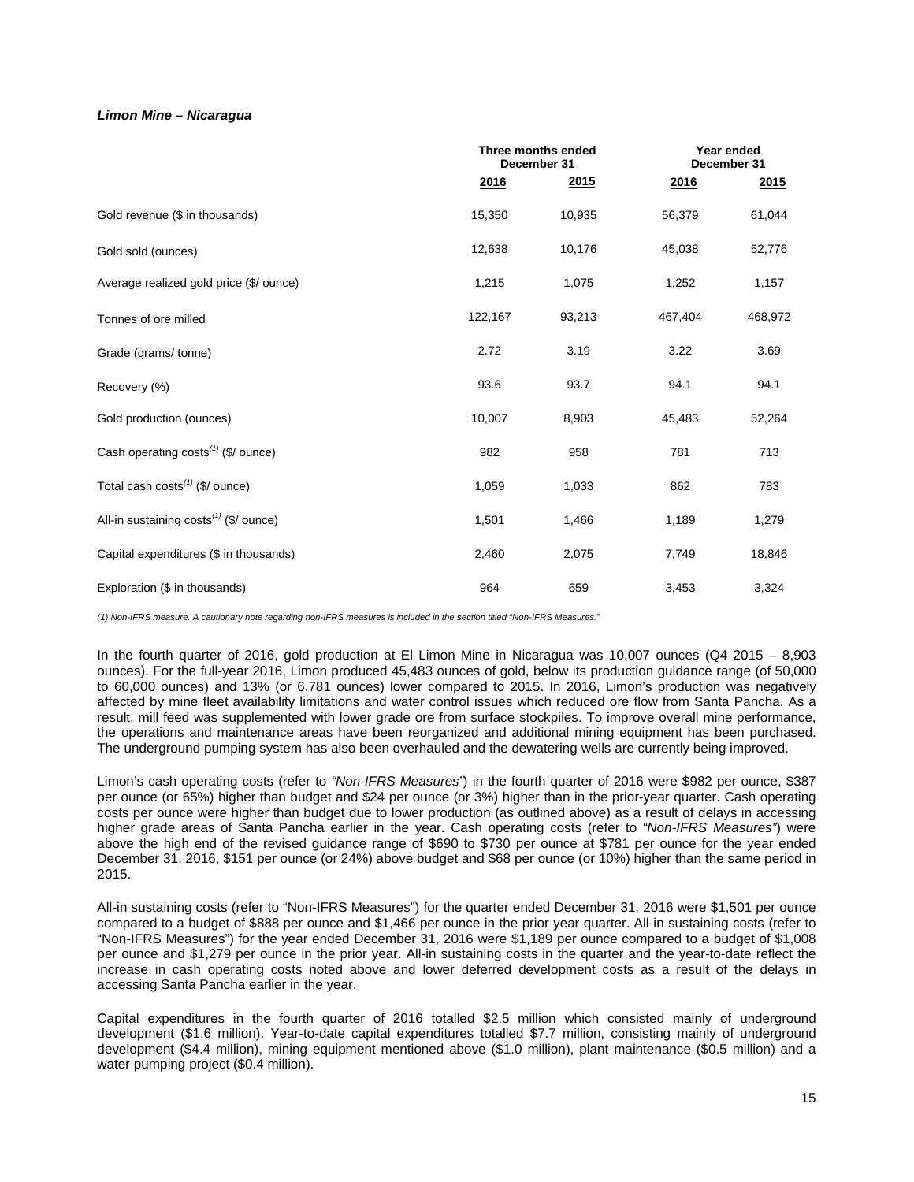***Limon Mine – Nicaragua***

| | Three months ended December 31 | | Year ended December 31 | |
|---|---|---|---|---|
| | 2016 | 2015 | 2016 | 2015 |
| Gold revenue ($ in thousands) | 15,350 | 10,935 | 56,379 | 61,044 |
| Gold sold (ounces) | 12,638 | 10,176 | 45,038 | 52,776 |
| Average realized gold price ($/ ounce) | 1,215 | 1,075 | 1,252 | 1,157 |
| Tonnes of ore milled | 122,167 | 93,213 | 467,404 | 468,972 |
| Grade (grams/ tonne) | 2.72 | 3.19 | 3.22 | 3.69 |
| Recovery (%) | 93.6 | 93.7 | 94.1 | 94.1 |
| Gold production (ounces) | 10,007 | 8,903 | 45,483 | 52,264 |
| Cash operating costs(1) ($/ ounce) | 982 | 958 | 781 | 713 |
| Total cash costs(1) ($/ ounce) | 1,059 | 1,033 | 862 | 783 |
| All-in sustaining costs(1) ($/ ounce) | 1,501 | 1,466 | 1,189 | 1,279 |
| Capital expenditures ($ in thousands) | 2,460 | 2,075 | 7,749 | 18,846 |
| Exploration ($ in thousands) | 964 | 659 | 3,453 | 3,324 |

*(1) Non-IFRS measure. A cautionary note regarding non-IFRS measures is included in the section titled "Non-IFRS Measures."*

In the fourth quarter of 2016, gold production at El Limon Mine in Nicaragua was 10,007 ounces (Q4 2015 – 8,903 ounces). For the full-year 2016, Limon produced 45,483 ounces of gold, below its production guidance range (of 50,000 to 60,000 ounces) and 13% (or 6,781 ounces) lower compared to 2015. In 2016, Limon's production was negatively affected by mine fleet availability limitations and water control issues which reduced ore flow from Santa Pancha. As a result, mill feed was supplemented with lower grade ore from surface stockpiles. To improve overall mine performance, the operations and maintenance areas have been reorganized and additional mining equipment has been purchased. The underground pumping system has also been overhauled and the dewatering wells are currently being improved.

Limon's cash operating costs (refer to *"Non-IFRS Measures"*) in the fourth quarter of 2016 were $982 per ounce, $387 per ounce (or 65%) higher than budget and $24 per ounce (or 3%) higher than in the prior-year quarter. Cash operating costs per ounce were higher than budget due to lower production (as outlined above) as a result of delays in accessing higher grade areas of Santa Pancha earlier in the year. Cash operating costs (refer to *"Non-IFRS Measures"*) were above the high end of the revised guidance range of $690 to $730 per ounce at $781 per ounce for the year ended December 31, 2016, $151 per ounce (or 24%) above budget and $68 per ounce (or 10%) higher than the same period in 2015.

All-in sustaining costs (refer to "Non-IFRS Measures") for the quarter ended December 31, 2016 were $1,501 per ounce compared to a budget of $888 per ounce and $1,466 per ounce in the prior year quarter. All-in sustaining costs (refer to "Non-IFRS Measures") for the year ended December 31, 2016 were $1,189 per ounce compared to a budget of $1,008 per ounce and $1,279 per ounce in the prior year. All-in sustaining costs in the quarter and the year-to-date reflect the increase in cash operating costs noted above and lower deferred development costs as a result of the delays in accessing Santa Pancha earlier in the year.

Capital expenditures in the fourth quarter of 2016 totalled $2.5 million which consisted mainly of underground development ($1.6 million). Year-to-date capital expenditures totalled $7.7 million, consisting mainly of underground development ($4.4 million), mining equipment mentioned above ($1.0 million), plant maintenance ($0.5 million) and a water pumping project ($0.4 million).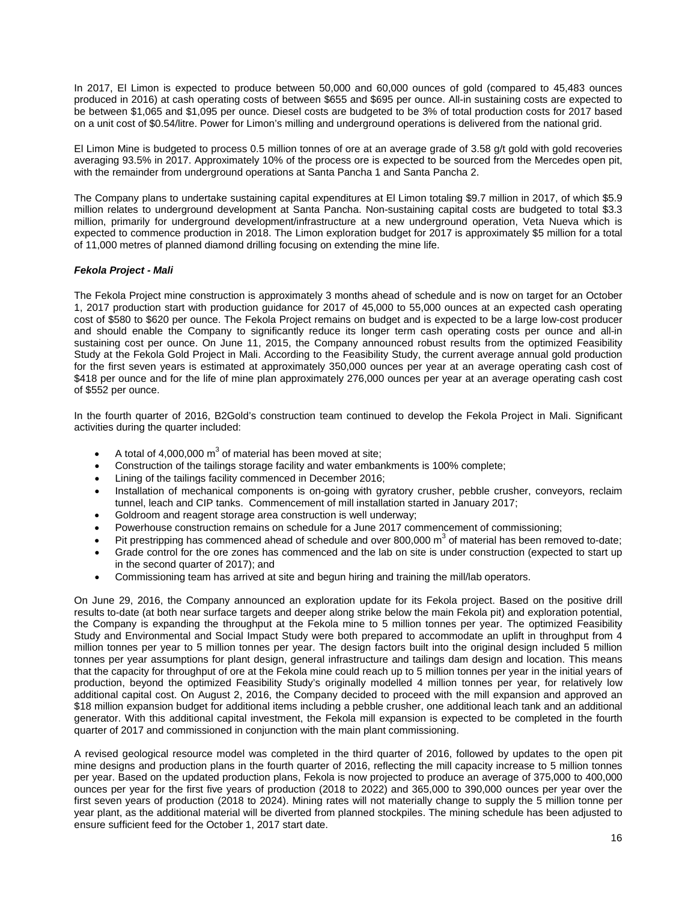In 2017, El Limon is expected to produce between 50,000 and 60,000 ounces of gold (compared to 45,483 ounces produced in 2016) at cash operating costs of between $655 and $695 per ounce. All-in sustaining costs are expected to be between $1,065 and $1,095 per ounce. Diesel costs are budgeted to be 3% of total production costs for 2017 based on a unit cost of $0.54/litre. Power for Limon's milling and underground operations is delivered from the national grid.

El Limon Mine is budgeted to process 0.5 million tonnes of ore at an average grade of 3.58 g/t gold with gold recoveries averaging 93.5% in 2017. Approximately 10% of the process ore is expected to be sourced from the Mercedes open pit, with the remainder from underground operations at Santa Pancha 1 and Santa Pancha 2.

The Company plans to undertake sustaining capital expenditures at El Limon totaling $9.7 million in 2017, of which $5.9 million relates to underground development at Santa Pancha. Non-sustaining capital costs are budgeted to total $3.3 million, primarily for underground development/infrastructure at a new underground operation, Veta Nueva which is expected to commence production in 2018. The Limon exploration budget for 2017 is approximately $5 million for a total of 11,000 metres of planned diamond drilling focusing on extending the mine life.

***Fekola Project - Mali***

The Fekola Project mine construction is approximately 3 months ahead of schedule and is now on target for an October 1, 2017 production start with production guidance for 2017 of 45,000 to 55,000 ounces at an expected cash operating cost of $580 to $620 per ounce. The Fekola Project remains on budget and is expected to be a large low-cost producer and should enable the Company to significantly reduce its longer term cash operating costs per ounce and all-in sustaining cost per ounce. On June 11, 2015, the Company announced robust results from the optimized Feasibility Study at the Fekola Gold Project in Mali. According to the Feasibility Study, the current average annual gold production for the first seven years is estimated at approximately 350,000 ounces per year at an average operating cash cost of $418 per ounce and for the life of mine plan approximately 276,000 ounces per year at an average operating cash cost of $552 per ounce.

In the fourth quarter of 2016, B2Gold's construction team continued to develop the Fekola Project in Mali. Significant activities during the quarter included:

- A total of 4,000,000 $m^3$ of material has been moved at site;
- Construction of the tailings storage facility and water embankments is 100% complete;
- Lining of the tailings facility commenced in December 2016;
- Installation of mechanical components is on-going with gyratory crusher, pebble crusher, conveyors, reclaim tunnel, leach and CIP tanks. Commencement of mill installation started in January 2017;
- Goldroom and reagent storage area construction is well underway;
- Powerhouse construction remains on schedule for a June 2017 commencement of commissioning;
- Pit prestripping has commenced ahead of schedule and over 800,000 $m^3$ of material has been removed to-date;
- Grade control for the ore zones has commenced and the lab on site is under construction (expected to start up in the second quarter of 2017); and
- Commissioning team has arrived at site and begun hiring and training the mill/lab operators.

On June 29, 2016, the Company announced an exploration update for its Fekola project. Based on the positive drill results to-date (at both near surface targets and deeper along strike below the main Fekola pit) and exploration potential, the Company is expanding the throughput at the Fekola mine to 5 million tonnes per year. The optimized Feasibility Study and Environmental and Social Impact Study were both prepared to accommodate an uplift in throughput from 4 million tonnes per year to 5 million tonnes per year. The design factors built into the original design included 5 million tonnes per year assumptions for plant design, general infrastructure and tailings dam design and location. This means that the capacity for throughput of ore at the Fekola mine could reach up to 5 million tonnes per year in the initial years of production, beyond the optimized Feasibility Study's originally modelled 4 million tonnes per year, for relatively low additional capital cost. On August 2, 2016, the Company decided to proceed with the mill expansion and approved an $18 million expansion budget for additional items including a pebble crusher, one additional leach tank and an additional generator. With this additional capital investment, the Fekola mill expansion is expected to be completed in the fourth quarter of 2017 and commissioned in conjunction with the main plant commissioning.

A revised geological resource model was completed in the third quarter of 2016, followed by updates to the open pit mine designs and production plans in the fourth quarter of 2016, reflecting the mill capacity increase to 5 million tonnes per year. Based on the updated production plans, Fekola is now projected to produce an average of 375,000 to 400,000 ounces per year for the first five years of production (2018 to 2022) and 365,000 to 390,000 ounces per year over the first seven years of production (2018 to 2024). Mining rates will not materially change to supply the 5 million tonne per year plant, as the additional material will be diverted from planned stockpiles. The mining schedule has been adjusted to ensure sufficient feed for the October 1, 2017 start date.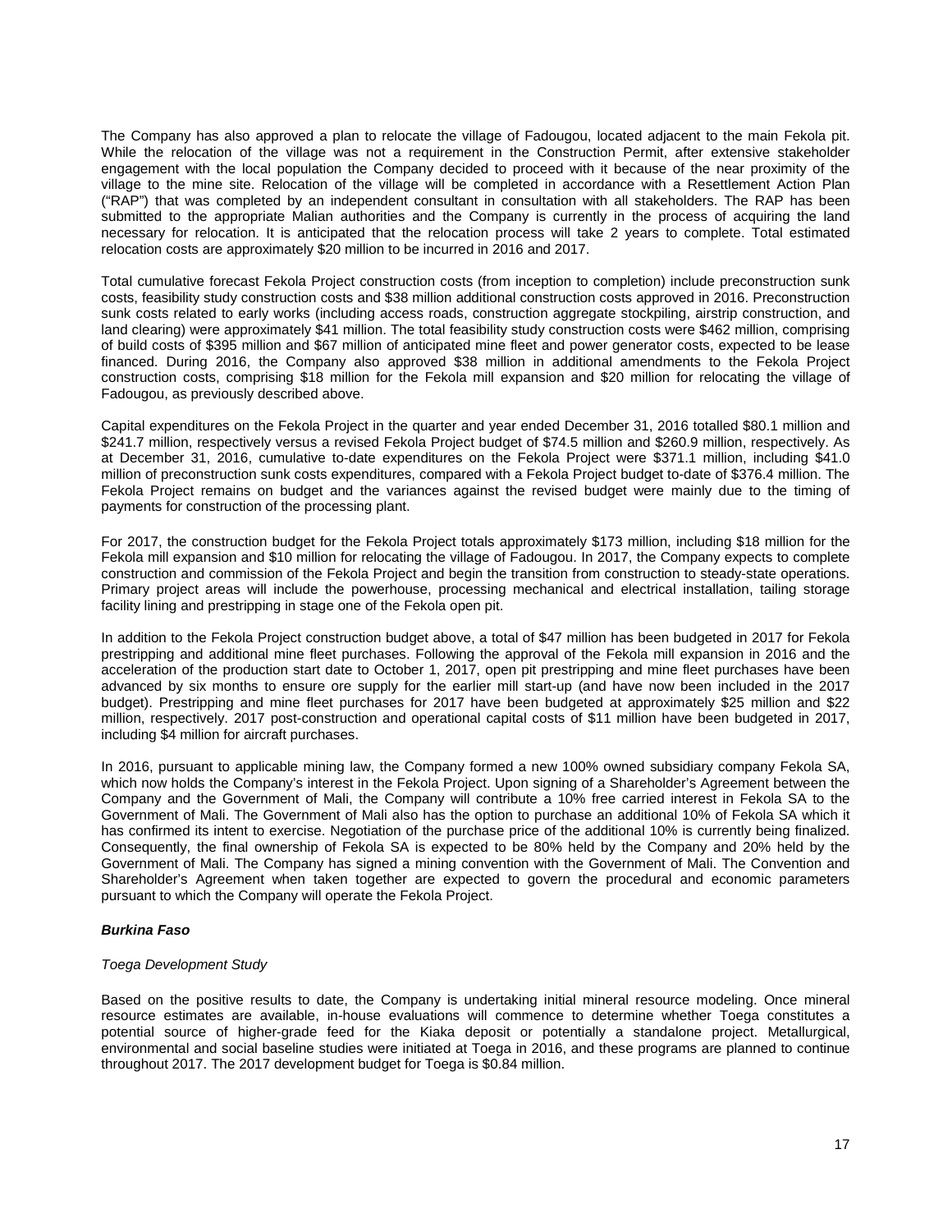The Company has also approved a plan to relocate the village of Fadougou, located adjacent to the main Fekola pit. While the relocation of the village was not a requirement in the Construction Permit, after extensive stakeholder engagement with the local population the Company decided to proceed with it because of the near proximity of the village to the mine site. Relocation of the village will be completed in accordance with a Resettlement Action Plan ("RAP") that was completed by an independent consultant in consultation with all stakeholders. The RAP has been submitted to the appropriate Malian authorities and the Company is currently in the process of acquiring the land necessary for relocation. It is anticipated that the relocation process will take 2 years to complete. Total estimated relocation costs are approximately $20 million to be incurred in 2016 and 2017.

Total cumulative forecast Fekola Project construction costs (from inception to completion) include preconstruction sunk costs, feasibility study construction costs and $38 million additional construction costs approved in 2016. Preconstruction sunk costs related to early works (including access roads, construction aggregate stockpiling, airstrip construction, and land clearing) were approximately $41 million. The total feasibility study construction costs were $462 million, comprising of build costs of $395 million and $67 million of anticipated mine fleet and power generator costs, expected to be lease financed. During 2016, the Company also approved $38 million in additional amendments to the Fekola Project construction costs, comprising $18 million for the Fekola mill expansion and $20 million for relocating the village of Fadougou, as previously described above.

Capital expenditures on the Fekola Project in the quarter and year ended December 31, 2016 totalled $80.1 million and $241.7 million, respectively versus a revised Fekola Project budget of $74.5 million and $260.9 million, respectively. As at December 31, 2016, cumulative to-date expenditures on the Fekola Project were $371.1 million, including $41.0 million of preconstruction sunk costs expenditures, compared with a Fekola Project budget to-date of $376.4 million. The Fekola Project remains on budget and the variances against the revised budget were mainly due to the timing of payments for construction of the processing plant.

For 2017, the construction budget for the Fekola Project totals approximately $173 million, including $18 million for the Fekola mill expansion and $10 million for relocating the village of Fadougou. In 2017, the Company expects to complete construction and commission of the Fekola Project and begin the transition from construction to steady-state operations. Primary project areas will include the powerhouse, processing mechanical and electrical installation, tailing storage facility lining and prestripping in stage one of the Fekola open pit.

In addition to the Fekola Project construction budget above, a total of $47 million has been budgeted in 2017 for Fekola prestripping and additional mine fleet purchases. Following the approval of the Fekola mill expansion in 2016 and the acceleration of the production start date to October 1, 2017, open pit prestripping and mine fleet purchases have been advanced by six months to ensure ore supply for the earlier mill start-up (and have now been included in the 2017 budget). Prestripping and mine fleet purchases for 2017 have been budgeted at approximately $25 million and $22 million, respectively. 2017 post-construction and operational capital costs of $11 million have been budgeted in 2017, including $4 million for aircraft purchases.

In 2016, pursuant to applicable mining law, the Company formed a new 100% owned subsidiary company Fekola SA, which now holds the Company's interest in the Fekola Project. Upon signing of a Shareholder's Agreement between the Company and the Government of Mali, the Company will contribute a 10% free carried interest in Fekola SA to the Government of Mali. The Government of Mali also has the option to purchase an additional 10% of Fekola SA which it has confirmed its intent to exercise. Negotiation of the purchase price of the additional 10% is currently being finalized. Consequently, the final ownership of Fekola SA is expected to be 80% held by the Company and 20% held by the Government of Mali. The Company has signed a mining convention with the Government of Mali. The Convention and Shareholder's Agreement when taken together are expected to govern the procedural and economic parameters pursuant to which the Company will operate the Fekola Project.

### ***Burkina Faso***

*Toega Development Study*

Based on the positive results to date, the Company is undertaking initial mineral resource modeling. Once mineral resource estimates are available, in-house evaluations will commence to determine whether Toega constitutes a potential source of higher-grade feed for the Kiaka deposit or potentially a standalone project. Metallurgical, environmental and social baseline studies were initiated at Toega in 2016, and these programs are planned to continue throughout 2017. The 2017 development budget for Toega is $0.84 million.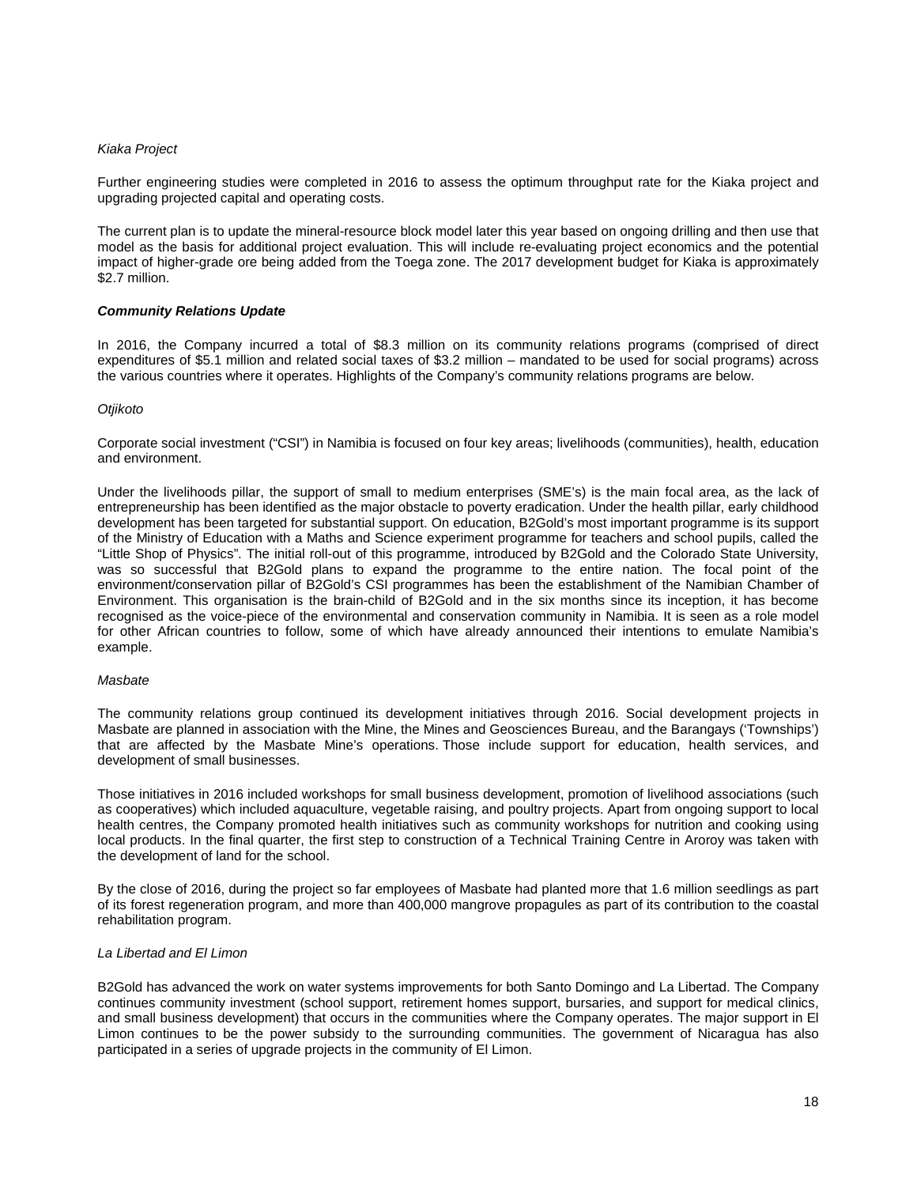*Kiaka Project*

Further engineering studies were completed in 2016 to assess the optimum throughput rate for the Kiaka project and upgrading projected capital and operating costs.

The current plan is to update the mineral-resource block model later this year based on ongoing drilling and then use that model as the basis for additional project evaluation. This will include re-evaluating project economics and the potential impact of higher-grade ore being added from the Toega zone. The 2017 development budget for Kiaka is approximately $2.7 million.

***Community Relations Update***

In 2016, the Company incurred a total of $8.3 million on its community relations programs (comprised of direct expenditures of $5.1 million and related social taxes of $3.2 million – mandated to be used for social programs) across the various countries where it operates. Highlights of the Company's community relations programs are below.

*Otjikoto*

Corporate social investment ("CSI") in Namibia is focused on four key areas; livelihoods (communities), health, education and environment.

Under the livelihoods pillar, the support of small to medium enterprises (SME's) is the main focal area, as the lack of entrepreneurship has been identified as the major obstacle to poverty eradication. Under the health pillar, early childhood development has been targeted for substantial support. On education, B2Gold's most important programme is its support of the Ministry of Education with a Maths and Science experiment programme for teachers and school pupils, called the "Little Shop of Physics". The initial roll-out of this programme, introduced by B2Gold and the Colorado State University, was so successful that B2Gold plans to expand the programme to the entire nation. The focal point of the environment/conservation pillar of B2Gold's CSI programmes has been the establishment of the Namibian Chamber of Environment. This organisation is the brain-child of B2Gold and in the six months since its inception, it has become recognised as the voice-piece of the environmental and conservation community in Namibia. It is seen as a role model for other African countries to follow, some of which have already announced their intentions to emulate Namibia's example.

*Masbate*

The community relations group continued its development initiatives through 2016. Social development projects in Masbate are planned in association with the Mine, the Mines and Geosciences Bureau, and the Barangays ('Townships') that are affected by the Masbate Mine's operations. Those include support for education, health services, and development of small businesses.

Those initiatives in 2016 included workshops for small business development, promotion of livelihood associations (such as cooperatives) which included aquaculture, vegetable raising, and poultry projects. Apart from ongoing support to local health centres, the Company promoted health initiatives such as community workshops for nutrition and cooking using local products. In the final quarter, the first step to construction of a Technical Training Centre in Aroroy was taken with the development of land for the school.

By the close of 2016, during the project so far employees of Masbate had planted more that 1.6 million seedlings as part of its forest regeneration program, and more than 400,000 mangrove propagules as part of its contribution to the coastal rehabilitation program.

*La Libertad and El Limon*

B2Gold has advanced the work on water systems improvements for both Santo Domingo and La Libertad. The Company continues community investment (school support, retirement homes support, bursaries, and support for medical clinics, and small business development) that occurs in the communities where the Company operates. The major support in El Limon continues to be the power subsidy to the surrounding communities. The government of Nicaragua has also participated in a series of upgrade projects in the community of El Limon.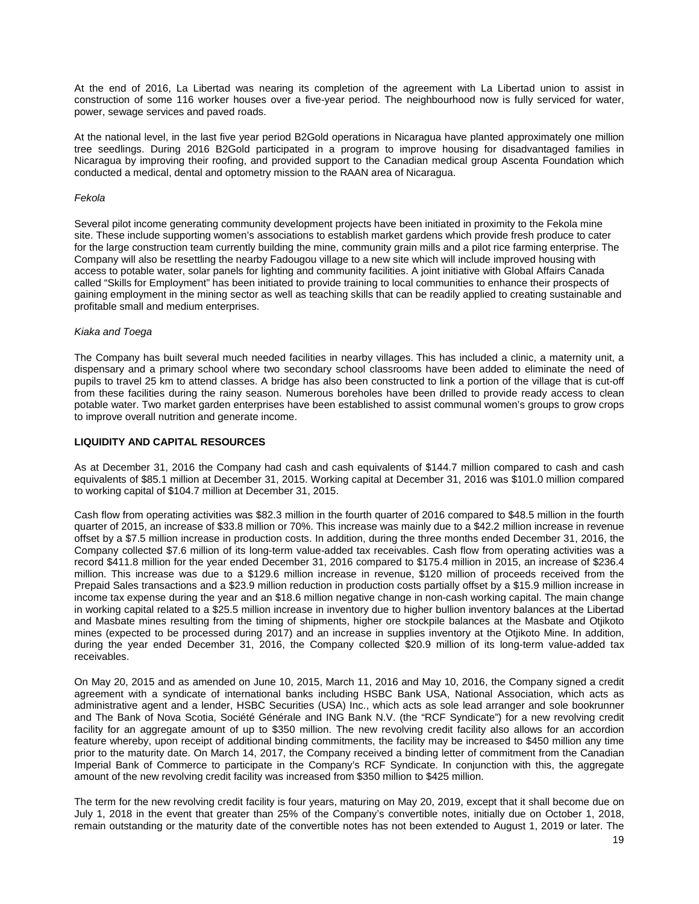At the end of 2016, La Libertad was nearing its completion of the agreement with La Libertad union to assist in construction of some 116 worker houses over a five-year period. The neighbourhood now is fully serviced for water, power, sewage services and paved roads.

At the national level, in the last five year period B2Gold operations in Nicaragua have planted approximately one million tree seedlings. During 2016 B2Gold participated in a program to improve housing for disadvantaged families in Nicaragua by improving their roofing, and provided support to the Canadian medical group Ascenta Foundation which conducted a medical, dental and optometry mission to the RAAN area of Nicaragua.

*Fekola*

Several pilot income generating community development projects have been initiated in proximity to the Fekola mine site. These include supporting women's associations to establish market gardens which provide fresh produce to cater for the large construction team currently building the mine, community grain mills and a pilot rice farming enterprise. The Company will also be resettling the nearby Fadougou village to a new site which will include improved housing with access to potable water, solar panels for lighting and community facilities. A joint initiative with Global Affairs Canada called "Skills for Employment" has been initiated to provide training to local communities to enhance their prospects of gaining employment in the mining sector as well as teaching skills that can be readily applied to creating sustainable and profitable small and medium enterprises.

*Kiaka and Toega*

The Company has built several much needed facilities in nearby villages. This has included a clinic, a maternity unit, a dispensary and a primary school where two secondary school classrooms have been added to eliminate the need of pupils to travel 25 km to attend classes. A bridge has also been constructed to link a portion of the village that is cut-off from these facilities during the rainy season. Numerous boreholes have been drilled to provide ready access to clean potable water. Two market garden enterprises have been established to assist communal women's groups to grow crops to improve overall nutrition and generate income.

## LIQUIDITY AND CAPITAL RESOURCES

As at December 31, 2016 the Company had cash and cash equivalents of $144.7 million compared to cash and cash equivalents of $85.1 million at December 31, 2015. Working capital at December 31, 2016 was $101.0 million compared to working capital of $104.7 million at December 31, 2015.

Cash flow from operating activities was $82.3 million in the fourth quarter of 2016 compared to $48.5 million in the fourth quarter of 2015, an increase of $33.8 million or 70%. This increase was mainly due to a $42.2 million increase in revenue offset by a $7.5 million increase in production costs. In addition, during the three months ended December 31, 2016, the Company collected $7.6 million of its long-term value-added tax receivables. Cash flow from operating activities was a record $411.8 million for the year ended December 31, 2016 compared to $175.4 million in 2015, an increase of $236.4 million. This increase was due to a $129.6 million increase in revenue, $120 million of proceeds received from the Prepaid Sales transactions and a $23.9 million reduction in production costs partially offset by a $15.9 million increase in income tax expense during the year and an $18.6 million negative change in non-cash working capital. The main change in working capital related to a $25.5 million increase in inventory due to higher bullion inventory balances at the Libertad and Masbate mines resulting from the timing of shipments, higher ore stockpile balances at the Masbate and Otjikoto mines (expected to be processed during 2017) and an increase in supplies inventory at the Otjikoto Mine. In addition, during the year ended December 31, 2016, the Company collected $20.9 million of its long-term value-added tax receivables.

On May 20, 2015 and as amended on June 10, 2015, March 11, 2016 and May 10, 2016, the Company signed a credit agreement with a syndicate of international banks including HSBC Bank USA, National Association, which acts as administrative agent and a lender, HSBC Securities (USA) Inc., which acts as sole lead arranger and sole bookrunner and The Bank of Nova Scotia, Société Générale and ING Bank N.V. (the "RCF Syndicate") for a new revolving credit facility for an aggregate amount of up to $350 million. The new revolving credit facility also allows for an accordion feature whereby, upon receipt of additional binding commitments, the facility may be increased to $450 million any time prior to the maturity date. On March 14, 2017, the Company received a binding letter of commitment from the Canadian Imperial Bank of Commerce to participate in the Company's RCF Syndicate. In conjunction with this, the aggregate amount of the new revolving credit facility was increased from $350 million to $425 million.

The term for the new revolving credit facility is four years, maturing on May 20, 2019, except that it shall become due on July 1, 2018 in the event that greater than 25% of the Company's convertible notes, initially due on October 1, 2018, remain outstanding or the maturity date of the convertible notes has not been extended to August 1, 2019 or later. The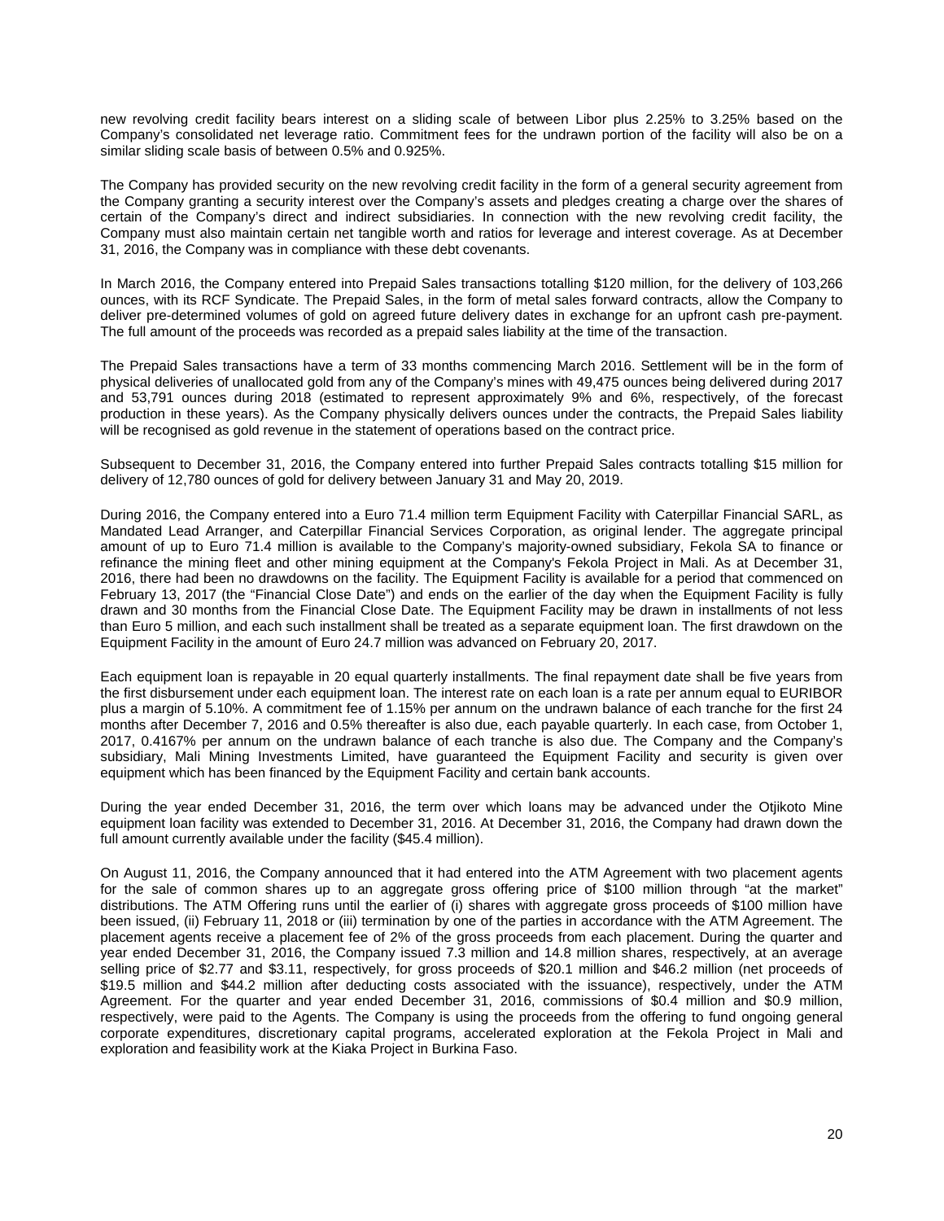new revolving credit facility bears interest on a sliding scale of between Libor plus 2.25% to 3.25% based on the Company's consolidated net leverage ratio. Commitment fees for the undrawn portion of the facility will also be on a similar sliding scale basis of between 0.5% and 0.925%.

The Company has provided security on the new revolving credit facility in the form of a general security agreement from the Company granting a security interest over the Company's assets and pledges creating a charge over the shares of certain of the Company's direct and indirect subsidiaries. In connection with the new revolving credit facility, the Company must also maintain certain net tangible worth and ratios for leverage and interest coverage. As at December 31, 2016, the Company was in compliance with these debt covenants.

In March 2016, the Company entered into Prepaid Sales transactions totalling $120 million, for the delivery of 103,266 ounces, with its RCF Syndicate. The Prepaid Sales, in the form of metal sales forward contracts, allow the Company to deliver pre-determined volumes of gold on agreed future delivery dates in exchange for an upfront cash pre-payment. The full amount of the proceeds was recorded as a prepaid sales liability at the time of the transaction.

The Prepaid Sales transactions have a term of 33 months commencing March 2016. Settlement will be in the form of physical deliveries of unallocated gold from any of the Company's mines with 49,475 ounces being delivered during 2017 and 53,791 ounces during 2018 (estimated to represent approximately 9% and 6%, respectively, of the forecast production in these years). As the Company physically delivers ounces under the contracts, the Prepaid Sales liability will be recognised as gold revenue in the statement of operations based on the contract price.

Subsequent to December 31, 2016, the Company entered into further Prepaid Sales contracts totalling $15 million for delivery of 12,780 ounces of gold for delivery between January 31 and May 20, 2019.

During 2016, the Company entered into a Euro 71.4 million term Equipment Facility with Caterpillar Financial SARL, as Mandated Lead Arranger, and Caterpillar Financial Services Corporation, as original lender. The aggregate principal amount of up to Euro 71.4 million is available to the Company's majority-owned subsidiary, Fekola SA to finance or refinance the mining fleet and other mining equipment at the Company's Fekola Project in Mali. As at December 31, 2016, there had been no drawdowns on the facility. The Equipment Facility is available for a period that commenced on February 13, 2017 (the "Financial Close Date") and ends on the earlier of the day when the Equipment Facility is fully drawn and 30 months from the Financial Close Date. The Equipment Facility may be drawn in installments of not less than Euro 5 million, and each such installment shall be treated as a separate equipment loan. The first drawdown on the Equipment Facility in the amount of Euro 24.7 million was advanced on February 20, 2017.

Each equipment loan is repayable in 20 equal quarterly installments. The final repayment date shall be five years from the first disbursement under each equipment loan. The interest rate on each loan is a rate per annum equal to EURIBOR plus a margin of 5.10%. A commitment fee of 1.15% per annum on the undrawn balance of each tranche for the first 24 months after December 7, 2016 and 0.5% thereafter is also due, each payable quarterly. In each case, from October 1, 2017, 0.4167% per annum on the undrawn balance of each tranche is also due. The Company and the Company's subsidiary, Mali Mining Investments Limited, have guaranteed the Equipment Facility and security is given over equipment which has been financed by the Equipment Facility and certain bank accounts.

During the year ended December 31, 2016, the term over which loans may be advanced under the Otjikoto Mine equipment loan facility was extended to December 31, 2016. At December 31, 2016, the Company had drawn down the full amount currently available under the facility ($45.4 million).

On August 11, 2016, the Company announced that it had entered into the ATM Agreement with two placement agents for the sale of common shares up to an aggregate gross offering price of $100 million through "at the market" distributions. The ATM Offering runs until the earlier of (i) shares with aggregate gross proceeds of $100 million have been issued, (ii) February 11, 2018 or (iii) termination by one of the parties in accordance with the ATM Agreement. The placement agents receive a placement fee of 2% of the gross proceeds from each placement. During the quarter and year ended December 31, 2016, the Company issued 7.3 million and 14.8 million shares, respectively, at an average selling price of $2.77 and $3.11, respectively, for gross proceeds of $20.1 million and $46.2 million (net proceeds of $19.5 million and $44.2 million after deducting costs associated with the issuance), respectively, under the ATM Agreement. For the quarter and year ended December 31, 2016, commissions of $0.4 million and $0.9 million, respectively, were paid to the Agents. The Company is using the proceeds from the offering to fund ongoing general corporate expenditures, discretionary capital programs, accelerated exploration at the Fekola Project in Mali and exploration and feasibility work at the Kiaka Project in Burkina Faso.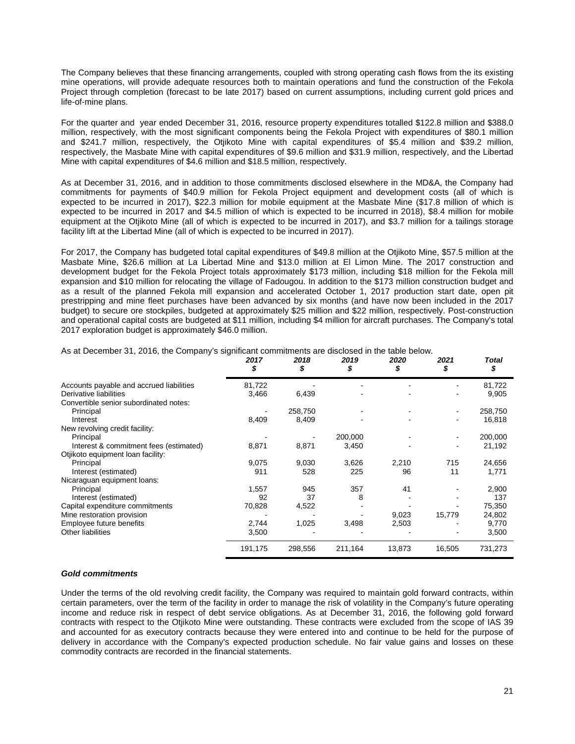The Company believes that these financing arrangements, coupled with strong operating cash flows from the its existing mine operations, will provide adequate resources both to maintain operations and fund the construction of the Fekola Project through completion (forecast to be late 2017) based on current assumptions, including current gold prices and life-of-mine plans.

For the quarter and year ended December 31, 2016, resource property expenditures totalled $122.8 million and $388.0 million, respectively, with the most significant components being the Fekola Project with expenditures of $80.1 million and $241.7 million, respectively, the Otjikoto Mine with capital expenditures of $5.4 million and $39.2 million, respectively, the Masbate Mine with capital expenditures of $9.6 million and $31.9 million, respectively, and the Libertad Mine with capital expenditures of $4.6 million and $18.5 million, respectively.

As at December 31, 2016, and in addition to those commitments disclosed elsewhere in the MD&A, the Company had commitments for payments of $40.9 million for Fekola Project equipment and development costs (all of which is expected to be incurred in 2017), $22.3 million for mobile equipment at the Masbate Mine ($17.8 million of which is expected to be incurred in 2017 and $4.5 million of which is expected to be incurred in 2018), $8.4 million for mobile equipment at the Otjikoto Mine (all of which is expected to be incurred in 2017), and $3.7 million for a tailings storage facility lift at the Libertad Mine (all of which is expected to be incurred in 2017).

For 2017, the Company has budgeted total capital expenditures of $49.8 million at the Otjikoto Mine, $57.5 million at the Masbate Mine, $26.6 million at La Libertad Mine and $13.0 million at El Limon Mine. The 2017 construction and development budget for the Fekola Project totals approximately $173 million, including $18 million for the Fekola mill expansion and $10 million for relocating the village of Fadougou. In addition to the $173 million construction budget and as a result of the planned Fekola mill expansion and accelerated October 1, 2017 production start date, open pit prestripping and mine fleet purchases have been advanced by six months (and have now been included in the 2017 budget) to secure ore stockpiles, budgeted at approximately $25 million and $22 million, respectively. Post-construction and operational capital costs are budgeted at $11 million, including $4 million for aircraft purchases. The Company's total 2017 exploration budget is approximately $46.0 million.

As at December 31, 2016, the Company's significant commitments are disclosed in the table below.

| | *2017* *$* | *2018* *$* | *2019* *$* | *2020* *$* | *2021* *$* | *Total* *$* |
|---|---|---|---|---|---|---|
| Accounts payable and accrued liabilities | 81,722 | - | - | - | - | 81,722 |
| Derivative liabilities | 3,466 | 6,439 | - | - | - | 9,905 |
| Convertible senior subordinated notes: | | | | | | |
| Principal | - | 258,750 | - | - | - | 258,750 |
| Interest | 8,409 | 8,409 | - | - | - | 16,818 |
| New revolving credit facility: | | | | | | |
| Principal | - | - | 200,000 | - | - | 200,000 |
| Interest & commitment fees (estimated) | 8,871 | 8,871 | 3,450 | - | - | 21,192 |
| Otjikoto equipment loan facility: | | | | | | |
| Principal | 9,075 | 9,030 | 3,626 | 2,210 | 715 | 24,656 |
| Interest (estimated) | 911 | 528 | 225 | 96 | 11 | 1,771 |
| Nicaraguan equipment loans: | | | | | | |
| Principal | 1,557 | 945 | 357 | 41 | - | 2,900 |
| Interest (estimated) | 92 | 37 | 8 | - | - | 137 |
| Capital expenditure commitments | 70,828 | 4,522 | - | - | - | 75,350 |
| Mine restoration provision | - | - | - | 9,023 | 15,779 | 24,802 |
| Employee future benefits | 2,744 | 1,025 | 3,498 | 2,503 | - | 9,770 |
| Other liabilities | 3,500 | - | - | - | - | 3,500 |
| | 191,175 | 298,556 | 211,164 | 13,873 | 16,505 | 731,273 |

### *Gold commitments*

Under the terms of the old revolving credit facility, the Company was required to maintain gold forward contracts, within certain parameters, over the term of the facility in order to manage the risk of volatility in the Company's future operating income and reduce risk in respect of debt service obligations. As at December 31, 2016, the following gold forward contracts with respect to the Otjikoto Mine were outstanding. These contracts were excluded from the scope of IAS 39 and accounted for as executory contracts because they were entered into and continue to be held for the purpose of delivery in accordance with the Company's expected production schedule. No fair value gains and losses on these commodity contracts are recorded in the financial statements.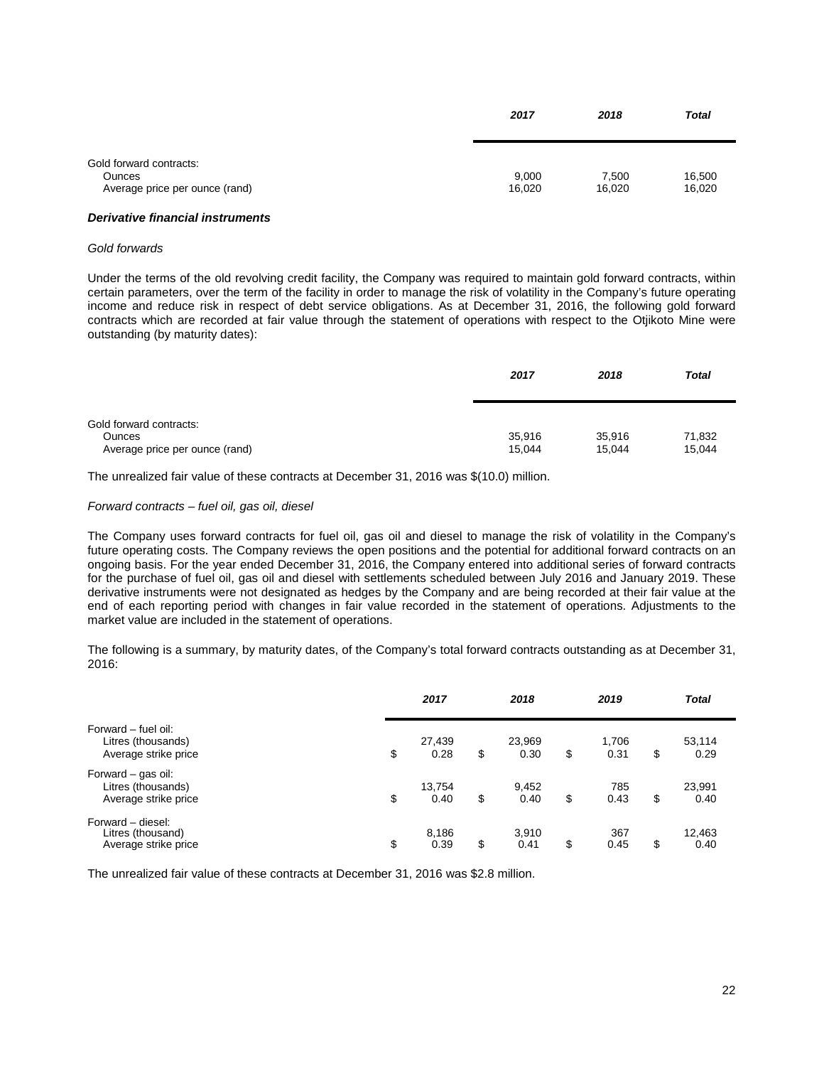| | *2017* | *2018* | *Total* |
|---|---|---|---|
| Gold forward contracts: | | | |
| Ounces | 9,000 | 7,500 | 16,500 |
| Average price per ounce (rand) | 16,020 | 16,020 | 16,020 |

***Derivative financial instruments***

*Gold forwards*

Under the terms of the old revolving credit facility, the Company was required to maintain gold forward contracts, within certain parameters, over the term of the facility in order to manage the risk of volatility in the Company's future operating income and reduce risk in respect of debt service obligations. As at December 31, 2016, the following gold forward contracts which are recorded at fair value through the statement of operations with respect to the Otjikoto Mine were outstanding (by maturity dates):

| | *2017* | *2018* | *Total* |
|---|---|---|---|
| Gold forward contracts: | | | |
| Ounces | 35,916 | 35,916 | 71,832 |
| Average price per ounce (rand) | 15,044 | 15,044 | 15,044 |

The unrealized fair value of these contracts at December 31, 2016 was $(10.0) million.

*Forward contracts – fuel oil, gas oil, diesel*

The Company uses forward contracts for fuel oil, gas oil and diesel to manage the risk of volatility in the Company's future operating costs. The Company reviews the open positions and the potential for additional forward contracts on an ongoing basis. For the year ended December 31, 2016, the Company entered into additional series of forward contracts for the purchase of fuel oil, gas oil and diesel with settlements scheduled between July 2016 and January 2019. These derivative instruments were not designated as hedges by the Company and are being recorded at their fair value at the end of each reporting period with changes in fair value recorded in the statement of operations. Adjustments to the market value are included in the statement of operations.

The following is a summary, by maturity dates, of the Company's total forward contracts outstanding as at December 31, 2016:

| | *2017* | *2018* | *2019* | *Total* |
|---|---|---|---|---|
| Forward – fuel oil: | | | | |
| Litres (thousands) | 27,439 | 23,969 | 1,706 | 53,114 |
| Average strike price | $ 0.28 | $ 0.30 | $ 0.31 | $ 0.29 |
| Forward – gas oil: | | | | |
| Litres (thousands) | 13,754 | 9,452 | 785 | 23,991 |
| Average strike price | $ 0.40 | $ 0.40 | $ 0.43 | $ 0.40 |
| Forward – diesel: | | | | |
| Litres (thousand) | 8,186 | 3,910 | 367 | 12,463 |
| Average strike price | $ 0.39 | $ 0.41 | $ 0.45 | $ 0.40 |

The unrealized fair value of these contracts at December 31, 2016 was $2.8 million.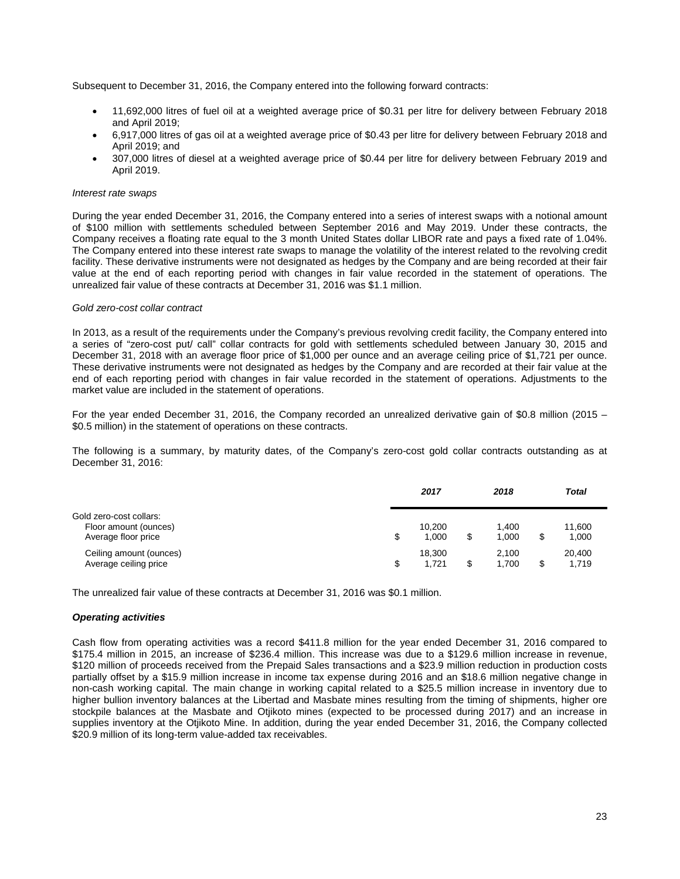Subsequent to December 31, 2016, the Company entered into the following forward contracts:

- 11,692,000 litres of fuel oil at a weighted average price of $0.31 per litre for delivery between February 2018 and April 2019;
- 6,917,000 litres of gas oil at a weighted average price of $0.43 per litre for delivery between February 2018 and April 2019; and
- 307,000 litres of diesel at a weighted average price of $0.44 per litre for delivery between February 2019 and April 2019.

*Interest rate swaps*

During the year ended December 31, 2016, the Company entered into a series of interest swaps with a notional amount of $100 million with settlements scheduled between September 2016 and May 2019. Under these contracts, the Company receives a floating rate equal to the 3 month United States dollar LIBOR rate and pays a fixed rate of 1.04%. The Company entered into these interest rate swaps to manage the volatility of the interest related to the revolving credit facility. These derivative instruments were not designated as hedges by the Company and are being recorded at their fair value at the end of each reporting period with changes in fair value recorded in the statement of operations. The unrealized fair value of these contracts at December 31, 2016 was $1.1 million.

*Gold zero-cost collar contract*

In 2013, as a result of the requirements under the Company's previous revolving credit facility, the Company entered into a series of "zero-cost put/ call" collar contracts for gold with settlements scheduled between January 30, 2015 and December 31, 2018 with an average floor price of $1,000 per ounce and an average ceiling price of $1,721 per ounce. These derivative instruments were not designated as hedges by the Company and are recorded at their fair value at the end of each reporting period with changes in fair value recorded in the statement of operations. Adjustments to the market value are included in the statement of operations.

For the year ended December 31, 2016, the Company recorded an unrealized derivative gain of $0.8 million (2015 – $0.5 million) in the statement of operations on these contracts.

The following is a summary, by maturity dates, of the Company's zero-cost gold collar contracts outstanding as at December 31, 2016:

| | *2017* | *2018* | *Total* |
|---|---|---|---|
| Gold zero-cost collars: | | | |
| Floor amount (ounces) | 10,200 | 1,400 | 11,600 |
| Average floor price | $ 1,000 | $ 1,000 | $ 1,000 |
| Ceiling amount (ounces) | 18,300 | 2,100 | 20,400 |
| Average ceiling price | $ 1,721 | $ 1,700 | $ 1,719 |

The unrealized fair value of these contracts at December 31, 2016 was $0.1 million.

***Operating activities***

Cash flow from operating activities was a record $411.8 million for the year ended December 31, 2016 compared to $175.4 million in 2015, an increase of $236.4 million. This increase was due to a $129.6 million increase in revenue, $120 million of proceeds received from the Prepaid Sales transactions and a $23.9 million reduction in production costs partially offset by a $15.9 million increase in income tax expense during 2016 and an $18.6 million negative change in non-cash working capital. The main change in working capital related to a $25.5 million increase in inventory due to higher bullion inventory balances at the Libertad and Masbate mines resulting from the timing of shipments, higher ore stockpile balances at the Masbate and Otjikoto mines (expected to be processed during 2017) and an increase in supplies inventory at the Otjikoto Mine. In addition, during the year ended December 31, 2016, the Company collected $20.9 million of its long-term value-added tax receivables.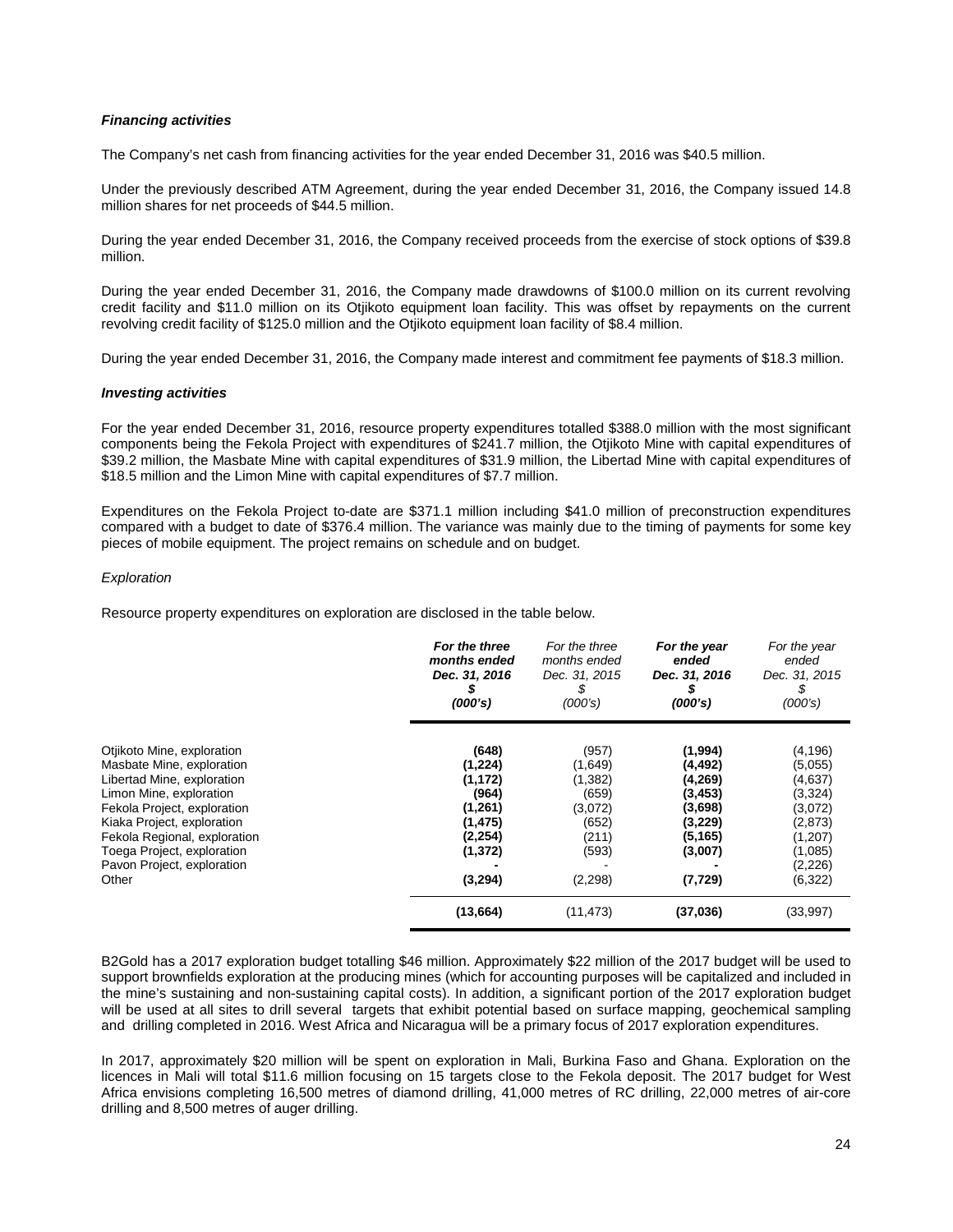### *Financing activities*

The Company's net cash from financing activities for the year ended December 31, 2016 was $40.5 million.

Under the previously described ATM Agreement, during the year ended December 31, 2016, the Company issued 14.8 million shares for net proceeds of $44.5 million.

During the year ended December 31, 2016, the Company received proceeds from the exercise of stock options of $39.8 million.

During the year ended December 31, 2016, the Company made drawdowns of $100.0 million on its current revolving credit facility and $11.0 million on its Otjikoto equipment loan facility. This was offset by repayments on the current revolving credit facility of $125.0 million and the Otjikoto equipment loan facility of $8.4 million.

During the year ended December 31, 2016, the Company made interest and commitment fee payments of $18.3 million.

### *Investing activities*

For the year ended December 31, 2016, resource property expenditures totalled $388.0 million with the most significant components being the Fekola Project with expenditures of $241.7 million, the Otjikoto Mine with capital expenditures of $39.2 million, the Masbate Mine with capital expenditures of $31.9 million, the Libertad Mine with capital expenditures of $18.5 million and the Limon Mine with capital expenditures of $7.7 million.

Expenditures on the Fekola Project to-date are $371.1 million including $41.0 million of preconstruction expenditures compared with a budget to date of $376.4 million. The variance was mainly due to the timing of payments for some key pieces of mobile equipment. The project remains on schedule and on budget.

*Exploration*

Resource property expenditures on exploration are disclosed in the table below.

| | ***For the three months ended Dec. 31, 2016 $ (000's)*** | *For the three months ended Dec. 31, 2015 $ (000's)* | ***For the year ended Dec. 31, 2016 $ (000's)*** | *For the year ended Dec. 31, 2015 $ (000's)* |
|---|---|---|---|---|
| Otjikoto Mine, exploration | **(648)** | (957) | **(1,994)** | (4,196) |
| Masbate Mine, exploration | **(1,224)** | (1,649) | **(4,492)** | (5,055) |
| Libertad Mine, exploration | **(1,172)** | (1,382) | **(4,269)** | (4,637) |
| Limon Mine, exploration | **(964)** | (659) | **(3,453)** | (3,324) |
| Fekola Project, exploration | **(1,261)** | (3,072) | **(3,698)** | (3,072) |
| Kiaka Project, exploration | **(1,475)** | (652) | **(3,229)** | (2,873) |
| Fekola Regional, exploration | **(2,254)** | (211) | **(5,165)** | (1,207) |
| Toega Project, exploration | **(1,372)** | (593) | **(3,007)** | (1,085) |
| Pavon Project, exploration | **-** | - | **-** | (2,226) |
| Other | **(3,294)** | (2,298) | **(7,729)** | (6,322) |
| | **(13,664)** | (11,473) | **(37,036)** | (33,997) |

B2Gold has a 2017 exploration budget totalling $46 million. Approximately $22 million of the 2017 budget will be used to support brownfields exploration at the producing mines (which for accounting purposes will be capitalized and included in the mine's sustaining and non-sustaining capital costs). In addition, a significant portion of the 2017 exploration budget will be used at all sites to drill several targets that exhibit potential based on surface mapping, geochemical sampling and drilling completed in 2016. West Africa and Nicaragua will be a primary focus of 2017 exploration expenditures.

In 2017, approximately $20 million will be spent on exploration in Mali, Burkina Faso and Ghana. Exploration on the licences in Mali will total $11.6 million focusing on 15 targets close to the Fekola deposit. The 2017 budget for West Africa envisions completing 16,500 metres of diamond drilling, 41,000 metres of RC drilling, 22,000 metres of air-core drilling and 8,500 metres of auger drilling.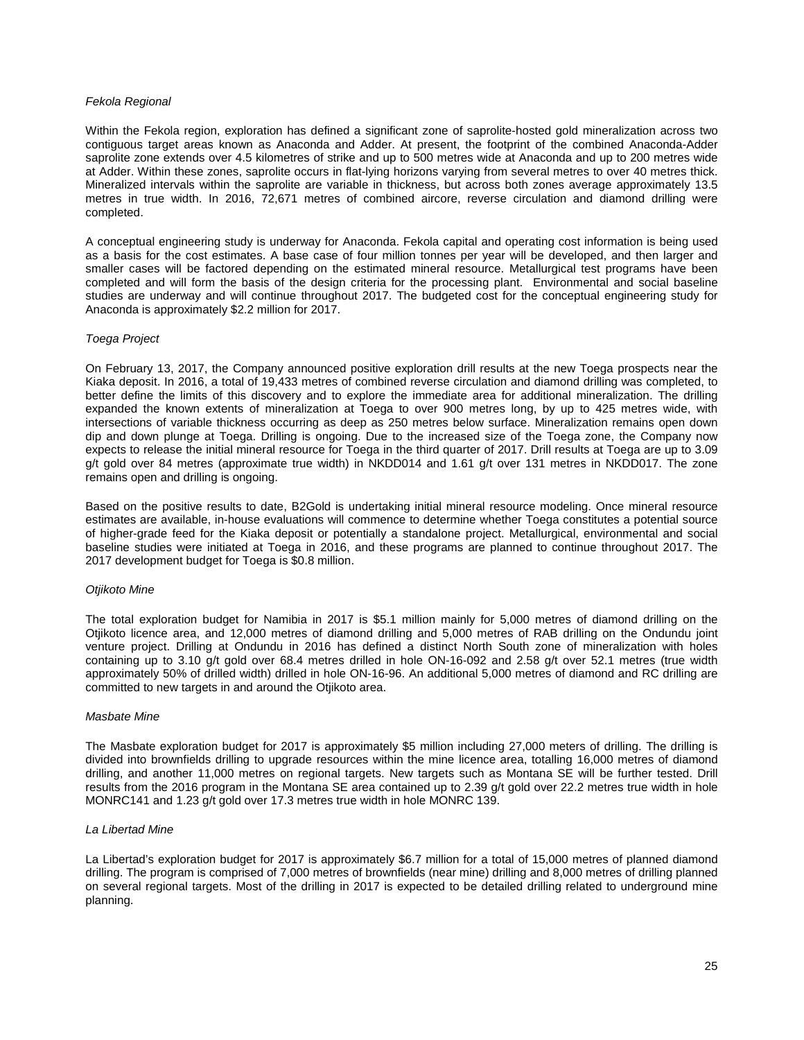*Fekola Regional*

Within the Fekola region, exploration has defined a significant zone of saprolite-hosted gold mineralization across two contiguous target areas known as Anaconda and Adder. At present, the footprint of the combined Anaconda-Adder saprolite zone extends over 4.5 kilometres of strike and up to 500 metres wide at Anaconda and up to 200 metres wide at Adder. Within these zones, saprolite occurs in flat-lying horizons varying from several metres to over 40 metres thick. Mineralized intervals within the saprolite are variable in thickness, but across both zones average approximately 13.5 metres in true width. In 2016, 72,671 metres of combined aircore, reverse circulation and diamond drilling were completed.

A conceptual engineering study is underway for Anaconda. Fekola capital and operating cost information is being used as a basis for the cost estimates. A base case of four million tonnes per year will be developed, and then larger and smaller cases will be factored depending on the estimated mineral resource. Metallurgical test programs have been completed and will form the basis of the design criteria for the processing plant. Environmental and social baseline studies are underway and will continue throughout 2017. The budgeted cost for the conceptual engineering study for Anaconda is approximately $2.2 million for 2017.

*Toega Project*

On February 13, 2017, the Company announced positive exploration drill results at the new Toega prospects near the Kiaka deposit. In 2016, a total of 19,433 metres of combined reverse circulation and diamond drilling was completed, to better define the limits of this discovery and to explore the immediate area for additional mineralization. The drilling expanded the known extents of mineralization at Toega to over 900 metres long, by up to 425 metres wide, with intersections of variable thickness occurring as deep as 250 metres below surface. Mineralization remains open down dip and down plunge at Toega. Drilling is ongoing. Due to the increased size of the Toega zone, the Company now expects to release the initial mineral resource for Toega in the third quarter of 2017. Drill results at Toega are up to 3.09 g/t gold over 84 metres (approximate true width) in NKDD014 and 1.61 g/t over 131 metres in NKDD017. The zone remains open and drilling is ongoing.

Based on the positive results to date, B2Gold is undertaking initial mineral resource modeling. Once mineral resource estimates are available, in-house evaluations will commence to determine whether Toega constitutes a potential source of higher-grade feed for the Kiaka deposit or potentially a standalone project. Metallurgical, environmental and social baseline studies were initiated at Toega in 2016, and these programs are planned to continue throughout 2017. The 2017 development budget for Toega is $0.8 million.

*Otjikoto Mine*

The total exploration budget for Namibia in 2017 is $5.1 million mainly for 5,000 metres of diamond drilling on the Otjikoto licence area, and 12,000 metres of diamond drilling and 5,000 metres of RAB drilling on the Ondundu joint venture project. Drilling at Ondundu in 2016 has defined a distinct North South zone of mineralization with holes containing up to 3.10 g/t gold over 68.4 metres drilled in hole ON-16-092 and 2.58 g/t over 52.1 metres (true width approximately 50% of drilled width) drilled in hole ON-16-96. An additional 5,000 metres of diamond and RC drilling are committed to new targets in and around the Otjikoto area.

*Masbate Mine*

The Masbate exploration budget for 2017 is approximately $5 million including 27,000 meters of drilling. The drilling is divided into brownfields drilling to upgrade resources within the mine licence area, totalling 16,000 metres of diamond drilling, and another 11,000 metres on regional targets. New targets such as Montana SE will be further tested. Drill results from the 2016 program in the Montana SE area contained up to 2.39 g/t gold over 22.2 metres true width in hole MONRC141 and 1.23 g/t gold over 17.3 metres true width in hole MONRC 139.

*La Libertad Mine*

La Libertad's exploration budget for 2017 is approximately $6.7 million for a total of 15,000 metres of planned diamond drilling. The program is comprised of 7,000 metres of brownfields (near mine) drilling and 8,000 metres of drilling planned on several regional targets. Most of the drilling in 2017 is expected to be detailed drilling related to underground mine planning.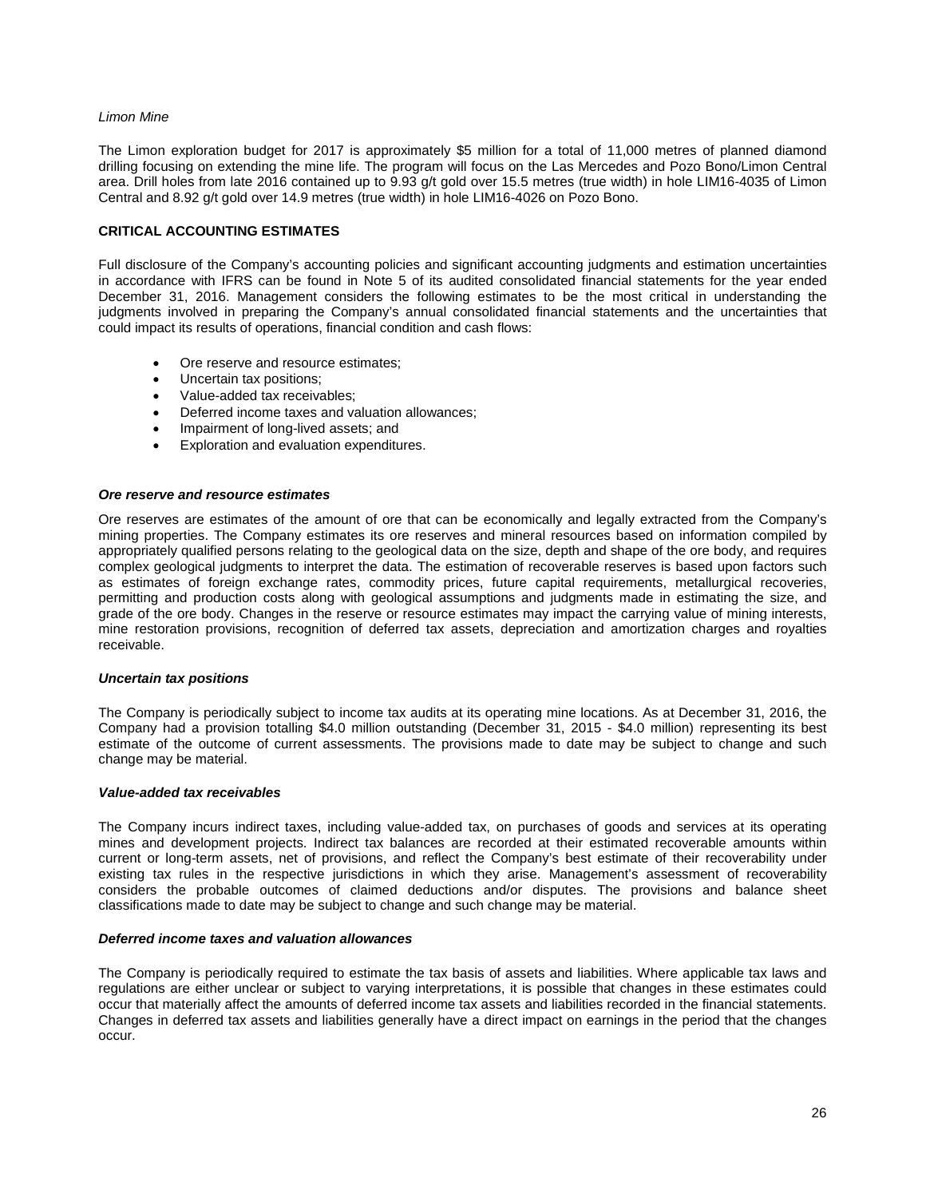*Limon Mine*

The Limon exploration budget for 2017 is approximately $5 million for a total of 11,000 metres of planned diamond drilling focusing on extending the mine life. The program will focus on the Las Mercedes and Pozo Bono/Limon Central area. Drill holes from late 2016 contained up to 9.93 g/t gold over 15.5 metres (true width) in hole LIM16-4035 of Limon Central and 8.92 g/t gold over 14.9 metres (true width) in hole LIM16-4026 on Pozo Bono.

## CRITICAL ACCOUNTING ESTIMATES

Full disclosure of the Company's accounting policies and significant accounting judgments and estimation uncertainties in accordance with IFRS can be found in Note 5 of its audited consolidated financial statements for the year ended December 31, 2016. Management considers the following estimates to be the most critical in understanding the judgments involved in preparing the Company's annual consolidated financial statements and the uncertainties that could impact its results of operations, financial condition and cash flows:

- Ore reserve and resource estimates;
- Uncertain tax positions;
- Value-added tax receivables;
- Deferred income taxes and valuation allowances;
- Impairment of long-lived assets; and
- Exploration and evaluation expenditures.

### *Ore reserve and resource estimates*

Ore reserves are estimates of the amount of ore that can be economically and legally extracted from the Company's mining properties. The Company estimates its ore reserves and mineral resources based on information compiled by appropriately qualified persons relating to the geological data on the size, depth and shape of the ore body, and requires complex geological judgments to interpret the data. The estimation of recoverable reserves is based upon factors such as estimates of foreign exchange rates, commodity prices, future capital requirements, metallurgical recoveries, permitting and production costs along with geological assumptions and judgments made in estimating the size, and grade of the ore body. Changes in the reserve or resource estimates may impact the carrying value of mining interests, mine restoration provisions, recognition of deferred tax assets, depreciation and amortization charges and royalties receivable.

### *Uncertain tax positions*

The Company is periodically subject to income tax audits at its operating mine locations. As at December 31, 2016, the Company had a provision totalling $4.0 million outstanding (December 31, 2015 - $4.0 million) representing its best estimate of the outcome of current assessments. The provisions made to date may be subject to change and such change may be material.

### *Value-added tax receivables*

The Company incurs indirect taxes, including value-added tax, on purchases of goods and services at its operating mines and development projects. Indirect tax balances are recorded at their estimated recoverable amounts within current or long-term assets, net of provisions, and reflect the Company's best estimate of their recoverability under existing tax rules in the respective jurisdictions in which they arise. Management's assessment of recoverability considers the probable outcomes of claimed deductions and/or disputes. The provisions and balance sheet classifications made to date may be subject to change and such change may be material.

### *Deferred income taxes and valuation allowances*

The Company is periodically required to estimate the tax basis of assets and liabilities. Where applicable tax laws and regulations are either unclear or subject to varying interpretations, it is possible that changes in these estimates could occur that materially affect the amounts of deferred income tax assets and liabilities recorded in the financial statements. Changes in deferred tax assets and liabilities generally have a direct impact on earnings in the period that the changes occur.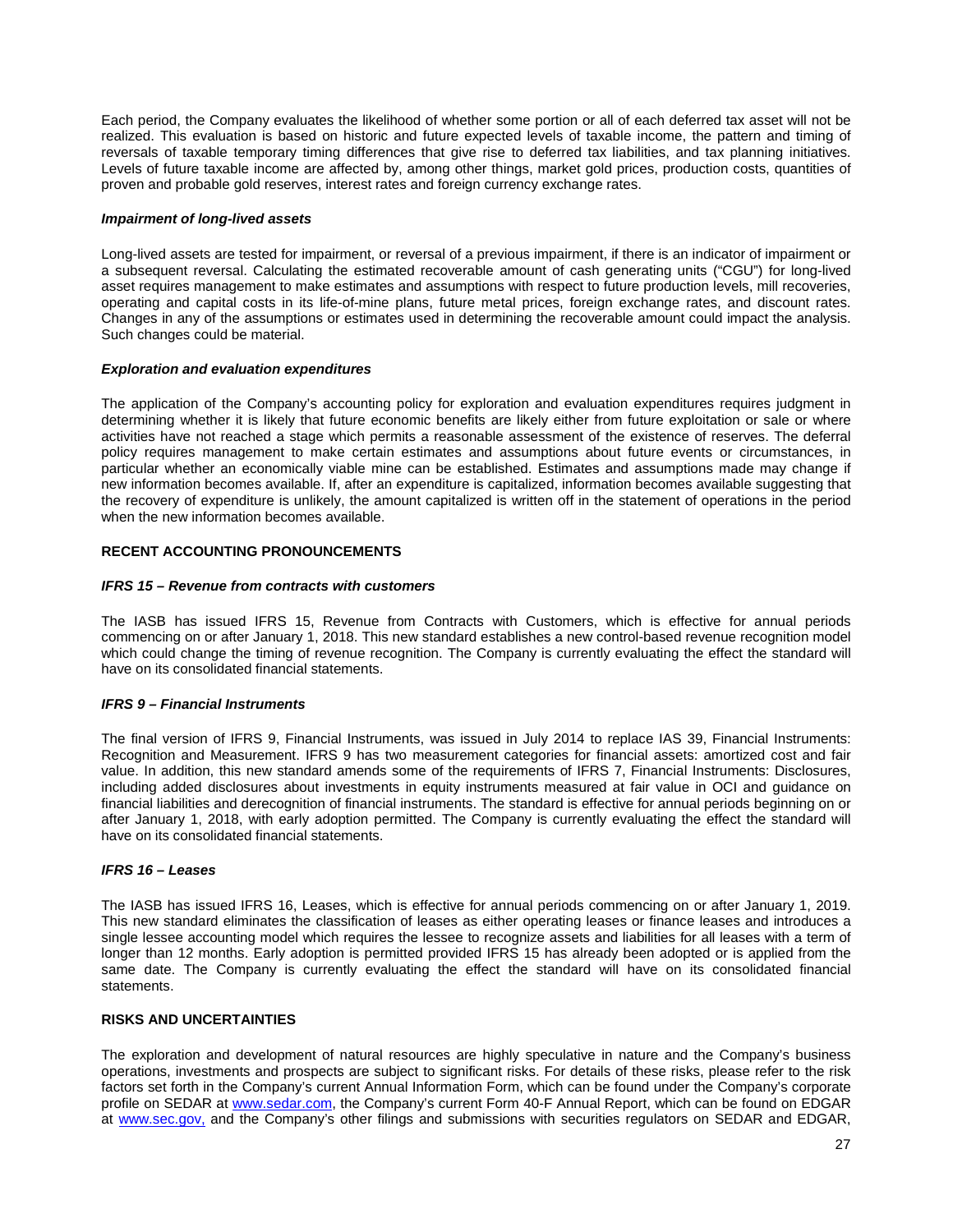Each period, the Company evaluates the likelihood of whether some portion or all of each deferred tax asset will not be realized. This evaluation is based on historic and future expected levels of taxable income, the pattern and timing of reversals of taxable temporary timing differences that give rise to deferred tax liabilities, and tax planning initiatives. Levels of future taxable income are affected by, among other things, market gold prices, production costs, quantities of proven and probable gold reserves, interest rates and foreign currency exchange rates.

***Impairment of long-lived assets***

Long-lived assets are tested for impairment, or reversal of a previous impairment, if there is an indicator of impairment or a subsequent reversal. Calculating the estimated recoverable amount of cash generating units ("CGU") for long-lived asset requires management to make estimates and assumptions with respect to future production levels, mill recoveries, operating and capital costs in its life-of-mine plans, future metal prices, foreign exchange rates, and discount rates. Changes in any of the assumptions or estimates used in determining the recoverable amount could impact the analysis. Such changes could be material.

***Exploration and evaluation expenditures***

The application of the Company's accounting policy for exploration and evaluation expenditures requires judgment in determining whether it is likely that future economic benefits are likely either from future exploitation or sale or where activities have not reached a stage which permits a reasonable assessment of the existence of reserves. The deferral policy requires management to make certain estimates and assumptions about future events or circumstances, in particular whether an economically viable mine can be established. Estimates and assumptions made may change if new information becomes available. If, after an expenditure is capitalized, information becomes available suggesting that the recovery of expenditure is unlikely, the amount capitalized is written off in the statement of operations in the period when the new information becomes available.

**RECENT ACCOUNTING PRONOUNCEMENTS**

***IFRS 15 – Revenue from contracts with customers***

The IASB has issued IFRS 15, Revenue from Contracts with Customers, which is effective for annual periods commencing on or after January 1, 2018. This new standard establishes a new control-based revenue recognition model which could change the timing of revenue recognition. The Company is currently evaluating the effect the standard will have on its consolidated financial statements.

***IFRS 9 – Financial Instruments***

The final version of IFRS 9, Financial Instruments, was issued in July 2014 to replace IAS 39, Financial Instruments: Recognition and Measurement. IFRS 9 has two measurement categories for financial assets: amortized cost and fair value. In addition, this new standard amends some of the requirements of IFRS 7, Financial Instruments: Disclosures, including added disclosures about investments in equity instruments measured at fair value in OCI and guidance on financial liabilities and derecognition of financial instruments. The standard is effective for annual periods beginning on or after January 1, 2018, with early adoption permitted. The Company is currently evaluating the effect the standard will have on its consolidated financial statements.

***IFRS 16 – Leases***

The IASB has issued IFRS 16, Leases, which is effective for annual periods commencing on or after January 1, 2019. This new standard eliminates the classification of leases as either operating leases or finance leases and introduces a single lessee accounting model which requires the lessee to recognize assets and liabilities for all leases with a term of longer than 12 months. Early adoption is permitted provided IFRS 15 has already been adopted or is applied from the same date. The Company is currently evaluating the effect the standard will have on its consolidated financial statements.

**RISKS AND UNCERTAINTIES**

The exploration and development of natural resources are highly speculative in nature and the Company's business operations, investments and prospects are subject to significant risks. For details of these risks, please refer to the risk factors set forth in the Company's current Annual Information Form, which can be found under the Company's corporate profile on SEDAR at www.sedar.com, the Company's current Form 40-F Annual Report, which can be found on EDGAR at www.sec.gov, and the Company's other filings and submissions with securities regulators on SEDAR and EDGAR,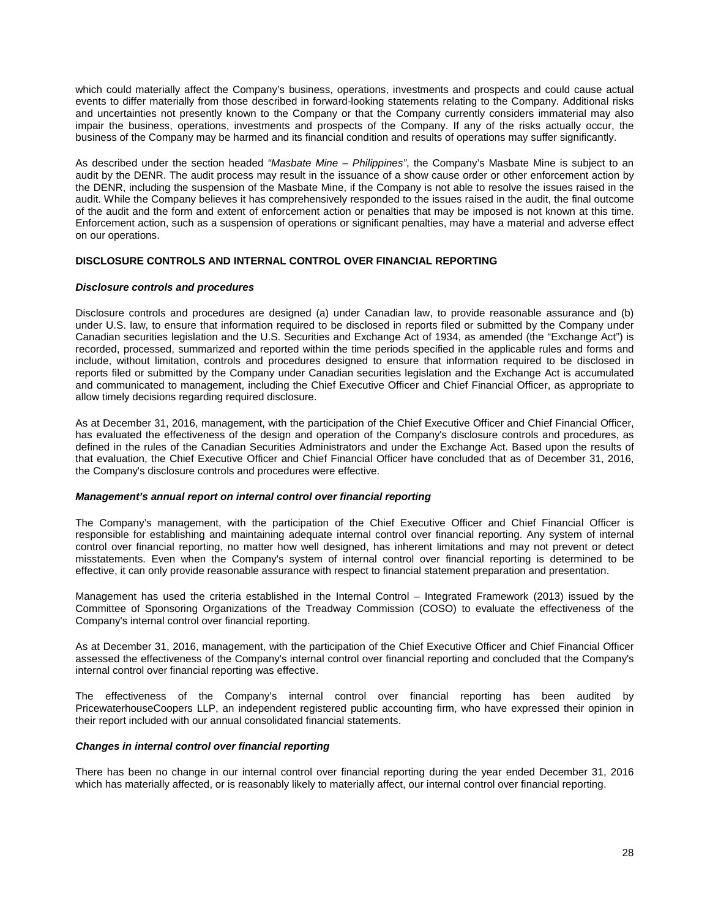which could materially affect the Company's business, operations, investments and prospects and could cause actual events to differ materially from those described in forward-looking statements relating to the Company. Additional risks and uncertainties not presently known to the Company or that the Company currently considers immaterial may also impair the business, operations, investments and prospects of the Company. If any of the risks actually occur, the business of the Company may be harmed and its financial condition and results of operations may suffer significantly.

As described under the section headed *"Masbate Mine – Philippines"*, the Company's Masbate Mine is subject to an audit by the DENR. The audit process may result in the issuance of a show cause order or other enforcement action by the DENR, including the suspension of the Masbate Mine, if the Company is not able to resolve the issues raised in the audit. While the Company believes it has comprehensively responded to the issues raised in the audit, the final outcome of the audit and the form and extent of enforcement action or penalties that may be imposed is not known at this time. Enforcement action, such as a suspension of operations or significant penalties, may have a material and adverse effect on our operations.

## DISCLOSURE CONTROLS AND INTERNAL CONTROL OVER FINANCIAL REPORTING

### *Disclosure controls and procedures*

Disclosure controls and procedures are designed (a) under Canadian law, to provide reasonable assurance and (b) under U.S. law, to ensure that information required to be disclosed in reports filed or submitted by the Company under Canadian securities legislation and the U.S. Securities and Exchange Act of 1934, as amended (the "Exchange Act") is recorded, processed, summarized and reported within the time periods specified in the applicable rules and forms and include, without limitation, controls and procedures designed to ensure that information required to be disclosed in reports filed or submitted by the Company under Canadian securities legislation and the Exchange Act is accumulated and communicated to management, including the Chief Executive Officer and Chief Financial Officer, as appropriate to allow timely decisions regarding required disclosure.

As at December 31, 2016, management, with the participation of the Chief Executive Officer and Chief Financial Officer, has evaluated the effectiveness of the design and operation of the Company's disclosure controls and procedures, as defined in the rules of the Canadian Securities Administrators and under the Exchange Act. Based upon the results of that evaluation, the Chief Executive Officer and Chief Financial Officer have concluded that as of December 31, 2016, the Company's disclosure controls and procedures were effective.

### *Management's annual report on internal control over financial reporting*

The Company's management, with the participation of the Chief Executive Officer and Chief Financial Officer is responsible for establishing and maintaining adequate internal control over financial reporting. Any system of internal control over financial reporting, no matter how well designed, has inherent limitations and may not prevent or detect misstatements. Even when the Company's system of internal control over financial reporting is determined to be effective, it can only provide reasonable assurance with respect to financial statement preparation and presentation.

Management has used the criteria established in the Internal Control – Integrated Framework (2013) issued by the Committee of Sponsoring Organizations of the Treadway Commission (COSO) to evaluate the effectiveness of the Company's internal control over financial reporting.

As at December 31, 2016, management, with the participation of the Chief Executive Officer and Chief Financial Officer assessed the effectiveness of the Company's internal control over financial reporting and concluded that the Company's internal control over financial reporting was effective.

The effectiveness of the Company's internal control over financial reporting has been audited by PricewaterhouseCoopers LLP, an independent registered public accounting firm, who have expressed their opinion in their report included with our annual consolidated financial statements.

### *Changes in internal control over financial reporting*

There has been no change in our internal control over financial reporting during the year ended December 31, 2016 which has materially affected, or is reasonably likely to materially affect, our internal control over financial reporting.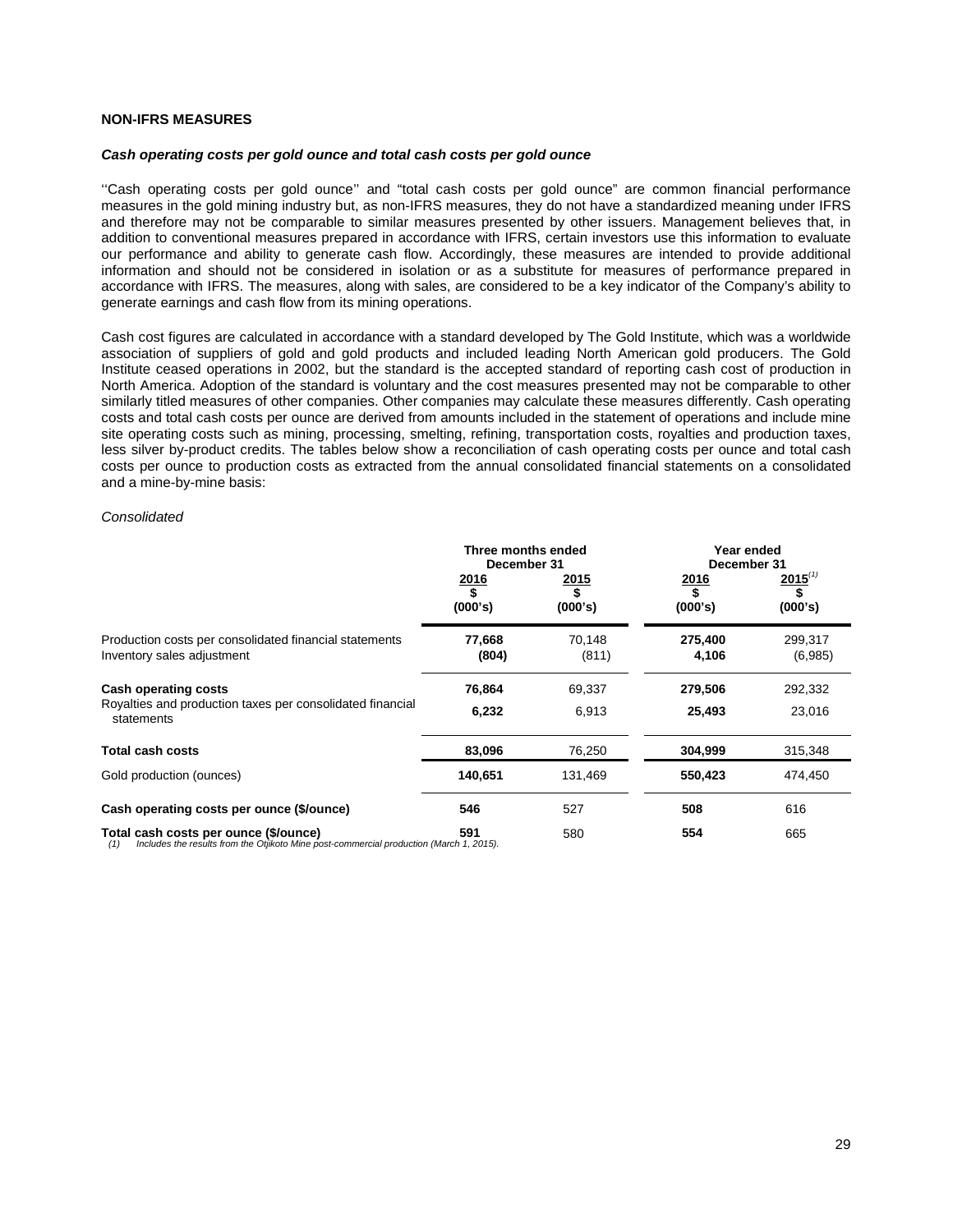**NON-IFRS MEASURES**

***Cash operating costs per gold ounce and total cash costs per gold ounce***

''Cash operating costs per gold ounce'' and "total cash costs per gold ounce" are common financial performance measures in the gold mining industry but, as non-IFRS measures, they do not have a standardized meaning under IFRS and therefore may not be comparable to similar measures presented by other issuers. Management believes that, in addition to conventional measures prepared in accordance with IFRS, certain investors use this information to evaluate our performance and ability to generate cash flow. Accordingly, these measures are intended to provide additional information and should not be considered in isolation or as a substitute for measures of performance prepared in accordance with IFRS. The measures, along with sales, are considered to be a key indicator of the Company's ability to generate earnings and cash flow from its mining operations.

Cash cost figures are calculated in accordance with a standard developed by The Gold Institute, which was a worldwide association of suppliers of gold and gold products and included leading North American gold producers. The Gold Institute ceased operations in 2002, but the standard is the accepted standard of reporting cash cost of production in North America. Adoption of the standard is voluntary and the cost measures presented may not be comparable to other similarly titled measures of other companies. Other companies may calculate these measures differently. Cash operating costs and total cash costs per ounce are derived from amounts included in the statement of operations and include mine site operating costs such as mining, processing, smelting, refining, transportation costs, royalties and production taxes, less silver by-product credits. The tables below show a reconciliation of cash operating costs per ounce and total cash costs per ounce to production costs as extracted from the annual consolidated financial statements on a consolidated and a mine-by-mine basis:

*Consolidated*

| | Three months ended December 31 | | Year ended December 31 | |
|---|---|---|---|---|
| | 2016 $ (000's) | 2015 $ (000's) | 2016 $ (000's) | 2015[(1)] $ (000's) |
| Production costs per consolidated financial statements | **77,668** | 70,148 | **275,400** | 299,317 |
| Inventory sales adjustment | **(804)** | (811) | **4,106** | (6,985) |
| **Cash operating costs** | **76,864** | 69,337 | **279,506** | 292,332 |
| Royalties and production taxes per consolidated financial statements | **6,232** | 6,913 | **25,493** | 23,016 |
| **Total cash costs** | **83,096** | 76,250 | **304,999** | 315,348 |
| Gold production (ounces) | **140,651** | 131,469 | **550,423** | 474,450 |
| **Cash operating costs per ounce ($/ounce)** | **546** | 527 | **508** | 616 |
| **Total cash costs per ounce ($/ounce)** | **591** | 580 | **554** | 665 |

*(1) Includes the results from the Otjikoto Mine post-commercial production (March 1, 2015).*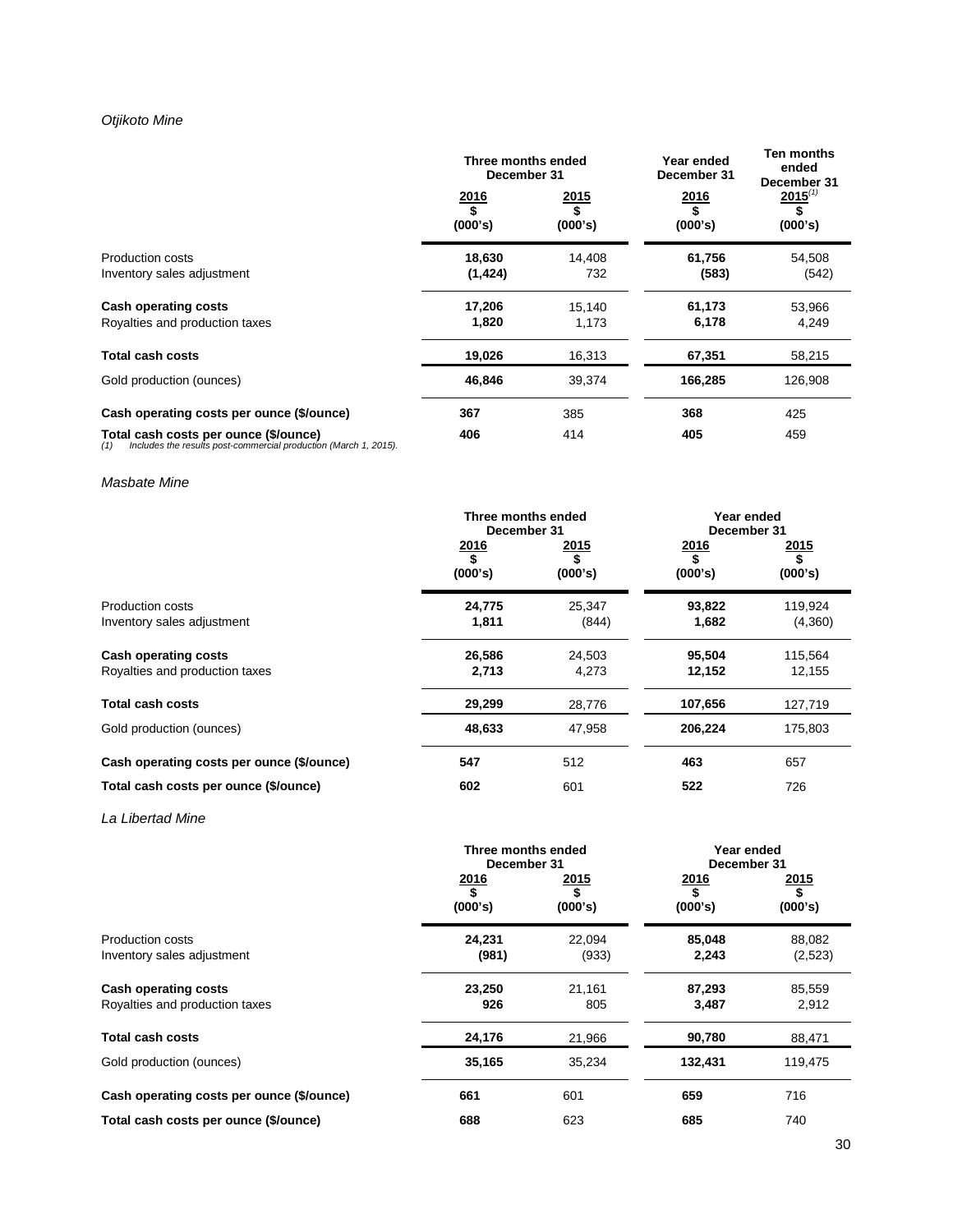*Otjikoto Mine*

| | Three months ended December 31 | | Year ended December 31 | Ten months ended December 31 |
|---|---|---|---|---|
| | 2016 $ (000's) | 2015 $ (000's) | 2016 $ (000's) | 2015[(1)] $ (000's) |
| Production costs | **18,630** | 14,408 | **61,756** | 54,508 |
| Inventory sales adjustment | **(1,424)** | 732 | **(583)** | (542) |
| **Cash operating costs** | **17,206** | 15,140 | **61,173** | 53,966 |
| Royalties and production taxes | **1,820** | 1,173 | **6,178** | 4,249 |
| **Total cash costs** | **19,026** | 16,313 | **67,351** | 58,215 |
| Gold production (ounces) | **46,846** | 39,374 | **166,285** | 126,908 |
| **Cash operating costs per ounce ($/ounce)** | **367** | 385 | **368** | 425 |
| **Total cash costs per ounce ($/ounce)** | **406** | 414 | **405** | 459 |

*(1) Includes the results post-commercial production (March 1, 2015).*

*Masbate Mine*

| | Three months ended December 31 | | Year ended December 31 | |
|---|---|---|---|---|
| | 2016 $ (000's) | 2015 $ (000's) | 2016 $ (000's) | 2015 $ (000's) |
| Production costs | **24,775** | 25,347 | **93,822** | 119,924 |
| Inventory sales adjustment | **1,811** | (844) | **1,682** | (4,360) |
| **Cash operating costs** | **26,586** | 24,503 | **95,504** | 115,564 |
| Royalties and production taxes | **2,713** | 4,273 | **12,152** | 12,155 |
| **Total cash costs** | **29,299** | 28,776 | **107,656** | 127,719 |
| Gold production (ounces) | **48,633** | 47,958 | **206,224** | 175,803 |
| **Cash operating costs per ounce ($/ounce)** | **547** | 512 | **463** | 657 |
| **Total cash costs per ounce ($/ounce)** | **602** | 601 | **522** | 726 |

*La Libertad Mine*

| | Three months ended December 31 | | Year ended December 31 | |
|---|---|---|---|---|
| | 2016 $ (000's) | 2015 $ (000's) | 2016 $ (000's) | 2015 $ (000's) |
| Production costs | **24,231** | 22,094 | **85,048** | 88,082 |
| Inventory sales adjustment | **(981)** | (933) | **2,243** | (2,523) |
| **Cash operating costs** | **23,250** | 21,161 | **87,293** | 85,559 |
| Royalties and production taxes | **926** | 805 | **3,487** | 2,912 |
| **Total cash costs** | **24,176** | 21,966 | **90,780** | 88,471 |
| Gold production (ounces) | **35,165** | 35,234 | **132,431** | 119,475 |
| **Cash operating costs per ounce ($/ounce)** | **661** | 601 | **659** | 716 |
| **Total cash costs per ounce ($/ounce)** | **688** | 623 | **685** | 740 |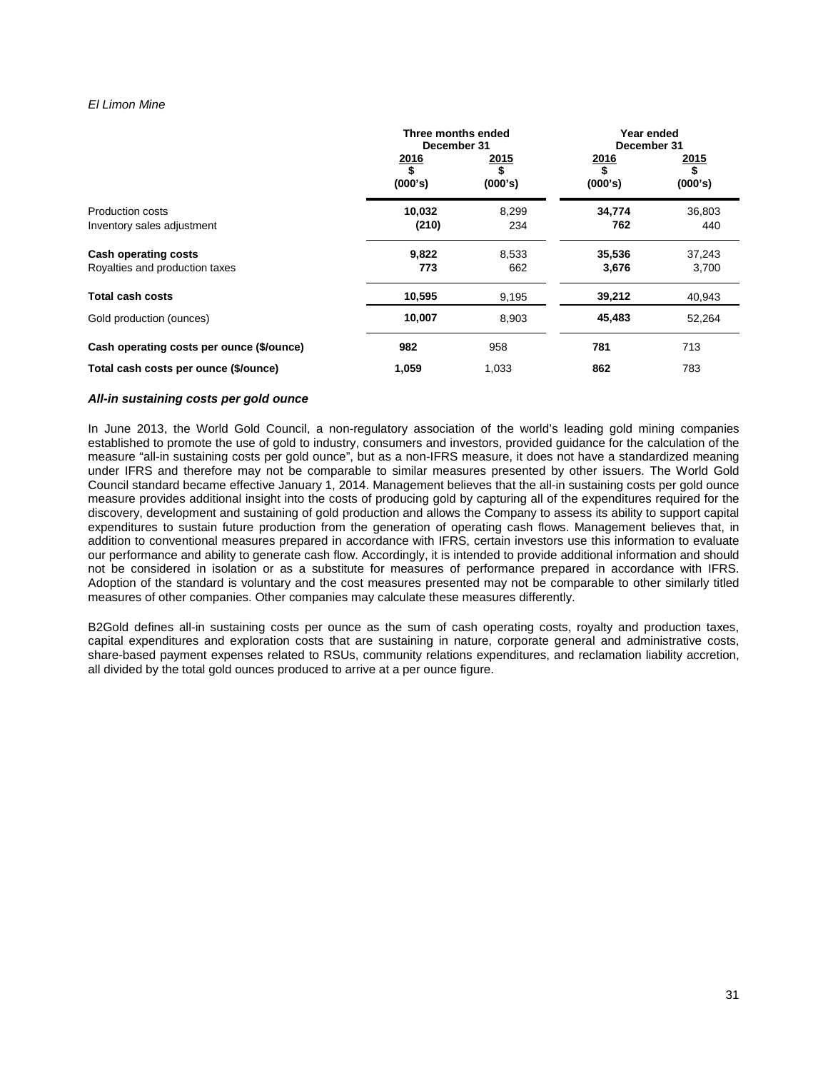*El Limon Mine*

| | Three months ended December 31 | | Year ended December 31 | |
|---|---|---|---|---|
| | 2016 $ (000's) | 2015 $ (000's) | 2016 $ (000's) | 2015 $ (000's) |
| Production costs | **10,032** | 8,299 | **34,774** | 36,803 |
| Inventory sales adjustment | **(210)** | 234 | **762** | 440 |
| **Cash operating costs** | **9,822** | 8,533 | **35,536** | 37,243 |
| Royalties and production taxes | **773** | 662 | **3,676** | 3,700 |
| **Total cash costs** | **10,595** | 9,195 | **39,212** | 40,943 |
| Gold production (ounces) | **10,007** | 8,903 | **45,483** | 52,264 |
| **Cash operating costs per ounce ($/ounce)** | **982** | 958 | **781** | 713 |
| **Total cash costs per ounce ($/ounce)** | **1,059** | 1,033 | **862** | 783 |

***All-in sustaining costs per gold ounce***

In June 2013, the World Gold Council, a non-regulatory association of the world's leading gold mining companies established to promote the use of gold to industry, consumers and investors, provided guidance for the calculation of the measure "all-in sustaining costs per gold ounce", but as a non-IFRS measure, it does not have a standardized meaning under IFRS and therefore may not be comparable to similar measures presented by other issuers. The World Gold Council standard became effective January 1, 2014. Management believes that the all-in sustaining costs per gold ounce measure provides additional insight into the costs of producing gold by capturing all of the expenditures required for the discovery, development and sustaining of gold production and allows the Company to assess its ability to support capital expenditures to sustain future production from the generation of operating cash flows. Management believes that, in addition to conventional measures prepared in accordance with IFRS, certain investors use this information to evaluate our performance and ability to generate cash flow. Accordingly, it is intended to provide additional information and should not be considered in isolation or as a substitute for measures of performance prepared in accordance with IFRS. Adoption of the standard is voluntary and the cost measures presented may not be comparable to other similarly titled measures of other companies. Other companies may calculate these measures differently.

B2Gold defines all-in sustaining costs per ounce as the sum of cash operating costs, royalty and production taxes, capital expenditures and exploration costs that are sustaining in nature, corporate general and administrative costs, share-based payment expenses related to RSUs, community relations expenditures, and reclamation liability accretion, all divided by the total gold ounces produced to arrive at a per ounce figure.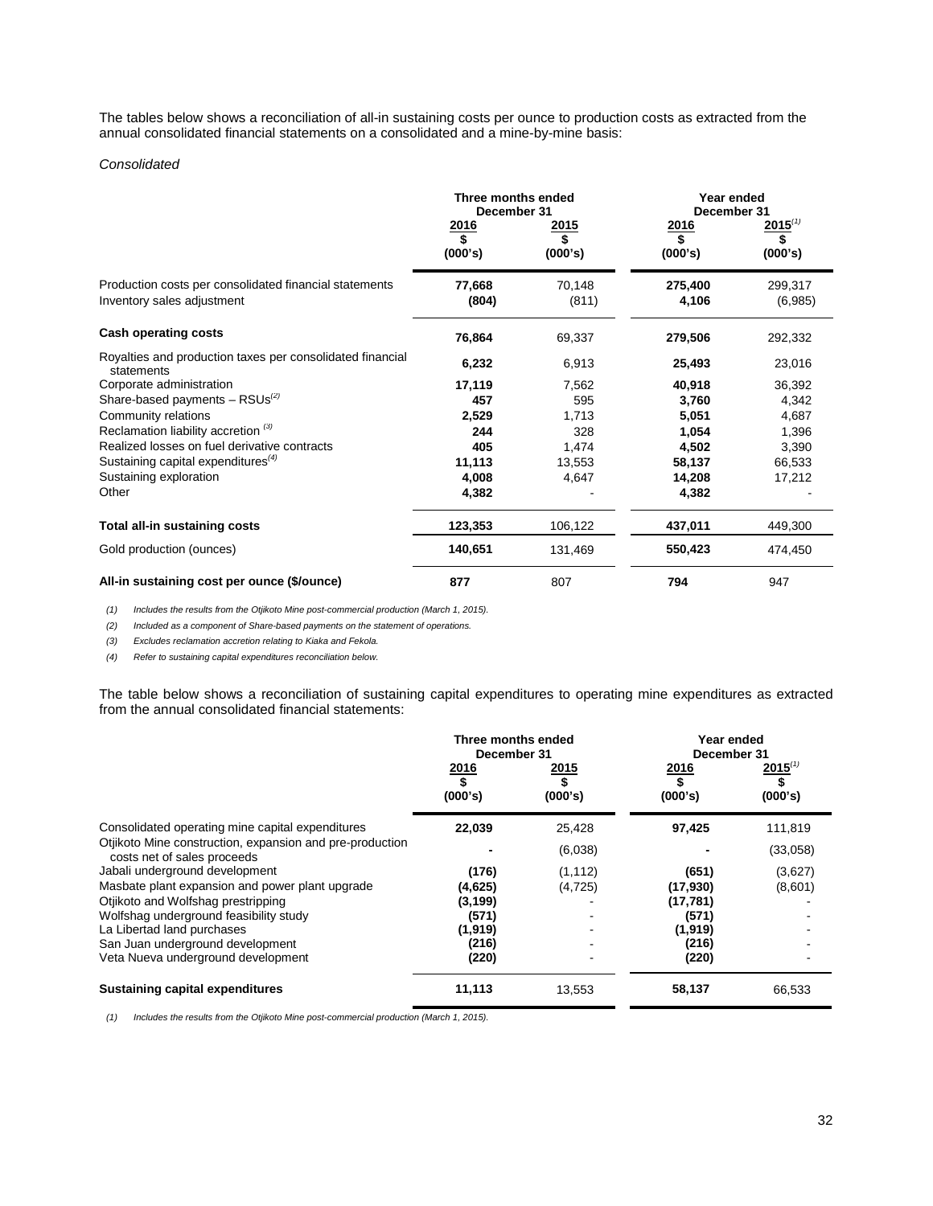The tables below shows a reconciliation of all-in sustaining costs per ounce to production costs as extracted from the annual consolidated financial statements on a consolidated and a mine-by-mine basis:

*Consolidated*

| | Three months ended December 31 | | Year ended December 31 | |
|---|---|---|---|---|
| | 2016<br>\$<br>(000's) | 2015<br>\$<br>(000's) | 2016<br>\$<br>(000's) | 2015[(1)]<br>\$<br>(000's) |
| Production costs per consolidated financial statements | **77,668** | 70,148 | **275,400** | 299,317 |
| Inventory sales adjustment | **(804)** | (811) | **4,106** | (6,985) |
| **Cash operating costs** | **76,864** | 69,337 | **279,506** | 292,332 |
| Royalties and production taxes per consolidated financial statements | **6,232** | 6,913 | **25,493** | 23,016 |
| Corporate administration | **17,119** | 7,562 | **40,918** | 36,392 |
| Share-based payments – RSUs[(2)] | **457** | 595 | **3,760** | 4,342 |
| Community relations | **2,529** | 1,713 | **5,051** | 4,687 |
| Reclamation liability accretion [(3)] | **244** | 328 | **1,054** | 1,396 |
| Realized losses on fuel derivative contracts | **405** | 1,474 | **4,502** | 3,390 |
| Sustaining capital expenditures[(4)] | **11,113** | 13,553 | **58,137** | 66,533 |
| Sustaining exploration | **4,008** | 4,647 | **14,208** | 17,212 |
| Other | **4,382** | - | **4,382** | - |
| **Total all-in sustaining costs** | **123,353** | 106,122 | **437,011** | 449,300 |
| Gold production (ounces) | **140,651** | 131,469 | **550,423** | 474,450 |
| **All-in sustaining cost per ounce (\$/ounce)** | **877** | 807 | **794** | 947 |

*(1) Includes the results from the Otjikoto Mine post-commercial production (March 1, 2015).*

*(2) Included as a component of Share-based payments on the statement of operations.*

*(3) Excludes reclamation accretion relating to Kiaka and Fekola.*

*(4) Refer to sustaining capital expenditures reconciliation below.*

The table below shows a reconciliation of sustaining capital expenditures to operating mine expenditures as extracted from the annual consolidated financial statements:

| | Three months ended December 31 | | Year ended December 31 | |
|---|---|---|---|---|
| | 2016<br>\$<br>(000's) | 2015<br>\$<br>(000's) | 2016<br>\$<br>(000's) | 2015[(1)]<br>\$<br>(000's) |
| Consolidated operating mine capital expenditures | **22,039** | 25,428 | **97,425** | 111,819 |
| Otjikoto Mine construction, expansion and pre-production costs net of sales proceeds | **-** | (6,038) | **-** | (33,058) |
| Jabali underground development | **(176)** | (1,112) | **(651)** | (3,627) |
| Masbate plant expansion and power plant upgrade | **(4,625)** | (4,725) | **(17,930)** | (8,601) |
| Otjikoto and Wolfshag prestripping | **(3,199)** | - | **(17,781)** | - |
| Wolfshag underground feasibility study | **(571)** | - | **(571)** | - |
| La Libertad land purchases | **(1,919)** | - | **(1,919)** | - |
| San Juan underground development | **(216)** | - | **(216)** | - |
| Veta Nueva underground development | **(220)** | - | **(220)** | - |
| **Sustaining capital expenditures** | **11,113** | 13,553 | **58,137** | 66,533 |

*(1) Includes the results from the Otjikoto Mine post-commercial production (March 1, 2015).*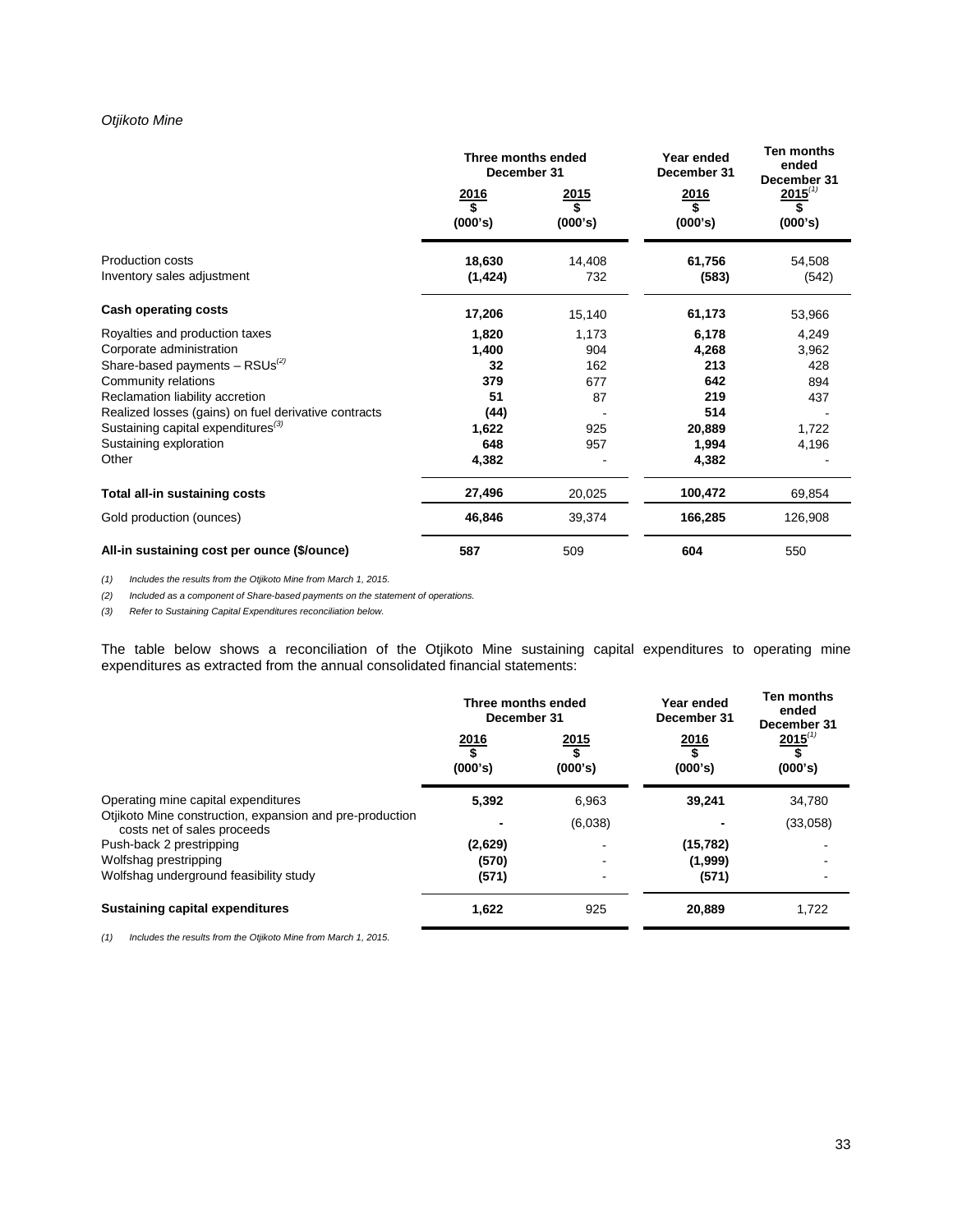*Otjikoto Mine*

| | Three months ended December 31 | | Year ended December 31 | Ten months ended December 31 |
|---|---|---|---|---|
| | **2016** | 2015 | **2016** | 2015[(1)] |
| | **$** | $ | **$** | $ |
| | **(000's)** | (000's) | **(000's)** | (000's) |
| Production costs | **18,630** | 14,408 | **61,756** | 54,508 |
| Inventory sales adjustment | **(1,424)** | 732 | **(583)** | (542) |
| **Cash operating costs** | **17,206** | 15,140 | **61,173** | 53,966 |
| Royalties and production taxes | **1,820** | 1,173 | **6,178** | 4,249 |
| Corporate administration | **1,400** | 904 | **4,268** | 3,962 |
| Share-based payments – RSUs[(2)] | **32** | 162 | **213** | 428 |
| Community relations | **379** | 677 | **642** | 894 |
| Reclamation liability accretion | **51** | 87 | **219** | 437 |
| Realized losses (gains) on fuel derivative contracts | **(44)** | - | **514** | - |
| Sustaining capital expenditures[(3)] | **1,622** | 925 | **20,889** | 1,722 |
| Sustaining exploration | **648** | 957 | **1,994** | 4,196 |
| Other | **4,382** | - | **4,382** | - |
| **Total all-in sustaining costs** | **27,496** | 20,025 | **100,472** | 69,854 |
| Gold production (ounces) | **46,846** | 39,374 | **166,285** | 126,908 |
| **All-in sustaining cost per ounce ($/ounce)** | **587** | 509 | **604** | 550 |

*(1) Includes the results from the Otjikoto Mine from March 1, 2015.*

*(2) Included as a component of Share-based payments on the statement of operations.*

*(3) Refer to Sustaining Capital Expenditures reconciliation below.*

The table below shows a reconciliation of the Otjikoto Mine sustaining capital expenditures to operating mine expenditures as extracted from the annual consolidated financial statements:

| | Three months ended December 31 | | Year ended December 31 | Ten months ended December 31 |
|---|---|---|---|---|
| | **2016** | 2015 | **2016** | 2015[(1)] |
| | **$** | $ | **$** | $ |
| | **(000's)** | (000's) | **(000's)** | (000's) |
| Operating mine capital expenditures | **5,392** | 6,963 | **39,241** | 34,780 |
| Otjikoto Mine construction, expansion and pre-production costs net of sales proceeds | **-** | (6,038) | **-** | (33,058) |
| Push-back 2 prestripping | **(2,629)** | - | **(15,782)** | - |
| Wolfshag prestripping | **(570)** | - | **(1,999)** | - |
| Wolfshag underground feasibility study | **(571)** | - | **(571)** | - |
| **Sustaining capital expenditures** | **1,622** | 925 | **20,889** | 1,722 |

*(1) Includes the results from the Otjikoto Mine from March 1, 2015.*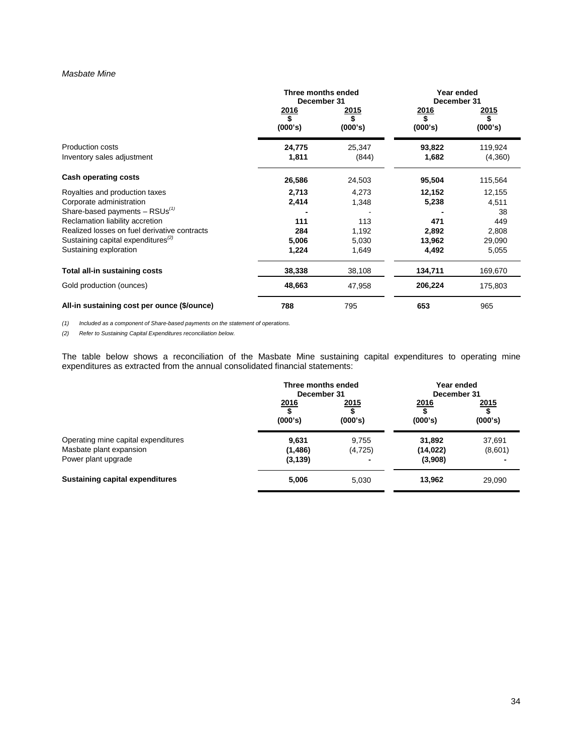*Masbate Mine*

| | Three months ended December 31 | | Year ended December 31 | |
|---|---|---|---|---|
| | 2016 $ (000's) | 2015 $ (000's) | 2016 $ (000's) | 2015 $ (000's) |
| Production costs | **24,775** | 25,347 | **93,822** | 119,924 |
| Inventory sales adjustment | **1,811** | (844) | **1,682** | (4,360) |
| **Cash operating costs** | **26,586** | 24,503 | **95,504** | 115,564 |
| Royalties and production taxes | **2,713** | 4,273 | **12,152** | 12,155 |
| Corporate administration | **2,414** | 1,348 | **5,238** | 4,511 |
| Share-based payments – RSUs[(1)] | **-** | - | **-** | 38 |
| Reclamation liability accretion | **111** | 113 | **471** | 449 |
| Realized losses on fuel derivative contracts | **284** | 1,192 | **2,892** | 2,808 |
| Sustaining capital expenditures[(2)] | **5,006** | 5,030 | **13,962** | 29,090 |
| Sustaining exploration | **1,224** | 1,649 | **4,492** | 5,055 |
| **Total all-in sustaining costs** | **38,338** | 38,108 | **134,711** | 169,670 |
| Gold production (ounces) | **48,663** | 47,958 | **206,224** | 175,803 |
| **All-in sustaining cost per ounce ($/ounce)** | **788** | 795 | **653** | 965 |

*(1) Included as a component of Share-based payments on the statement of operations.*

*(2) Refer to Sustaining Capital Expenditures reconciliation below.*

The table below shows a reconciliation of the Masbate Mine sustaining capital expenditures to operating mine expenditures as extracted from the annual consolidated financial statements:

| | Three months ended December 31 | | Year ended December 31 | |
|---|---|---|---|---|
| | 2016 $ (000's) | 2015 $ (000's) | 2016 $ (000's) | 2015 $ (000's) |
| Operating mine capital expenditures | **9,631** | 9,755 | **31,892** | 37,691 |
| Masbate plant expansion | **(1,486)** | (4,725) | **(14,022)** | (8,601) |
| Power plant upgrade | **(3,139)** | - | **(3,908)** | - |
| **Sustaining capital expenditures** | **5,006** | 5,030 | **13,962** | 29,090 |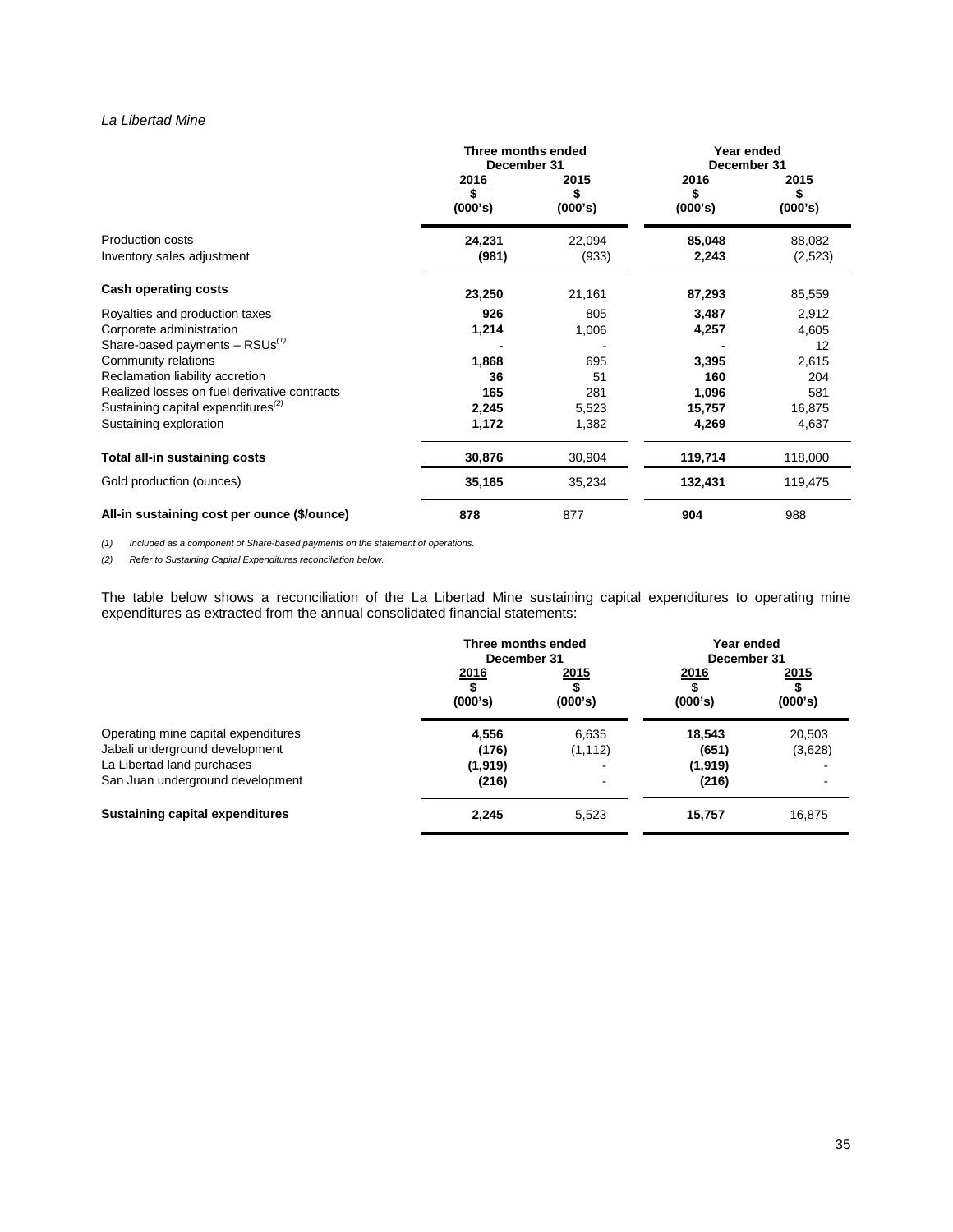*La Libertad Mine*

| | Three months ended December 31 | | Year ended December 31 | |
|---|---|---|---|---|
| | 2016<br>$<br>(000's) | 2015<br>$<br>(000's) | 2016<br>$<br>(000's) | 2015<br>$<br>(000's) |
| Production costs | **24,231** | 22,094 | **85,048** | 88,082 |
| Inventory sales adjustment | **(981)** | (933) | **2,243** | (2,523) |
| **Cash operating costs** | **23,250** | 21,161 | **87,293** | 85,559 |
| Royalties and production taxes | **926** | 805 | **3,487** | 2,912 |
| Corporate administration | **1,214** | 1,006 | **4,257** | 4,605 |
| Share-based payments – RSUs(1) | **-** | - | **-** | 12 |
| Community relations | **1,868** | 695 | **3,395** | 2,615 |
| Reclamation liability accretion | **36** | 51 | **160** | 204 |
| Realized losses on fuel derivative contracts | **165** | 281 | **1,096** | 581 |
| Sustaining capital expenditures(2) | **2,245** | 5,523 | **15,757** | 16,875 |
| Sustaining exploration | **1,172** | 1,382 | **4,269** | 4,637 |
| **Total all-in sustaining costs** | **30,876** | 30,904 | **119,714** | 118,000 |
| Gold production (ounces) | **35,165** | 35,234 | **132,431** | 119,475 |
| **All-in sustaining cost per ounce ($/ounce)** | **878** | 877 | **904** | 988 |

*(1) Included as a component of Share-based payments on the statement of operations.*

*(2) Refer to Sustaining Capital Expenditures reconciliation below.*

The table below shows a reconciliation of the La Libertad Mine sustaining capital expenditures to operating mine expenditures as extracted from the annual consolidated financial statements:

| | Three months ended December 31 | | Year ended December 31 | |
|---|---|---|---|---|
| | 2016<br>$<br>(000's) | 2015<br>$<br>(000's) | 2016<br>$<br>(000's) | 2015<br>$<br>(000's) |
| Operating mine capital expenditures | **4,556** | 6,635 | **18,543** | 20,503 |
| Jabali underground development | **(176)** | (1,112) | **(651)** | (3,628) |
| La Libertad land purchases | **(1,919)** | - | **(1,919)** | - |
| San Juan underground development | **(216)** | - | **(216)** | - |
| **Sustaining capital expenditures** | **2,245** | 5,523 | **15,757** | 16,875 |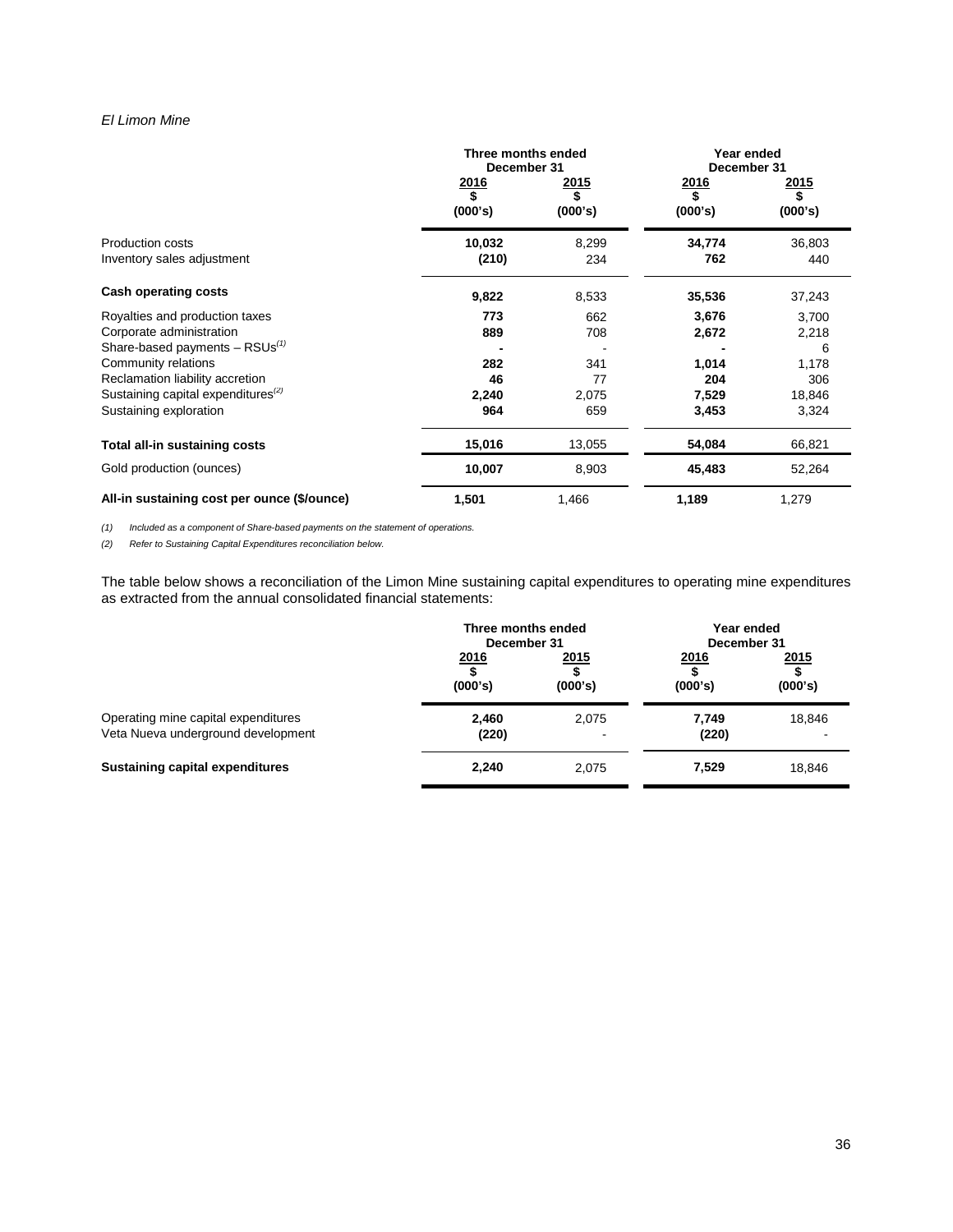*El Limon Mine*

| | Three months ended December 31 | | Year ended December 31 | |
|---|---|---|---|---|
| | 2016<br>\$<br>(000's) | 2015<br>\$<br>(000's) | 2016<br>\$<br>(000's) | 2015<br>\$<br>(000's) |
| Production costs | **10,032** | 8,299 | **34,774** | 36,803 |
| Inventory sales adjustment | **(210)** | 234 | **762** | 440 |
| **Cash operating costs** | **9,822** | 8,533 | **35,536** | 37,243 |
| Royalties and production taxes | **773** | 662 | **3,676** | 3,700 |
| Corporate administration | **889** | 708 | **2,672** | 2,218 |
| Share-based payments – RSUs[(1)] | **-** | - | **-** | 6 |
| Community relations | **282** | 341 | **1,014** | 1,178 |
| Reclamation liability accretion | **46** | 77 | **204** | 306 |
| Sustaining capital expenditures[(2)] | **2,240** | 2,075 | **7,529** | 18,846 |
| Sustaining exploration | **964** | 659 | **3,453** | 3,324 |
| **Total all-in sustaining costs** | **15,016** | 13,055 | **54,084** | 66,821 |
| Gold production (ounces) | **10,007** | 8,903 | **45,483** | 52,264 |
| **All-in sustaining cost per ounce (\$/ounce)** | **1,501** | 1,466 | **1,189** | 1,279 |

*(1) Included as a component of Share-based payments on the statement of operations.*

*(2) Refer to Sustaining Capital Expenditures reconciliation below.*

The table below shows a reconciliation of the Limon Mine sustaining capital expenditures to operating mine expenditures as extracted from the annual consolidated financial statements:

| | Three months ended December 31 | | Year ended December 31 | |
|---|---|---|---|---|
| | 2016<br>\$<br>(000's) | 2015<br>\$<br>(000's) | 2016<br>\$<br>(000's) | 2015<br>\$<br>(000's) |
| Operating mine capital expenditures | **2,460** | 2,075 | **7,749** | 18,846 |
| Veta Nueva underground development | **(220)** | - | **(220)** | - |
| **Sustaining capital expenditures** | **2,240** | 2,075 | **7,529** | 18,846 |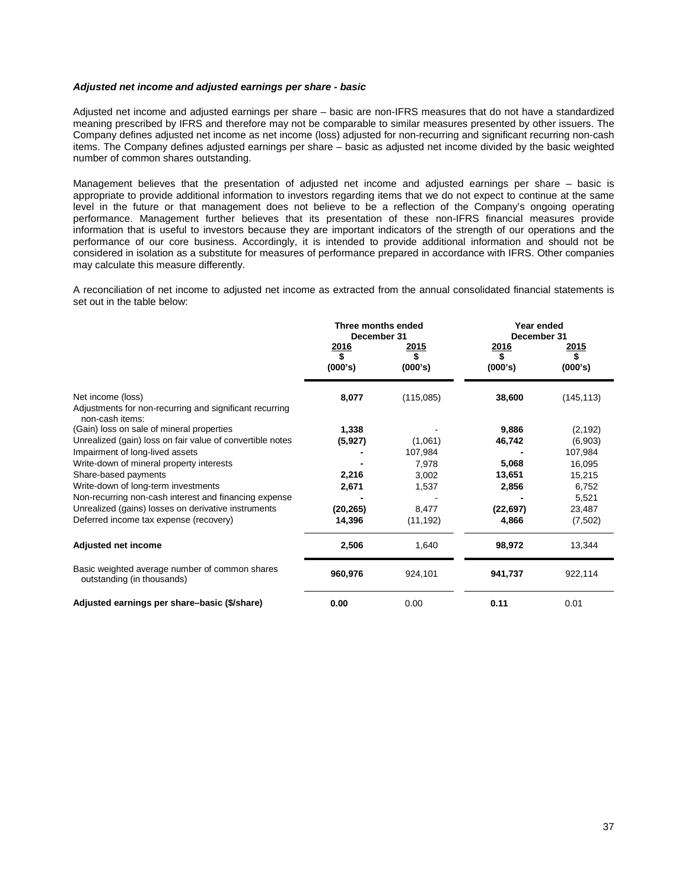### ***Adjusted net income and adjusted earnings per share - basic***

Adjusted net income and adjusted earnings per share – basic are non-IFRS measures that do not have a standardized meaning prescribed by IFRS and therefore may not be comparable to similar measures presented by other issuers. The Company defines adjusted net income as net income (loss) adjusted for non-recurring and significant recurring non-cash items. The Company defines adjusted earnings per share – basic as adjusted net income divided by the basic weighted number of common shares outstanding.

Management believes that the presentation of adjusted net income and adjusted earnings per share – basic is appropriate to provide additional information to investors regarding items that we do not expect to continue at the same level in the future or that management does not believe to be a reflection of the Company's ongoing operating performance. Management further believes that its presentation of these non-IFRS financial measures provide information that is useful to investors because they are important indicators of the strength of our operations and the performance of our core business. Accordingly, it is intended to provide additional information and should not be considered in isolation as a substitute for measures of performance prepared in accordance with IFRS. Other companies may calculate this measure differently.

A reconciliation of net income to adjusted net income as extracted from the annual consolidated financial statements is set out in the table below:

| | Three months ended December 31 | | Year ended December 31 | |
|---|---|---|---|---|
| | 2016 $ (000's) | 2015 $ (000's) | 2016 $ (000's) | 2015 $ (000's) |
| Net income (loss) | **8,077** | (115,085) | **38,600** | (145,113) |
| Adjustments for non-recurring and significant recurring non-cash items: | | | | |
| (Gain) loss on sale of mineral properties | **1,338** | - | **9,886** | (2,192) |
| Unrealized (gain) loss on fair value of convertible notes | **(5,927)** | (1,061) | **46,742** | (6,903) |
| Impairment of long-lived assets | **-** | 107,984 | **-** | 107,984 |
| Write-down of mineral property interests | **-** | 7,978 | **5,068** | 16,095 |
| Share-based payments | **2,216** | 3,002 | **13,651** | 15,215 |
| Write-down of long-term investments | **2,671** | 1,537 | **2,856** | 6,752 |
| Non-recurring non-cash interest and financing expense | **-** | - | **-** | 5,521 |
| Unrealized (gains) losses on derivative instruments | **(20,265)** | 8,477 | **(22,697)** | 23,487 |
| Deferred income tax expense (recovery) | **14,396** | (11,192) | **4,866** | (7,502) |
| **Adjusted net income** | **2,506** | 1,640 | **98,972** | 13,344 |
| Basic weighted average number of common shares outstanding (in thousands) | **960,976** | 924,101 | **941,737** | 922,114 |
| **Adjusted earnings per share–basic ($/share)** | **0.00** | 0.00 | **0.11** | 0.01 |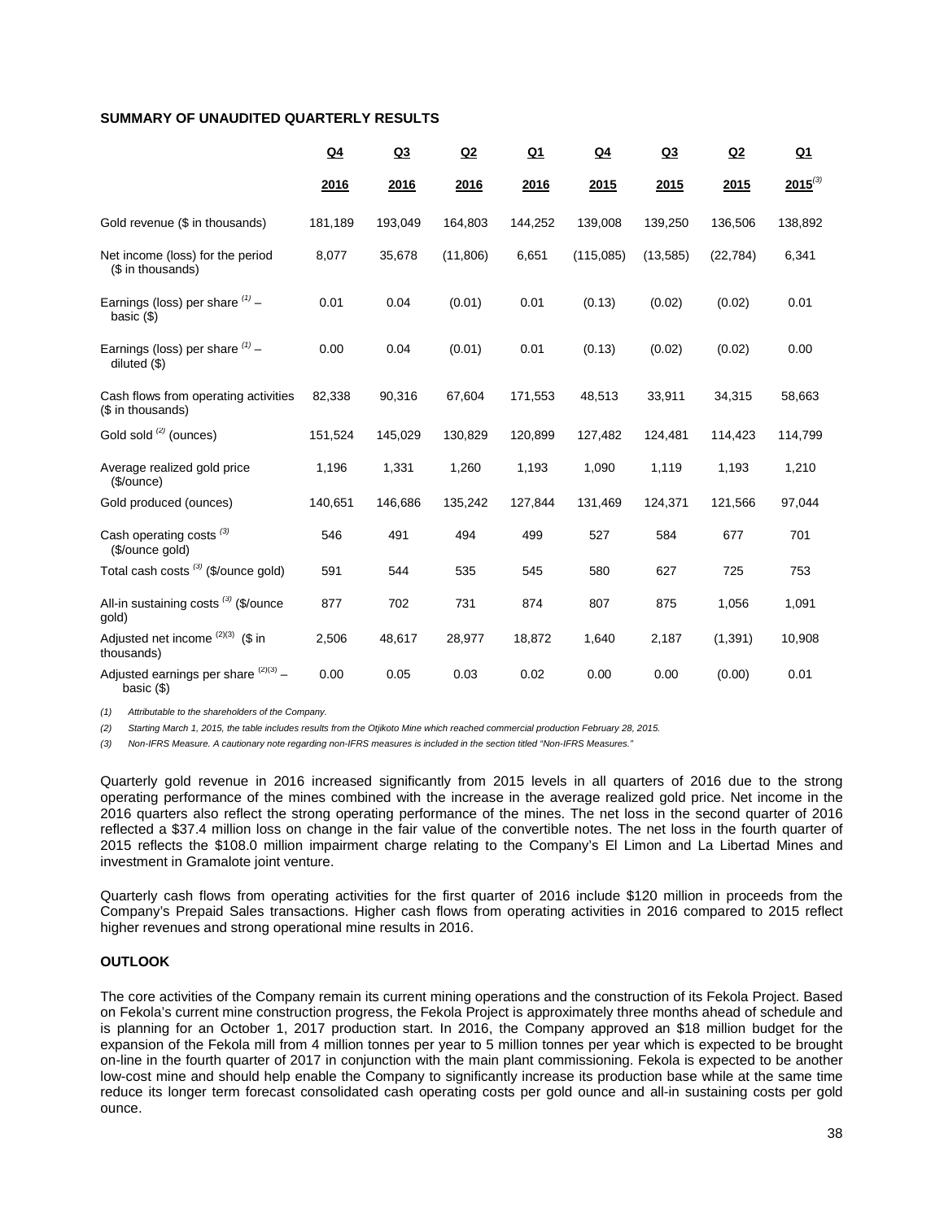**SUMMARY OF UNAUDITED QUARTERLY RESULTS**

| | Q4 2016 | Q3 2016 | Q2 2016 | Q1 2016 | Q4 2015 | Q3 2015 | Q2 2015 | Q1 2015[(3)] |
|---|---|---|---|---|---|---|---|---|
| Gold revenue ($ in thousands) | 181,189 | 193,049 | 164,803 | 144,252 | 139,008 | 139,250 | 136,506 | 138,892 |
| Net income (loss) for the period ($ in thousands) | 8,077 | 35,678 | (11,806) | 6,651 | (115,085) | (13,585) | (22,784) | 6,341 |
| Earnings (loss) per share [(1)] – basic ($) | 0.01 | 0.04 | (0.01) | 0.01 | (0.13) | (0.02) | (0.02) | 0.01 |
| Earnings (loss) per share [(1)] – diluted ($) | 0.00 | 0.04 | (0.01) | 0.01 | (0.13) | (0.02) | (0.02) | 0.00 |
| Cash flows from operating activities ($ in thousands) | 82,338 | 90,316 | 67,604 | 171,553 | 48,513 | 33,911 | 34,315 | 58,663 |
| Gold sold [(2)] (ounces) | 151,524 | 145,029 | 130,829 | 120,899 | 127,482 | 124,481 | 114,423 | 114,799 |
| Average realized gold price ($/ounce) | 1,196 | 1,331 | 1,260 | 1,193 | 1,090 | 1,119 | 1,193 | 1,210 |
| Gold produced (ounces) | 140,651 | 146,686 | 135,242 | 127,844 | 131,469 | 124,371 | 121,566 | 97,044 |
| Cash operating costs [(3)] ($/ounce gold) | 546 | 491 | 494 | 499 | 527 | 584 | 677 | 701 |
| Total cash costs [(3)] ($/ounce gold) | 591 | 544 | 535 | 545 | 580 | 627 | 725 | 753 |
| All-in sustaining costs [(3)] ($/ounce gold) | 877 | 702 | 731 | 874 | 807 | 875 | 1,056 | 1,091 |
| Adjusted net income [(2)(3)] ($ in thousands) | 2,506 | 48,617 | 28,977 | 18,872 | 1,640 | 2,187 | (1,391) | 10,908 |
| Adjusted earnings per share [(2)(3)] – basic ($) | 0.00 | 0.05 | 0.03 | 0.02 | 0.00 | 0.00 | (0.00) | 0.01 |

*(1) Attributable to the shareholders of the Company.*

*(2) Starting March 1, 2015, the table includes results from the Otjikoto Mine which reached commercial production February 28, 2015.*

*(3) Non-IFRS Measure. A cautionary note regarding non-IFRS measures is included in the section titled "Non-IFRS Measures."*

Quarterly gold revenue in 2016 increased significantly from 2015 levels in all quarters of 2016 due to the strong operating performance of the mines combined with the increase in the average realized gold price. Net income in the 2016 quarters also reflect the strong operating performance of the mines. The net loss in the second quarter of 2016 reflected a $37.4 million loss on change in the fair value of the convertible notes. The net loss in the fourth quarter of 2015 reflects the $108.0 million impairment charge relating to the Company's El Limon and La Libertad Mines and investment in Gramalote joint venture.

Quarterly cash flows from operating activities for the first quarter of 2016 include $120 million in proceeds from the Company's Prepaid Sales transactions. Higher cash flows from operating activities in 2016 compared to 2015 reflect higher revenues and strong operational mine results in 2016.

**OUTLOOK**

The core activities of the Company remain its current mining operations and the construction of its Fekola Project. Based on Fekola's current mine construction progress, the Fekola Project is approximately three months ahead of schedule and is planning for an October 1, 2017 production start. In 2016, the Company approved an $18 million budget for the expansion of the Fekola mill from 4 million tonnes per year to 5 million tonnes per year which is expected to be brought on-line in the fourth quarter of 2017 in conjunction with the main plant commissioning. Fekola is expected to be another low-cost mine and should help enable the Company to significantly increase its production base while at the same time reduce its longer term forecast consolidated cash operating costs per gold ounce and all-in sustaining costs per gold ounce.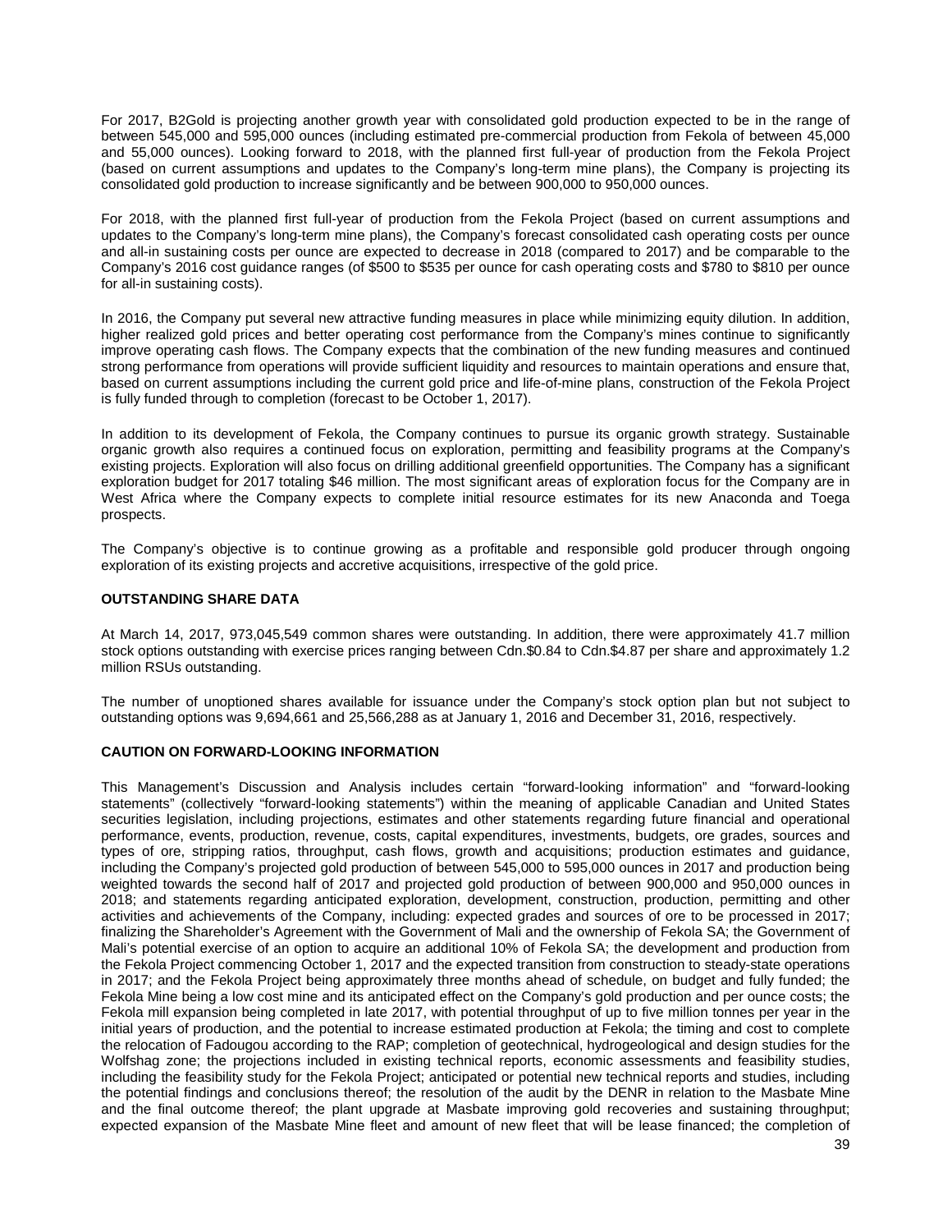For 2017, B2Gold is projecting another growth year with consolidated gold production expected to be in the range of between 545,000 and 595,000 ounces (including estimated pre-commercial production from Fekola of between 45,000 and 55,000 ounces). Looking forward to 2018, with the planned first full-year of production from the Fekola Project (based on current assumptions and updates to the Company's long-term mine plans), the Company is projecting its consolidated gold production to increase significantly and be between 900,000 to 950,000 ounces.

For 2018, with the planned first full-year of production from the Fekola Project (based on current assumptions and updates to the Company's long-term mine plans), the Company's forecast consolidated cash operating costs per ounce and all-in sustaining costs per ounce are expected to decrease in 2018 (compared to 2017) and be comparable to the Company's 2016 cost guidance ranges (of $500 to $535 per ounce for cash operating costs and $780 to $810 per ounce for all-in sustaining costs).

In 2016, the Company put several new attractive funding measures in place while minimizing equity dilution. In addition, higher realized gold prices and better operating cost performance from the Company's mines continue to significantly improve operating cash flows. The Company expects that the combination of the new funding measures and continued strong performance from operations will provide sufficient liquidity and resources to maintain operations and ensure that, based on current assumptions including the current gold price and life-of-mine plans, construction of the Fekola Project is fully funded through to completion (forecast to be October 1, 2017).

In addition to its development of Fekola, the Company continues to pursue its organic growth strategy. Sustainable organic growth also requires a continued focus on exploration, permitting and feasibility programs at the Company's existing projects. Exploration will also focus on drilling additional greenfield opportunities. The Company has a significant exploration budget for 2017 totaling $46 million. The most significant areas of exploration focus for the Company are in West Africa where the Company expects to complete initial resource estimates for its new Anaconda and Toega prospects.

The Company's objective is to continue growing as a profitable and responsible gold producer through ongoing exploration of its existing projects and accretive acquisitions, irrespective of the gold price.

## OUTSTANDING SHARE DATA

At March 14, 2017, 973,045,549 common shares were outstanding. In addition, there were approximately 41.7 million stock options outstanding with exercise prices ranging between Cdn.$0.84 to Cdn.$4.87 per share and approximately 1.2 million RSUs outstanding.

The number of unoptioned shares available for issuance under the Company's stock option plan but not subject to outstanding options was 9,694,661 and 25,566,288 as at January 1, 2016 and December 31, 2016, respectively.

## CAUTION ON FORWARD-LOOKING INFORMATION

This Management's Discussion and Analysis includes certain "forward-looking information" and "forward-looking statements" (collectively "forward-looking statements") within the meaning of applicable Canadian and United States securities legislation, including projections, estimates and other statements regarding future financial and operational performance, events, production, revenue, costs, capital expenditures, investments, budgets, ore grades, sources and types of ore, stripping ratios, throughput, cash flows, growth and acquisitions; production estimates and guidance, including the Company's projected gold production of between 545,000 to 595,000 ounces in 2017 and production being weighted towards the second half of 2017 and projected gold production of between 900,000 and 950,000 ounces in 2018; and statements regarding anticipated exploration, development, construction, production, permitting and other activities and achievements of the Company, including: expected grades and sources of ore to be processed in 2017; finalizing the Shareholder's Agreement with the Government of Mali and the ownership of Fekola SA; the Government of Mali's potential exercise of an option to acquire an additional 10% of Fekola SA; the development and production from the Fekola Project commencing October 1, 2017 and the expected transition from construction to steady-state operations in 2017; and the Fekola Project being approximately three months ahead of schedule, on budget and fully funded; the Fekola Mine being a low cost mine and its anticipated effect on the Company's gold production and per ounce costs; the Fekola mill expansion being completed in late 2017, with potential throughput of up to five million tonnes per year in the initial years of production, and the potential to increase estimated production at Fekola; the timing and cost to complete the relocation of Fadougou according to the RAP; completion of geotechnical, hydrogeological and design studies for the Wolfshag zone; the projections included in existing technical reports, economic assessments and feasibility studies, including the feasibility study for the Fekola Project; anticipated or potential new technical reports and studies, including the potential findings and conclusions thereof; the resolution of the audit by the DENR in relation to the Masbate Mine and the final outcome thereof; the plant upgrade at Masbate improving gold recoveries and sustaining throughput; expected expansion of the Masbate Mine fleet and amount of new fleet that will be lease financed; the completion of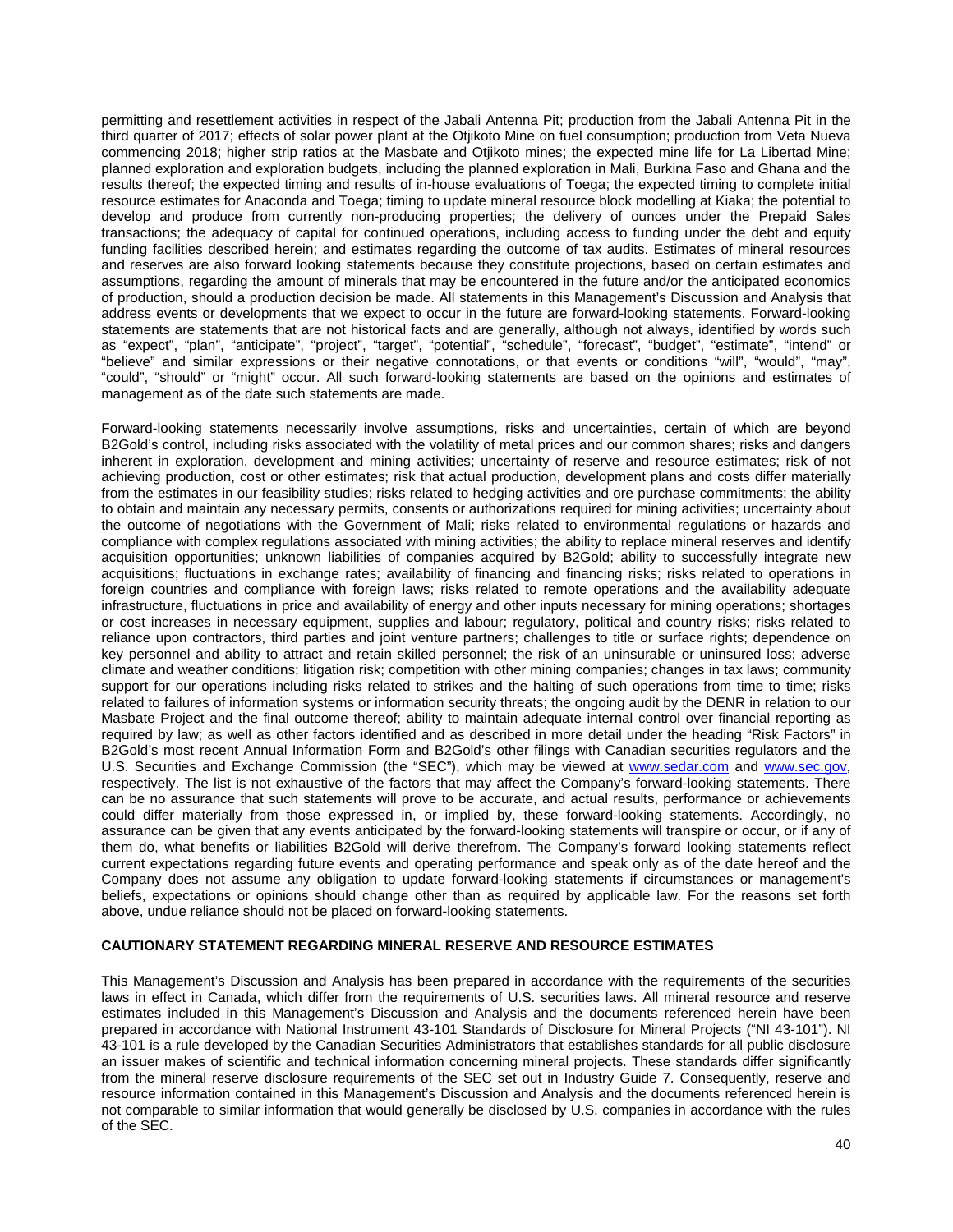permitting and resettlement activities in respect of the Jabali Antenna Pit; production from the Jabali Antenna Pit in the third quarter of 2017; effects of solar power plant at the Otjikoto Mine on fuel consumption; production from Veta Nueva commencing 2018; higher strip ratios at the Masbate and Otjikoto mines; the expected mine life for La Libertad Mine; planned exploration and exploration budgets, including the planned exploration in Mali, Burkina Faso and Ghana and the results thereof; the expected timing and results of in-house evaluations of Toega; the expected timing to complete initial resource estimates for Anaconda and Toega; timing to update mineral resource block modelling at Kiaka; the potential to develop and produce from currently non-producing properties; the delivery of ounces under the Prepaid Sales transactions; the adequacy of capital for continued operations, including access to funding under the debt and equity funding facilities described herein; and estimates regarding the outcome of tax audits. Estimates of mineral resources and reserves are also forward looking statements because they constitute projections, based on certain estimates and assumptions, regarding the amount of minerals that may be encountered in the future and/or the anticipated economics of production, should a production decision be made. All statements in this Management's Discussion and Analysis that address events or developments that we expect to occur in the future are forward-looking statements. Forward-looking statements are statements that are not historical facts and are generally, although not always, identified by words such as "expect", "plan", "anticipate", "project", "target", "potential", "schedule", "forecast", "budget", "estimate", "intend" or "believe" and similar expressions or their negative connotations, or that events or conditions "will", "would", "may", "could", "should" or "might" occur. All such forward-looking statements are based on the opinions and estimates of management as of the date such statements are made.

Forward-looking statements necessarily involve assumptions, risks and uncertainties, certain of which are beyond B2Gold's control, including risks associated with the volatility of metal prices and our common shares; risks and dangers inherent in exploration, development and mining activities; uncertainty of reserve and resource estimates; risk of not achieving production, cost or other estimates; risk that actual production, development plans and costs differ materially from the estimates in our feasibility studies; risks related to hedging activities and ore purchase commitments; the ability to obtain and maintain any necessary permits, consents or authorizations required for mining activities; uncertainty about the outcome of negotiations with the Government of Mali; risks related to environmental regulations or hazards and compliance with complex regulations associated with mining activities; the ability to replace mineral reserves and identify acquisition opportunities; unknown liabilities of companies acquired by B2Gold; ability to successfully integrate new acquisitions; fluctuations in exchange rates; availability of financing and financing risks; risks related to operations in foreign countries and compliance with foreign laws; risks related to remote operations and the availability adequate infrastructure, fluctuations in price and availability of energy and other inputs necessary for mining operations; shortages or cost increases in necessary equipment, supplies and labour; regulatory, political and country risks; risks related to reliance upon contractors, third parties and joint venture partners; challenges to title or surface rights; dependence on key personnel and ability to attract and retain skilled personnel; the risk of an uninsurable or uninsured loss; adverse climate and weather conditions; litigation risk; competition with other mining companies; changes in tax laws; community support for our operations including risks related to strikes and the halting of such operations from time to time; risks related to failures of information systems or information security threats; the ongoing audit by the DENR in relation to our Masbate Project and the final outcome thereof; ability to maintain adequate internal control over financial reporting as required by law; as well as other factors identified and as described in more detail under the heading "Risk Factors" in B2Gold's most recent Annual Information Form and B2Gold's other filings with Canadian securities regulators and the U.S. Securities and Exchange Commission (the "SEC"), which may be viewed at www.sedar.com and www.sec.gov, respectively. The list is not exhaustive of the factors that may affect the Company's forward-looking statements. There can be no assurance that such statements will prove to be accurate, and actual results, performance or achievements could differ materially from those expressed in, or implied by, these forward-looking statements. Accordingly, no assurance can be given that any events anticipated by the forward-looking statements will transpire or occur, or if any of them do, what benefits or liabilities B2Gold will derive therefrom. The Company's forward looking statements reflect current expectations regarding future events and operating performance and speak only as of the date hereof and the Company does not assume any obligation to update forward-looking statements if circumstances or management's beliefs, expectations or opinions should change other than as required by applicable law. For the reasons set forth above, undue reliance should not be placed on forward-looking statements.

## CAUTIONARY STATEMENT REGARDING MINERAL RESERVE AND RESOURCE ESTIMATES

This Management's Discussion and Analysis has been prepared in accordance with the requirements of the securities laws in effect in Canada, which differ from the requirements of U.S. securities laws. All mineral resource and reserve estimates included in this Management's Discussion and Analysis and the documents referenced herein have been prepared in accordance with National Instrument 43-101 Standards of Disclosure for Mineral Projects ("NI 43-101"). NI 43-101 is a rule developed by the Canadian Securities Administrators that establishes standards for all public disclosure an issuer makes of scientific and technical information concerning mineral projects. These standards differ significantly from the mineral reserve disclosure requirements of the SEC set out in Industry Guide 7. Consequently, reserve and resource information contained in this Management's Discussion and Analysis and the documents referenced herein is not comparable to similar information that would generally be disclosed by U.S. companies in accordance with the rules of the SEC.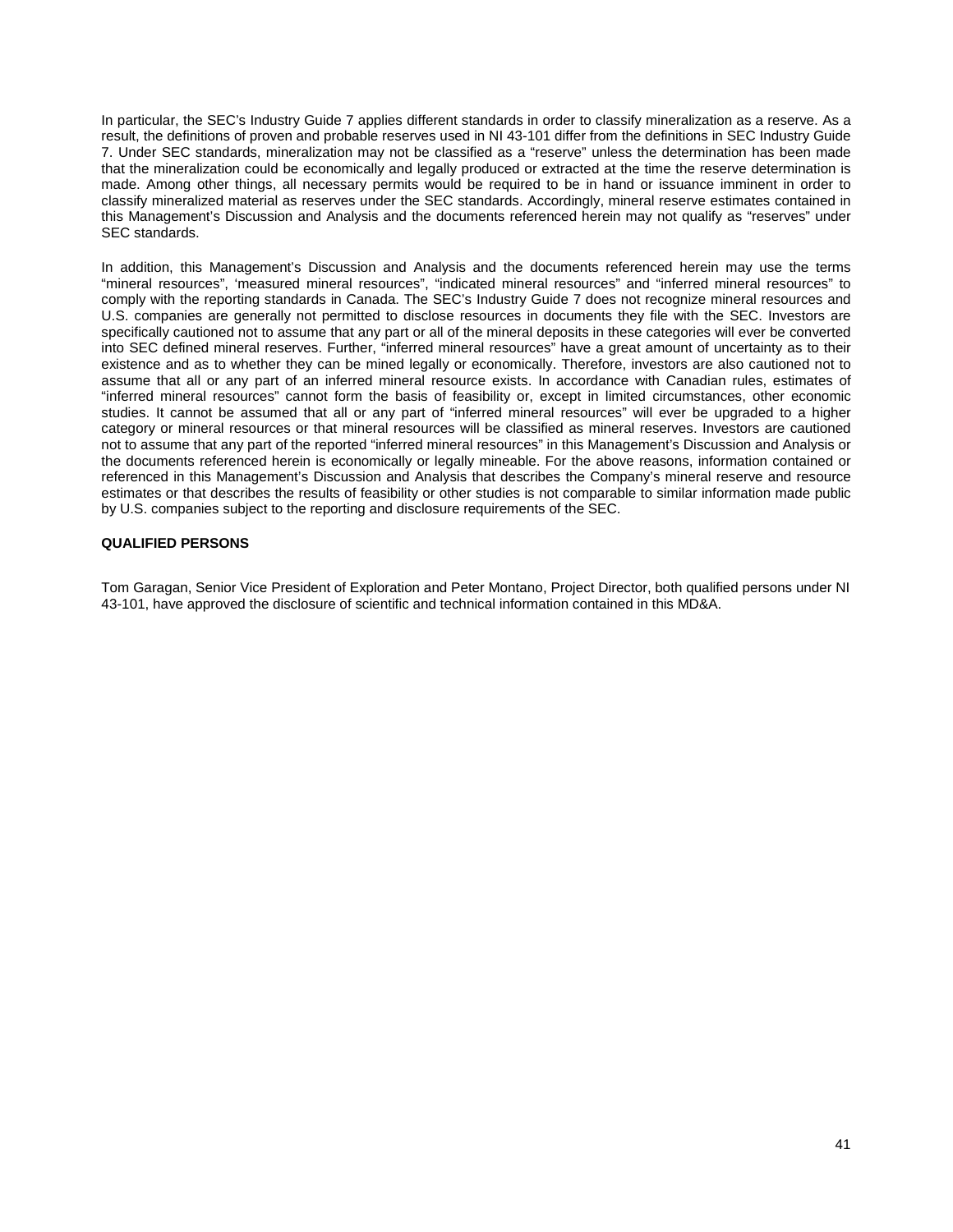In particular, the SEC's Industry Guide 7 applies different standards in order to classify mineralization as a reserve. As a result, the definitions of proven and probable reserves used in NI 43-101 differ from the definitions in SEC Industry Guide 7. Under SEC standards, mineralization may not be classified as a "reserve" unless the determination has been made that the mineralization could be economically and legally produced or extracted at the time the reserve determination is made. Among other things, all necessary permits would be required to be in hand or issuance imminent in order to classify mineralized material as reserves under the SEC standards. Accordingly, mineral reserve estimates contained in this Management's Discussion and Analysis and the documents referenced herein may not qualify as "reserves" under SEC standards.

In addition, this Management's Discussion and Analysis and the documents referenced herein may use the terms "mineral resources", 'measured mineral resources", "indicated mineral resources" and "inferred mineral resources" to comply with the reporting standards in Canada. The SEC's Industry Guide 7 does not recognize mineral resources and U.S. companies are generally not permitted to disclose resources in documents they file with the SEC. Investors are specifically cautioned not to assume that any part or all of the mineral deposits in these categories will ever be converted into SEC defined mineral reserves. Further, "inferred mineral resources" have a great amount of uncertainty as to their existence and as to whether they can be mined legally or economically. Therefore, investors are also cautioned not to assume that all or any part of an inferred mineral resource exists. In accordance with Canadian rules, estimates of "inferred mineral resources" cannot form the basis of feasibility or, except in limited circumstances, other economic studies. It cannot be assumed that all or any part of "inferred mineral resources" will ever be upgraded to a higher category or mineral resources or that mineral resources will be classified as mineral reserves. Investors are cautioned not to assume that any part of the reported "inferred mineral resources" in this Management's Discussion and Analysis or the documents referenced herein is economically or legally mineable. For the above reasons, information contained or referenced in this Management's Discussion and Analysis that describes the Company's mineral reserve and resource estimates or that describes the results of feasibility or other studies is not comparable to similar information made public by U.S. companies subject to the reporting and disclosure requirements of the SEC.

**QUALIFIED PERSONS**

Tom Garagan, Senior Vice President of Exploration and Peter Montano, Project Director, both qualified persons under NI 43-101, have approved the disclosure of scientific and technical information contained in this MD&A.